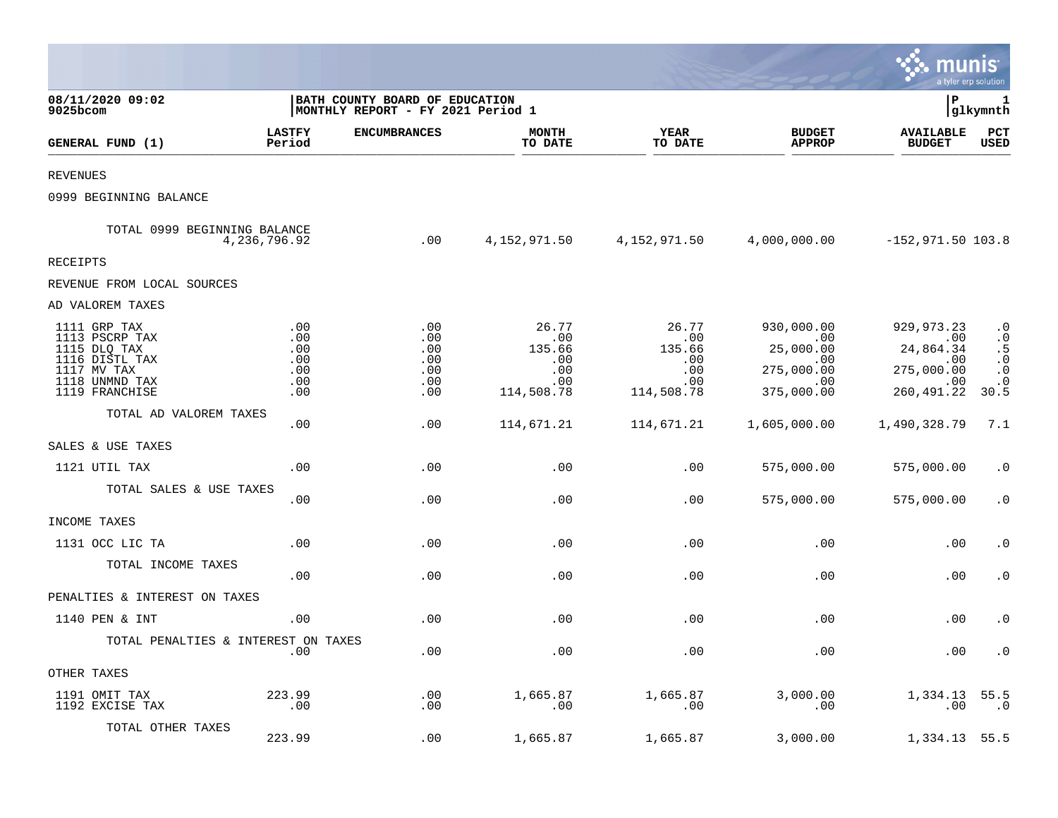08/11/2020 09:02
9025bcom

**BATH COUNTY BOARD OF EDUCATION**
**MONTHLY REPORT - FY 2021 Period 1**

P 1
glkymnth

| GENERAL FUND (1) | LASTFY Period | ENCUMBRANCES | MONTH TO DATE | YEAR TO DATE | BUDGET APPROP | AVAILABLE BUDGET | PCT USED |
|---|---|---|---|---|---|---|---|
| REVENUES | | | | | | | |
| 0999 BEGINNING BALANCE | | | | | | | |
| TOTAL 0999 BEGINNING BALANCE | 4,236,796.92 | .00 | 4,152,971.50 | 4,152,971.50 | 4,000,000.00 | -152,971.50 | 103.8 |
| RECEIPTS | | | | | | | |
| REVENUE FROM LOCAL SOURCES | | | | | | | |
| AD VALOREM TAXES | | | | | | | |
| 1111 GRP TAX | .00 | .00 | 26.77 | 26.77 | 930,000.00 | 929,973.23 | .0 |
| 1113 PSCRP TAX | .00 | .00 | .00 | .00 | .00 | .00 | .0 |
| 1115 DLQ TAX | .00 | .00 | 135.66 | 135.66 | 25,000.00 | 24,864.34 | .5 |
| 1116 DISTL TAX | .00 | .00 | .00 | .00 | .00 | .00 | .0 |
| 1117 MV TAX | .00 | .00 | .00 | .00 | 275,000.00 | 275,000.00 | .0 |
| 1118 UNMND TAX | .00 | .00 | .00 | .00 | .00 | .00 | .0 |
| 1119 FRANCHISE | .00 | .00 | 114,508.78 | 114,508.78 | 375,000.00 | 260,491.22 | 30.5 |
| TOTAL AD VALOREM TAXES | .00 | .00 | 114,671.21 | 114,671.21 | 1,605,000.00 | 1,490,328.79 | 7.1 |
| SALES & USE TAXES | | | | | | | |
| 1121 UTIL TAX | .00 | .00 | .00 | .00 | 575,000.00 | 575,000.00 | .0 |
| TOTAL SALES & USE TAXES | .00 | .00 | .00 | .00 | 575,000.00 | 575,000.00 | .0 |
| INCOME TAXES | | | | | | | |
| 1131 OCC LIC TA | .00 | .00 | .00 | .00 | .00 | .00 | .0 |
| TOTAL INCOME TAXES | .00 | .00 | .00 | .00 | .00 | .00 | .0 |
| PENALTIES & INTEREST ON TAXES | | | | | | | |
| 1140 PEN & INT | .00 | .00 | .00 | .00 | .00 | .00 | .0 |
| TOTAL PENALTIES & INTEREST ON TAXES | .00 | .00 | .00 | .00 | .00 | .00 | .0 |
| OTHER TAXES | | | | | | | |
| 1191 OMIT TAX | 223.99 | .00 | 1,665.87 | 1,665.87 | 3,000.00 | 1,334.13 | 55.5 |
| 1192 EXCISE TAX | .00 | .00 | .00 | .00 | .00 | .00 | .0 |
| TOTAL OTHER TAXES | 223.99 | .00 | 1,665.87 | 1,665.87 | 3,000.00 | 1,334.13 | 55.5 |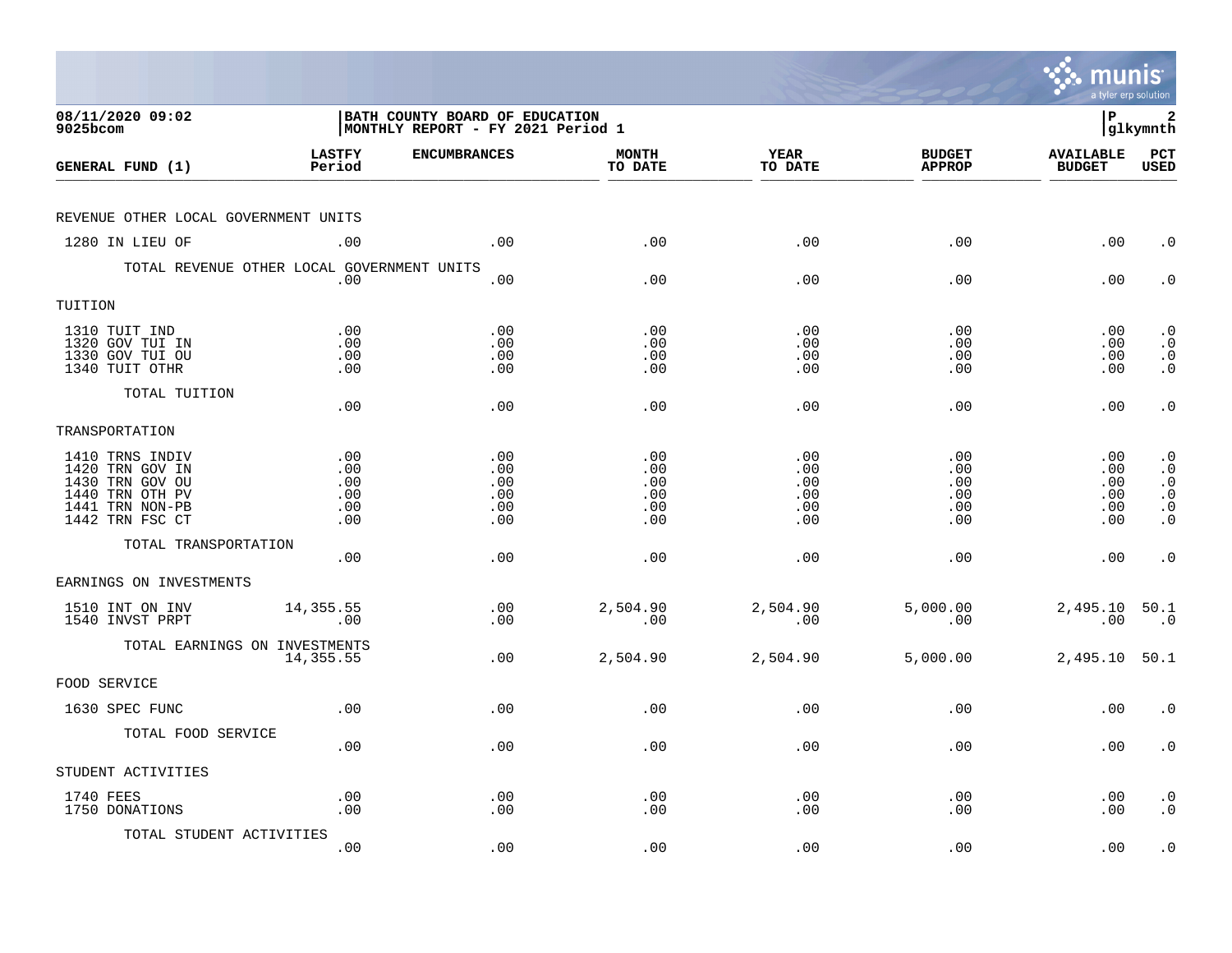**BATH COUNTY BOARD OF EDUCATION**
**MONTHLY REPORT - FY 2021 Period 1**

08/11/2020 09:02
9025bcom

| GENERAL FUND (1) | LASTFY Period | ENCUMBRANCES | MONTH TO DATE | YEAR TO DATE | BUDGET APPROP | AVAILABLE BUDGET | PCT USED |
|---|---|---|---|---|---|---|---|
| REVENUE OTHER LOCAL GOVERNMENT UNITS | | | | | | | |
| 1280 IN LIEU OF | .00 | .00 | .00 | .00 | .00 | .00 | .0 |
| TOTAL REVENUE OTHER LOCAL GOVERNMENT UNITS | .00 | .00 | .00 | .00 | .00 | .00 | .0 |
| TUITION | | | | | | | |
| 1310 TUIT IND | .00 | .00 | .00 | .00 | .00 | .00 | .0 |
| 1320 GOV TUI IN | .00 | .00 | .00 | .00 | .00 | .00 | .0 |
| 1330 GOV TUI OU | .00 | .00 | .00 | .00 | .00 | .00 | .0 |
| 1340 TUIT OTHR | .00 | .00 | .00 | .00 | .00 | .00 | .0 |
| TOTAL TUITION | .00 | .00 | .00 | .00 | .00 | .00 | .0 |
| TRANSPORTATION | | | | | | | |
| 1410 TRNS INDIV | .00 | .00 | .00 | .00 | .00 | .00 | .0 |
| 1420 TRN GOV IN | .00 | .00 | .00 | .00 | .00 | .00 | .0 |
| 1430 TRN GOV OU | .00 | .00 | .00 | .00 | .00 | .00 | .0 |
| 1440 TRN OTH PV | .00 | .00 | .00 | .00 | .00 | .00 | .0 |
| 1441 TRN NON-PB | .00 | .00 | .00 | .00 | .00 | .00 | .0 |
| 1442 TRN FSC CT | .00 | .00 | .00 | .00 | .00 | .00 | .0 |
| TOTAL TRANSPORTATION | .00 | .00 | .00 | .00 | .00 | .00 | .0 |
| EARNINGS ON INVESTMENTS | | | | | | | |
| 1510 INT ON INV | 14,355.55 | .00 | 2,504.90 | 2,504.90 | 5,000.00 | 2,495.10 | 50.1 |
| 1540 INVST PRPT | .00 | .00 | .00 | .00 | .00 | .00 | .0 |
| TOTAL EARNINGS ON INVESTMENTS | 14,355.55 | .00 | 2,504.90 | 2,504.90 | 5,000.00 | 2,495.10 | 50.1 |
| FOOD SERVICE | | | | | | | |
| 1630 SPEC FUNC | .00 | .00 | .00 | .00 | .00 | .00 | .0 |
| TOTAL FOOD SERVICE | .00 | .00 | .00 | .00 | .00 | .00 | .0 |
| STUDENT ACTIVITIES | | | | | | | |
| 1740 FEES | .00 | .00 | .00 | .00 | .00 | .00 | .0 |
| 1750 DONATIONS | .00 | .00 | .00 | .00 | .00 | .00 | .0 |
| TOTAL STUDENT ACTIVITIES | .00 | .00 | .00 | .00 | .00 | .00 | .0 |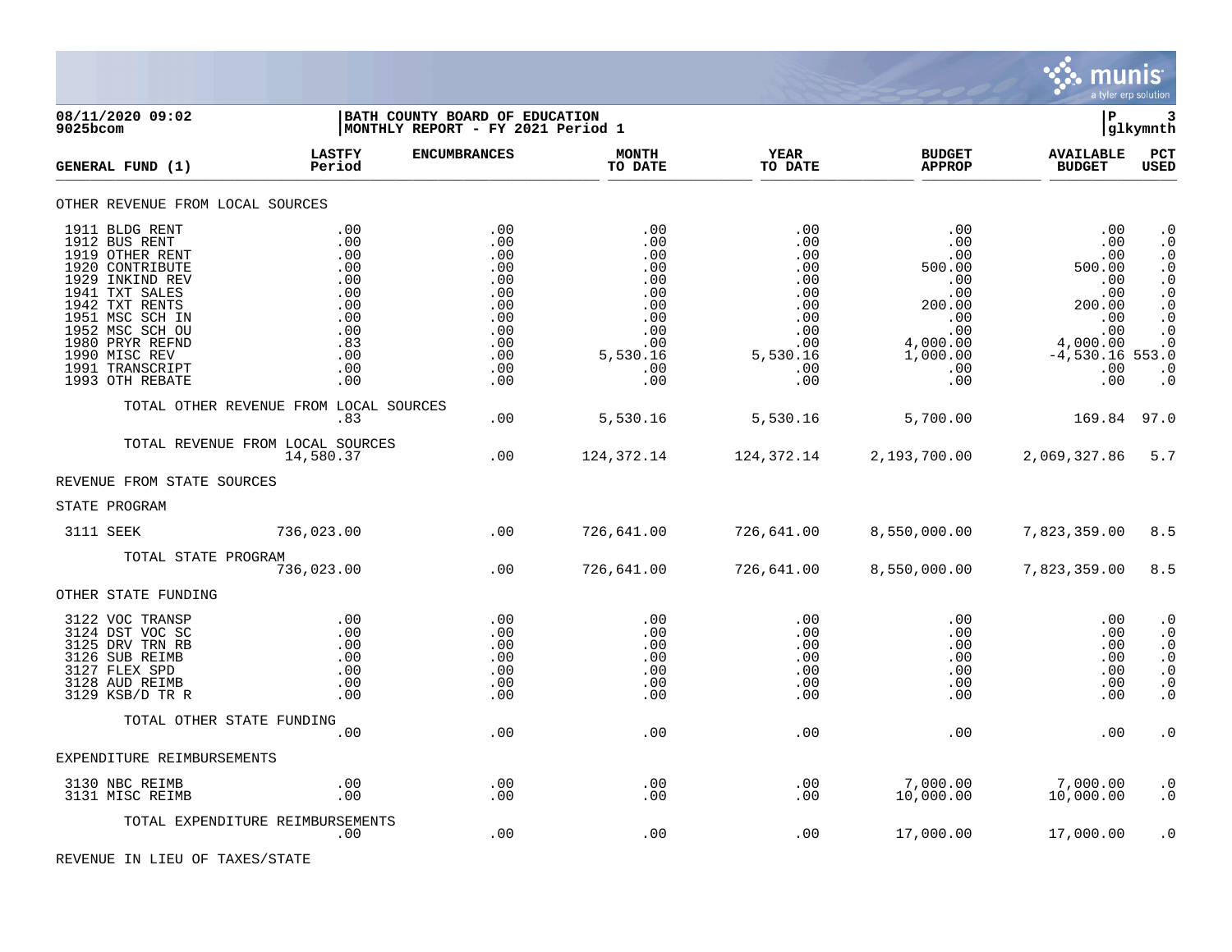**08/11/2020 09:02**
**9025bcom**

**BATH COUNTY BOARD OF EDUCATION**
**MONTHLY REPORT - FY 2021 Period 1**

| GENERAL FUND (1) | LASTFY Period | ENCUMBRANCES | MONTH TO DATE | YEAR TO DATE | BUDGET APPROP | AVAILABLE BUDGET | PCT USED |
|---|---|---|---|---|---|---|---|
| **OTHER REVENUE FROM LOCAL SOURCES** | | | | | | | |
| 1911 BLDG RENT | .00 | .00 | .00 | .00 | .00 | .00 | .0 |
| 1912 BUS RENT | .00 | .00 | .00 | .00 | .00 | .00 | .0 |
| 1919 OTHER RENT | .00 | .00 | .00 | .00 | .00 | .00 | .0 |
| 1920 CONTRIBUTE | .00 | .00 | .00 | .00 | 500.00 | 500.00 | .0 |
| 1929 INKIND REV | .00 | .00 | .00 | .00 | .00 | .00 | .0 |
| 1941 TXT SALES | .00 | .00 | .00 | .00 | .00 | .00 | .0 |
| 1942 TXT RENTS | .00 | .00 | .00 | .00 | 200.00 | 200.00 | .0 |
| 1951 MSC SCH IN | .00 | .00 | .00 | .00 | .00 | .00 | .0 |
| 1952 MSC SCH OU | .00 | .00 | .00 | .00 | .00 | .00 | .0 |
| 1980 PRYR REFND | .83 | .00 | .00 | .00 | 4,000.00 | 4,000.00 | .0 |
| 1990 MISC REV | .00 | .00 | 5,530.16 | 5,530.16 | 1,000.00 | -4,530.16 | 553.0 |
| 1991 TRANSCRIPT | .00 | .00 | .00 | .00 | .00 | .00 | .0 |
| 1993 OTH REBATE | .00 | .00 | .00 | .00 | .00 | .00 | .0 |
| TOTAL OTHER REVENUE FROM LOCAL SOURCES | .83 | .00 | 5,530.16 | 5,530.16 | 5,700.00 | 169.84 | 97.0 |
| TOTAL REVENUE FROM LOCAL SOURCES | 14,580.37 | .00 | 124,372.14 | 124,372.14 | 2,193,700.00 | 2,069,327.86 | 5.7 |
| **REVENUE FROM STATE SOURCES** | | | | | | | |
| **STATE PROGRAM** | | | | | | | |
| 3111 SEEK | 736,023.00 | .00 | 726,641.00 | 726,641.00 | 8,550,000.00 | 7,823,359.00 | 8.5 |
| TOTAL STATE PROGRAM | 736,023.00 | .00 | 726,641.00 | 726,641.00 | 8,550,000.00 | 7,823,359.00 | 8.5 |
| **OTHER STATE FUNDING** | | | | | | | |
| 3122 VOC TRANSP | .00 | .00 | .00 | .00 | .00 | .00 | .0 |
| 3124 DST VOC SC | .00 | .00 | .00 | .00 | .00 | .00 | .0 |
| 3125 DRV TRN RB | .00 | .00 | .00 | .00 | .00 | .00 | .0 |
| 3126 SUB REIMB | .00 | .00 | .00 | .00 | .00 | .00 | .0 |
| 3127 FLEX SPD | .00 | .00 | .00 | .00 | .00 | .00 | .0 |
| 3128 AUD REIMB | .00 | .00 | .00 | .00 | .00 | .00 | .0 |
| 3129 KSB/D TR R | .00 | .00 | .00 | .00 | .00 | .00 | .0 |
| TOTAL OTHER STATE FUNDING | .00 | .00 | .00 | .00 | .00 | .00 | .0 |
| **EXPENDITURE REIMBURSEMENTS** | | | | | | | |
| 3130 NBC REIMB | .00 | .00 | .00 | .00 | 7,000.00 | 7,000.00 | .0 |
| 3131 MISC REIMB | .00 | .00 | .00 | .00 | 10,000.00 | 10,000.00 | .0 |
| TOTAL EXPENDITURE REIMBURSEMENTS | .00 | .00 | .00 | .00 | 17,000.00 | 17,000.00 | .0 |

REVENUE IN LIEU OF TAXES/STATE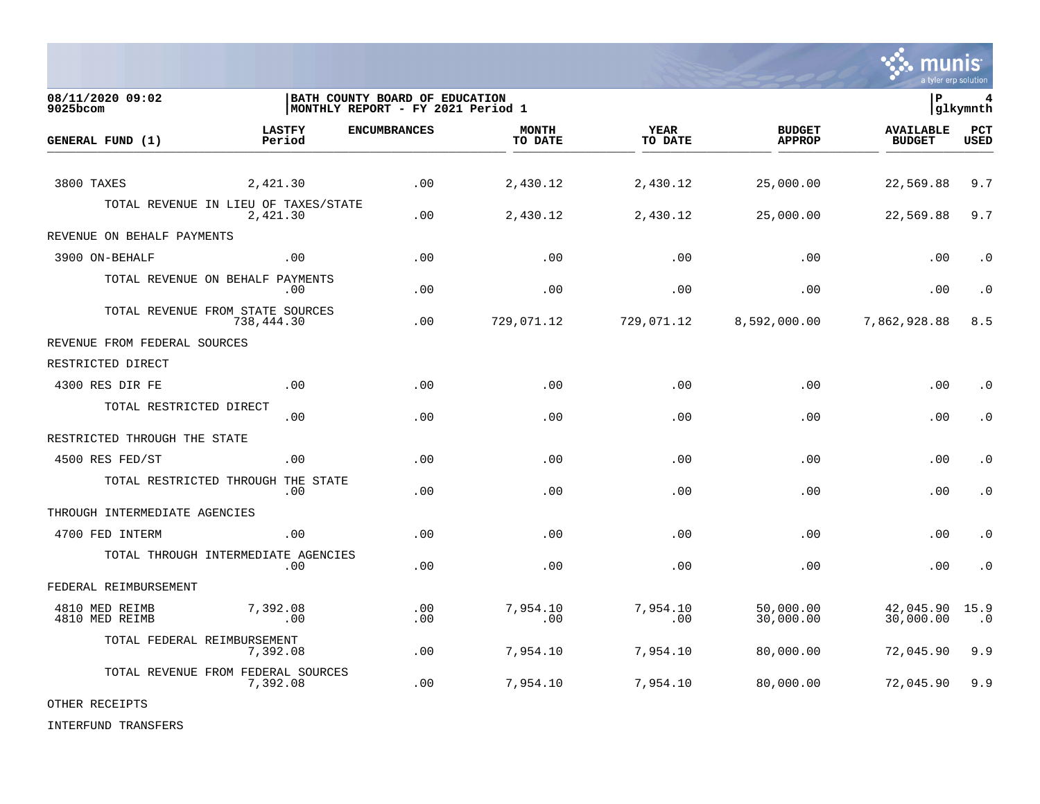**08/11/2020 09:02**
**9025bcom**

**BATH COUNTY BOARD OF EDUCATION**
**MONTHLY REPORT - FY 2021 Period 1**

| GENERAL FUND (1) | LASTFY Period | ENCUMBRANCES | MONTH TO DATE | YEAR TO DATE | BUDGET APPROP | AVAILABLE BUDGET | PCT USED |
|---|---|---|---|---|---|---|---|
| 3800 TAXES | 2,421.30 | .00 | 2,430.12 | 2,430.12 | 25,000.00 | 22,569.88 | 9.7 |
| TOTAL REVENUE IN LIEU OF TAXES/STATE | 2,421.30 | .00 | 2,430.12 | 2,430.12 | 25,000.00 | 22,569.88 | 9.7 |
| REVENUE ON BEHALF PAYMENTS | | | | | | | |
| 3900 ON-BEHALF | .00 | .00 | .00 | .00 | .00 | .00 | .0 |
| TOTAL REVENUE ON BEHALF PAYMENTS | .00 | .00 | .00 | .00 | .00 | .00 | .0 |
| TOTAL REVENUE FROM STATE SOURCES | 738,444.30 | .00 | 729,071.12 | 729,071.12 | 8,592,000.00 | 7,862,928.88 | 8.5 |
| REVENUE FROM FEDERAL SOURCES | | | | | | | |
| RESTRICTED DIRECT | | | | | | | |
| 4300 RES DIR FE | .00 | .00 | .00 | .00 | .00 | .00 | .0 |
| TOTAL RESTRICTED DIRECT | .00 | .00 | .00 | .00 | .00 | .00 | .0 |
| RESTRICTED THROUGH THE STATE | | | | | | | |
| 4500 RES FED/ST | .00 | .00 | .00 | .00 | .00 | .00 | .0 |
| TOTAL RESTRICTED THROUGH THE STATE | .00 | .00 | .00 | .00 | .00 | .00 | .0 |
| THROUGH INTERMEDIATE AGENCIES | | | | | | | |
| 4700 FED INTERM | .00 | .00 | .00 | .00 | .00 | .00 | .0 |
| TOTAL THROUGH INTERMEDIATE AGENCIES | .00 | .00 | .00 | .00 | .00 | .00 | .0 |
| FEDERAL REIMBURSEMENT | | | | | | | |
| 4810 MED REIMB | 7,392.08 | .00 | 7,954.10 | 7,954.10 | 50,000.00 | 42,045.90 | 15.9 |
| 4810 MED REIMB | .00 | .00 | .00 | .00 | 30,000.00 | 30,000.00 | .0 |
| TOTAL FEDERAL REIMBURSEMENT | 7,392.08 | .00 | 7,954.10 | 7,954.10 | 80,000.00 | 72,045.90 | 9.9 |
| TOTAL REVENUE FROM FEDERAL SOURCES | 7,392.08 | .00 | 7,954.10 | 7,954.10 | 80,000.00 | 72,045.90 | 9.9 |
| OTHER RECEIPTS | | | | | | | |
| INTERFUND TRANSFERS | | | | | | | |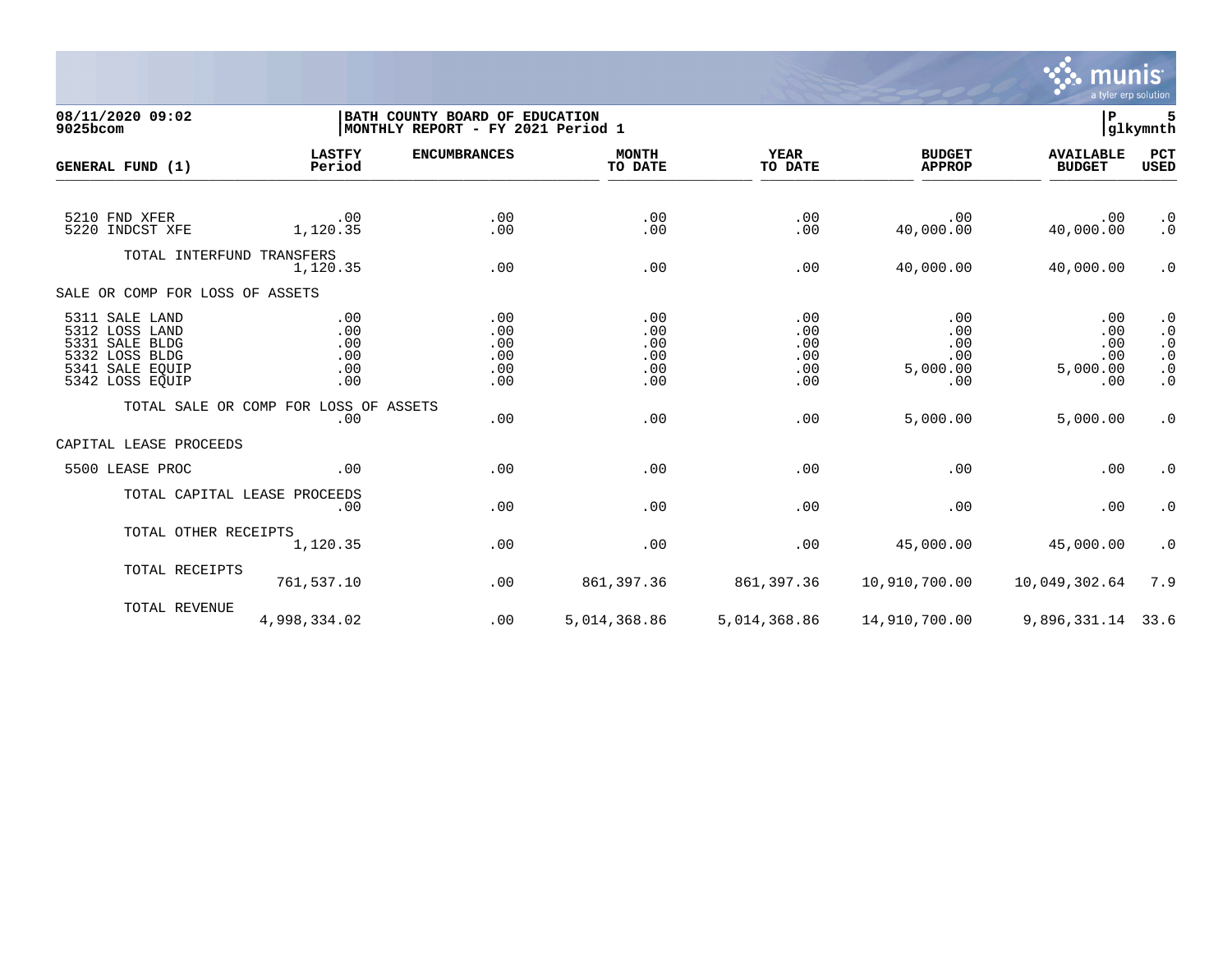08/11/2020 09:02
9025bcom

BATH COUNTY BOARD OF EDUCATION
MONTHLY REPORT - FY 2021 Period 1

| GENERAL FUND (1) | LASTFY Period | ENCUMBRANCES | MONTH TO DATE | YEAR TO DATE | BUDGET APPROP | AVAILABLE BUDGET | PCT USED |
|---|---|---|---|---|---|---|---|
| 5210 FND XFER | .00 | .00 | .00 | .00 | .00 | .00 | .0 |
| 5220 INDCST XFE | 1,120.35 | .00 | .00 | .00 | 40,000.00 | 40,000.00 | .0 |
| TOTAL INTERFUND TRANSFERS | 1,120.35 | .00 | .00 | .00 | 40,000.00 | 40,000.00 | .0 |
| SALE OR COMP FOR LOSS OF ASSETS | | | | | | | |
| 5311 SALE LAND | .00 | .00 | .00 | .00 | .00 | .00 | .0 |
| 5312 LOSS LAND | .00 | .00 | .00 | .00 | .00 | .00 | .0 |
| 5331 SALE BLDG | .00 | .00 | .00 | .00 | .00 | .00 | .0 |
| 5332 LOSS BLDG | .00 | .00 | .00 | .00 | .00 | .00 | .0 |
| 5341 SALE EQUIP | .00 | .00 | .00 | .00 | 5,000.00 | 5,000.00 | .0 |
| 5342 LOSS EQUIP | .00 | .00 | .00 | .00 | .00 | .00 | .0 |
| TOTAL SALE OR COMP FOR LOSS OF ASSETS | .00 | .00 | .00 | .00 | 5,000.00 | 5,000.00 | .0 |
| CAPITAL LEASE PROCEEDS | | | | | | | |
| 5500 LEASE PROC | .00 | .00 | .00 | .00 | .00 | .00 | .0 |
| TOTAL CAPITAL LEASE PROCEEDS | .00 | .00 | .00 | .00 | .00 | .00 | .0 |
| TOTAL OTHER RECEIPTS | 1,120.35 | .00 | .00 | .00 | 45,000.00 | 45,000.00 | .0 |
| TOTAL RECEIPTS | 761,537.10 | .00 | 861,397.36 | 861,397.36 | 10,910,700.00 | 10,049,302.64 | 7.9 |
| TOTAL REVENUE | 4,998,334.02 | .00 | 5,014,368.86 | 5,014,368.86 | 14,910,700.00 | 9,896,331.14 | 33.6 |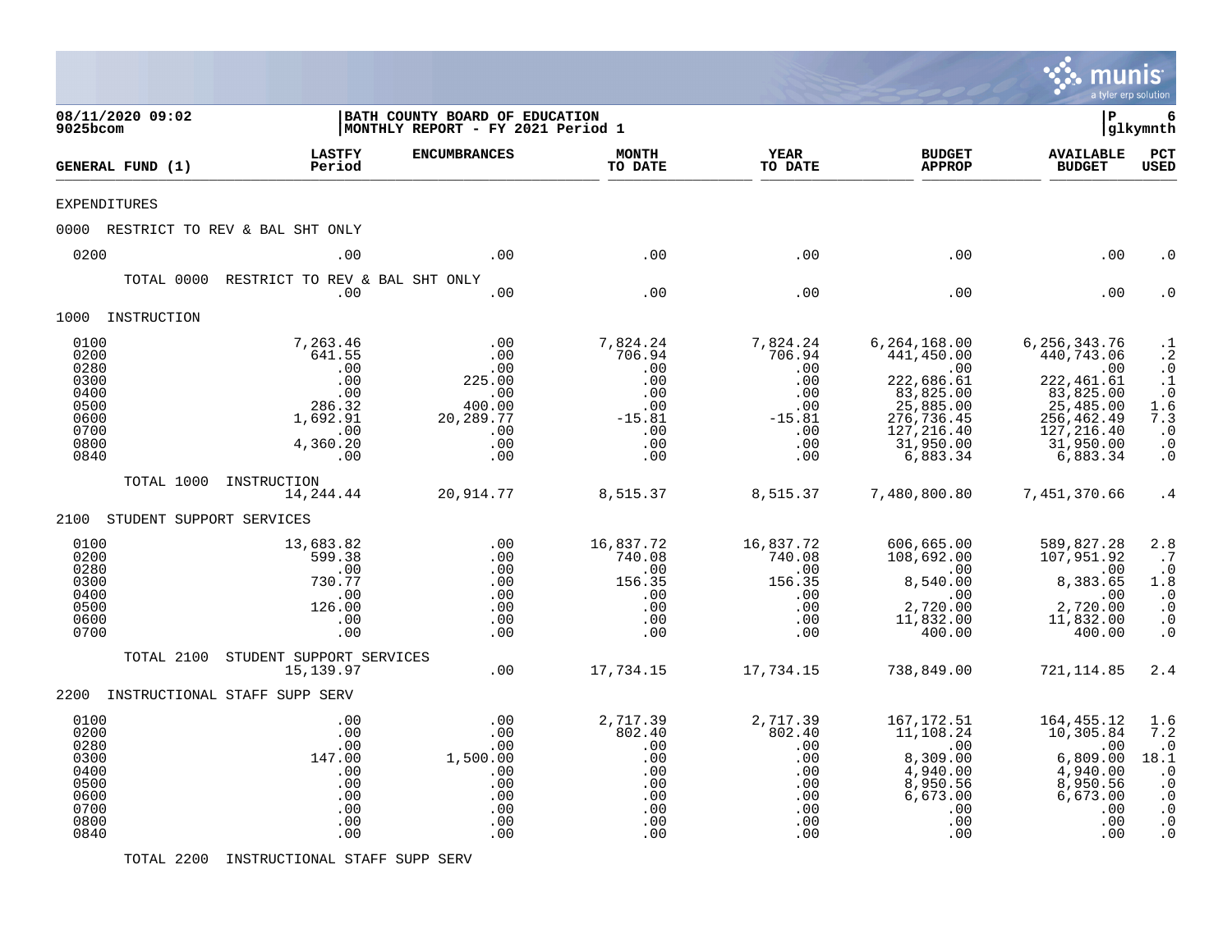**08/11/2020 09:02**
**9025bcom**

**BATH COUNTY BOARD OF EDUCATION**
**MONTHLY REPORT - FY 2021 Period 1**

P 6
glkymnth

| GENERAL FUND (1) | LASTFY Period | ENCUMBRANCES | MONTH TO DATE | YEAR TO DATE | BUDGET APPROP | AVAILABLE BUDGET | PCT USED |
|---|---|---|---|---|---|---|---|
| EXPENDITURES | | | | | | | |
| 0000 RESTRICT TO REV & BAL SHT ONLY | | | | | | | |
| 0200 | .00 | .00 | .00 | .00 | .00 | .00 | .0 |
| TOTAL 0000 RESTRICT TO REV & BAL SHT ONLY | .00 | .00 | .00 | .00 | .00 | .00 | .0 |
| 1000 INSTRUCTION | | | | | | | |
| 0100 | 7,263.46 | .00 | 7,824.24 | 7,824.24 | 6,264,168.00 | 6,256,343.76 | .1 |
| 0200 | 641.55 | .00 | 706.94 | 706.94 | 441,450.00 | 440,743.06 | .2 |
| 0280 | .00 | .00 | .00 | .00 | .00 | .00 | .0 |
| 0300 | .00 | 225.00 | .00 | .00 | 222,686.61 | 222,461.61 | .1 |
| 0400 | .00 | .00 | .00 | .00 | 83,825.00 | 83,825.00 | .0 |
| 0500 | 286.32 | 400.00 | .00 | .00 | 25,885.00 | 25,485.00 | 1.6 |
| 0600 | 1,692.91 | 20,289.77 | -15.81 | -15.81 | 276,736.45 | 256,462.49 | 7.3 |
| 0700 | .00 | .00 | .00 | .00 | 127,216.40 | 127,216.40 | .0 |
| 0800 | 4,360.20 | .00 | .00 | .00 | 31,950.00 | 31,950.00 | .0 |
| 0840 | .00 | .00 | .00 | .00 | 6,883.34 | 6,883.34 | .0 |
| TOTAL 1000 INSTRUCTION | 14,244.44 | 20,914.77 | 8,515.37 | 8,515.37 | 7,480,800.80 | 7,451,370.66 | .4 |
| 2100 STUDENT SUPPORT SERVICES | | | | | | | |
| 0100 | 13,683.82 | .00 | 16,837.72 | 16,837.72 | 606,665.00 | 589,827.28 | 2.8 |
| 0200 | 599.38 | .00 | 740.08 | 740.08 | 108,692.00 | 107,951.92 | .7 |
| 0280 | .00 | .00 | .00 | .00 | .00 | .00 | .0 |
| 0300 | 730.77 | .00 | 156.35 | 156.35 | 8,540.00 | 8,383.65 | 1.8 |
| 0400 | .00 | .00 | .00 | .00 | .00 | .00 | .0 |
| 0500 | 126.00 | .00 | .00 | .00 | 2,720.00 | 2,720.00 | .0 |
| 0600 | .00 | .00 | .00 | .00 | 11,832.00 | 11,832.00 | .0 |
| 0700 | .00 | .00 | .00 | .00 | 400.00 | 400.00 | .0 |
| TOTAL 2100 STUDENT SUPPORT SERVICES | 15,139.97 | .00 | 17,734.15 | 17,734.15 | 738,849.00 | 721,114.85 | 2.4 |
| 2200 INSTRUCTIONAL STAFF SUPP SERV | | | | | | | |
| 0100 | .00 | .00 | 2,717.39 | 2,717.39 | 167,172.51 | 164,455.12 | 1.6 |
| 0200 | .00 | .00 | 802.40 | 802.40 | 11,108.24 | 10,305.84 | 7.2 |
| 0280 | .00 | .00 | .00 | .00 | .00 | .00 | .0 |
| 0300 | 147.00 | 1,500.00 | .00 | .00 | 8,309.00 | 6,809.00 | 18.1 |
| 0400 | .00 | .00 | .00 | .00 | 4,940.00 | 4,940.00 | .0 |
| 0500 | .00 | .00 | .00 | .00 | 8,950.56 | 8,950.56 | .0 |
| 0600 | .00 | .00 | .00 | .00 | 6,673.00 | 6,673.00 | .0 |
| 0700 | .00 | .00 | .00 | .00 | .00 | .00 | .0 |
| 0800 | .00 | .00 | .00 | .00 | .00 | .00 | .0 |
| 0840 | .00 | .00 | .00 | .00 | .00 | .00 | .0 |
| TOTAL 2200 INSTRUCTIONAL STAFF SUPP SERV | | | | | | | |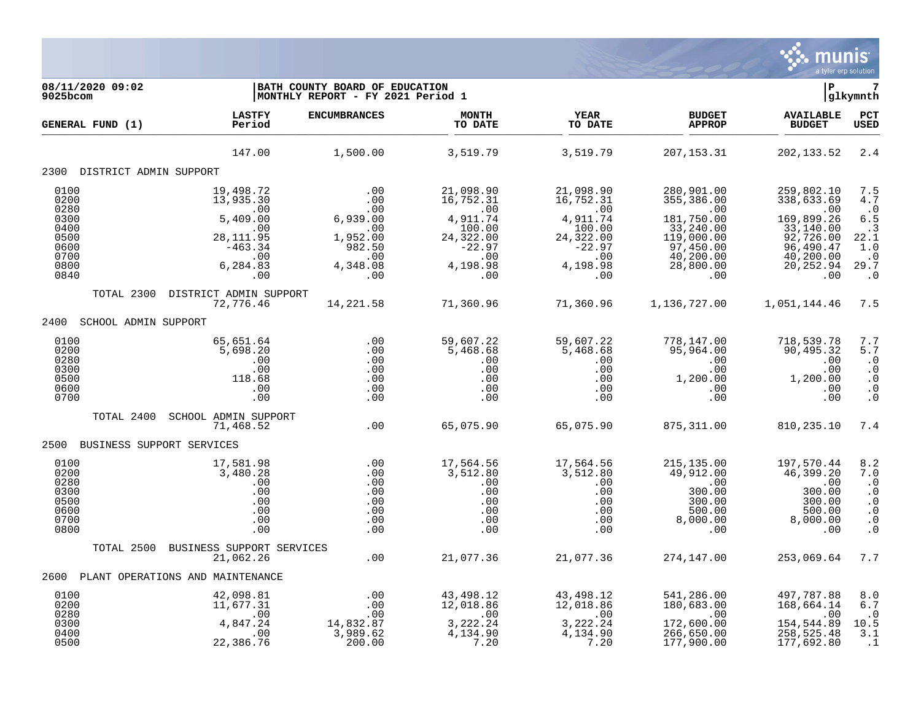| GENERAL FUND (1) | LASTFY Period | ENCUMBRANCES | MONTH TO DATE | YEAR TO DATE | BUDGET APPROP | AVAILABLE BUDGET | PCT USED |
|---|---|---|---|---|---|---|---|
| | 147.00 | 1,500.00 | 3,519.79 | 3,519.79 | 207,153.31 | 202,133.52 | 2.4 |
| **2300 DISTRICT ADMIN SUPPORT** | | | | | | | |
| 0100 | 19,498.72 | .00 | 21,098.90 | 21,098.90 | 280,901.00 | 259,802.10 | 7.5 |
| 0200 | 13,935.30 | .00 | 16,752.31 | 16,752.31 | 355,386.00 | 338,633.69 | 4.7 |
| 0280 | .00 | .00 | .00 | .00 | .00 | .00 | .0 |
| 0300 | 5,409.00 | 6,939.00 | 4,911.74 | 4,911.74 | 181,750.00 | 169,899.26 | 6.5 |
| 0400 | .00 | .00 | 100.00 | 100.00 | 33,240.00 | 33,140.00 | .3 |
| 0500 | 28,111.95 | 1,952.00 | 24,322.00 | 24,322.00 | 119,000.00 | 92,726.00 | 22.1 |
| 0600 | -463.34 | 982.50 | -22.97 | -22.97 | 97,450.00 | 96,490.47 | 1.0 |
| 0700 | .00 | .00 | .00 | .00 | 40,200.00 | 40,200.00 | .0 |
| 0800 | 6,284.83 | 4,348.08 | 4,198.98 | 4,198.98 | 28,800.00 | 20,252.94 | 29.7 |
| 0840 | .00 | .00 | .00 | .00 | .00 | .00 | .0 |
| TOTAL 2300 DISTRICT ADMIN SUPPORT | 72,776.46 | 14,221.58 | 71,360.96 | 71,360.96 | 1,136,727.00 | 1,051,144.46 | 7.5 |
| **2400 SCHOOL ADMIN SUPPORT** | | | | | | | |
| 0100 | 65,651.64 | .00 | 59,607.22 | 59,607.22 | 778,147.00 | 718,539.78 | 7.7 |
| 0200 | 5,698.20 | .00 | 5,468.68 | 5,468.68 | 95,964.00 | 90,495.32 | 5.7 |
| 0280 | .00 | .00 | .00 | .00 | .00 | .00 | .0 |
| 0300 | .00 | .00 | .00 | .00 | .00 | .00 | .0 |
| 0500 | 118.68 | .00 | .00 | .00 | 1,200.00 | 1,200.00 | .0 |
| 0600 | .00 | .00 | .00 | .00 | .00 | .00 | .0 |
| 0700 | .00 | .00 | .00 | .00 | .00 | .00 | .0 |
| TOTAL 2400 SCHOOL ADMIN SUPPORT | 71,468.52 | .00 | 65,075.90 | 65,075.90 | 875,311.00 | 810,235.10 | 7.4 |
| **2500 BUSINESS SUPPORT SERVICES** | | | | | | | |
| 0100 | 17,581.98 | .00 | 17,564.56 | 17,564.56 | 215,135.00 | 197,570.44 | 8.2 |
| 0200 | 3,480.28 | .00 | 3,512.80 | 3,512.80 | 49,912.00 | 46,399.20 | 7.0 |
| 0280 | .00 | .00 | .00 | .00 | .00 | .00 | .0 |
| 0300 | .00 | .00 | .00 | .00 | 300.00 | 300.00 | .0 |
| 0500 | .00 | .00 | .00 | .00 | 300.00 | 300.00 | .0 |
| 0600 | .00 | .00 | .00 | .00 | 500.00 | 500.00 | .0 |
| 0700 | .00 | .00 | .00 | .00 | 8,000.00 | 8,000.00 | .0 |
| 0800 | .00 | .00 | .00 | .00 | .00 | .00 | .0 |
| TOTAL 2500 BUSINESS SUPPORT SERVICES | 21,062.26 | .00 | 21,077.36 | 21,077.36 | 274,147.00 | 253,069.64 | 7.7 |
| **2600 PLANT OPERATIONS AND MAINTENANCE** | | | | | | | |
| 0100 | 42,098.81 | .00 | 43,498.12 | 43,498.12 | 541,286.00 | 497,787.88 | 8.0 |
| 0200 | 11,677.31 | .00 | 12,018.86 | 12,018.86 | 180,683.00 | 168,664.14 | 6.7 |
| 0280 | .00 | .00 | .00 | .00 | .00 | .00 | .0 |
| 0300 | 4,847.24 | 14,832.87 | 3,222.24 | 3,222.24 | 172,600.00 | 154,544.89 | 10.5 |
| 0400 | .00 | 3,989.62 | 4,134.90 | 4,134.90 | 266,650.00 | 258,525.48 | 3.1 |
| 0500 | 22,386.76 | 200.00 | 7.20 | 7.20 | 177,900.00 | 177,692.80 | .1 |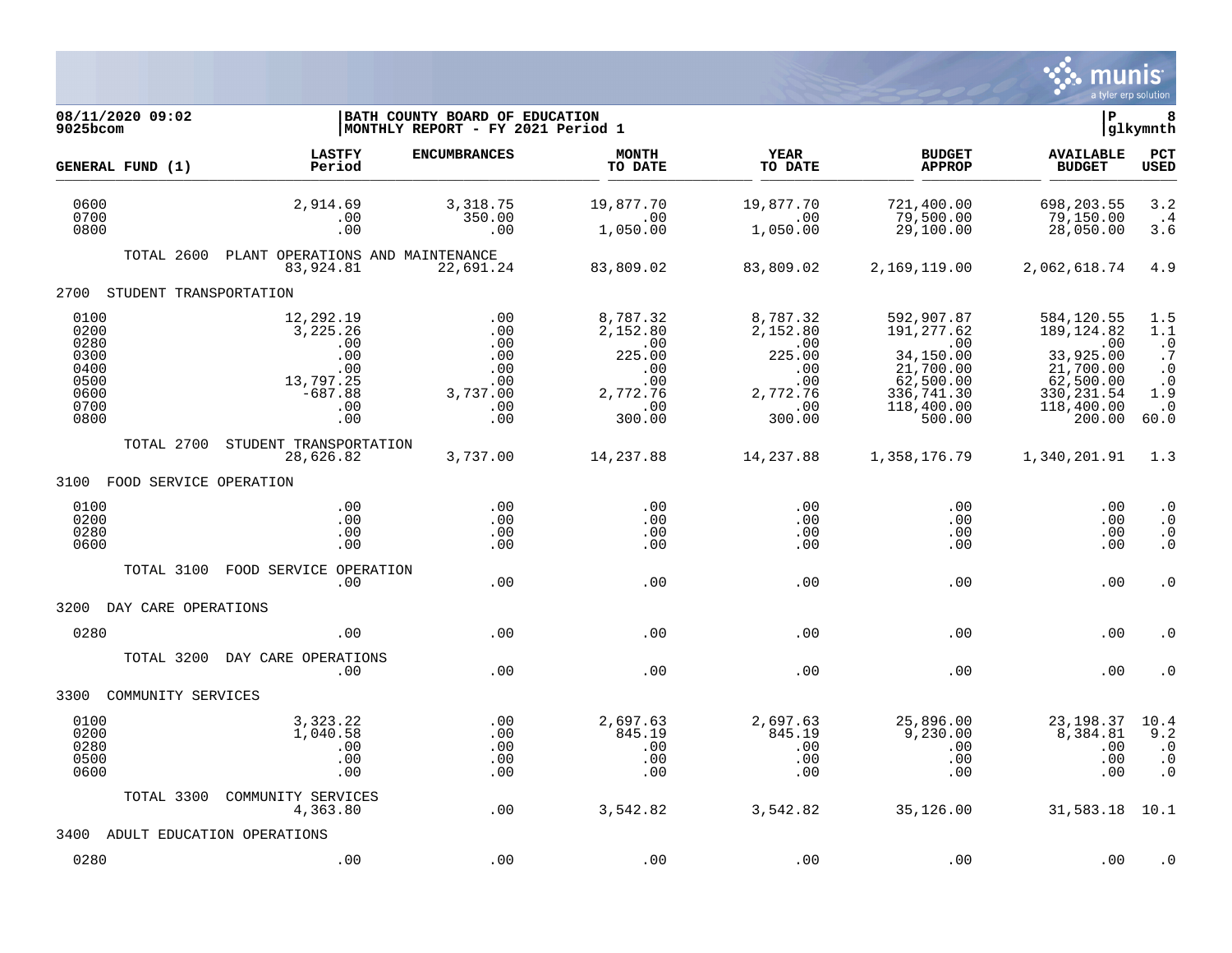**08/11/2020 09:02**
**9025bcom**

**BATH COUNTY BOARD OF EDUCATION**
**MONTHLY REPORT - FY 2021 Period 1**

**P 8**
**glkymnth**

| GENERAL FUND (1) | LASTFY Period | ENCUMBRANCES | MONTH TO DATE | YEAR TO DATE | BUDGET APPROP | AVAILABLE BUDGET | PCT USED |
|---|---|---|---|---|---|---|---|
| 0600 | 2,914.69 | 3,318.75 | 19,877.70 | 19,877.70 | 721,400.00 | 698,203.55 | 3.2 |
| 0700 | .00 | 350.00 | .00 | .00 | 79,500.00 | 79,150.00 | .4 |
| 0800 | .00 | .00 | 1,050.00 | 1,050.00 | 29,100.00 | 28,050.00 | 3.6 |
| TOTAL 2600 PLANT OPERATIONS AND MAINTENANCE | 83,924.81 | 22,691.24 | 83,809.02 | 83,809.02 | 2,169,119.00 | 2,062,618.74 | 4.9 |
| **2700 STUDENT TRANSPORTATION** | | | | | | | |
| 0100 | 12,292.19 | .00 | 8,787.32 | 8,787.32 | 592,907.87 | 584,120.55 | 1.5 |
| 0200 | 3,225.26 | .00 | 2,152.80 | 2,152.80 | 191,277.62 | 189,124.82 | 1.1 |
| 0280 | .00 | .00 | .00 | .00 | .00 | .00 | .0 |
| 0300 | .00 | .00 | 225.00 | 225.00 | 34,150.00 | 33,925.00 | .7 |
| 0400 | .00 | .00 | .00 | .00 | 21,700.00 | 21,700.00 | .0 |
| 0500 | 13,797.25 | .00 | .00 | .00 | 62,500.00 | 62,500.00 | .0 |
| 0600 | -687.88 | 3,737.00 | 2,772.76 | 2,772.76 | 336,741.30 | 330,231.54 | 1.9 |
| 0700 | .00 | .00 | .00 | .00 | 118,400.00 | 118,400.00 | .0 |
| 0800 | .00 | .00 | 300.00 | 300.00 | 500.00 | 200.00 | 60.0 |
| TOTAL 2700 STUDENT TRANSPORTATION | 28,626.82 | 3,737.00 | 14,237.88 | 14,237.88 | 1,358,176.79 | 1,340,201.91 | 1.3 |
| **3100 FOOD SERVICE OPERATION** | | | | | | | |
| 0100 | .00 | .00 | .00 | .00 | .00 | .00 | .0 |
| 0200 | .00 | .00 | .00 | .00 | .00 | .00 | .0 |
| 0280 | .00 | .00 | .00 | .00 | .00 | .00 | .0 |
| 0600 | .00 | .00 | .00 | .00 | .00 | .00 | .0 |
| TOTAL 3100 FOOD SERVICE OPERATION | .00 | .00 | .00 | .00 | .00 | .00 | .0 |
| **3200 DAY CARE OPERATIONS** | | | | | | | |
| 0280 | .00 | .00 | .00 | .00 | .00 | .00 | .0 |
| TOTAL 3200 DAY CARE OPERATIONS | .00 | .00 | .00 | .00 | .00 | .00 | .0 |
| **3300 COMMUNITY SERVICES** | | | | | | | |
| 0100 | 3,323.22 | .00 | 2,697.63 | 2,697.63 | 25,896.00 | 23,198.37 | 10.4 |
| 0200 | 1,040.58 | .00 | 845.19 | 845.19 | 9,230.00 | 8,384.81 | 9.2 |
| 0280 | .00 | .00 | .00 | .00 | .00 | .00 | .0 |
| 0500 | .00 | .00 | .00 | .00 | .00 | .00 | .0 |
| 0600 | .00 | .00 | .00 | .00 | .00 | .00 | .0 |
| TOTAL 3300 COMMUNITY SERVICES | 4,363.80 | .00 | 3,542.82 | 3,542.82 | 35,126.00 | 31,583.18 | 10.1 |
| **3400 ADULT EDUCATION OPERATIONS** | | | | | | | |
| 0280 | .00 | .00 | .00 | .00 | .00 | .00 | .0 |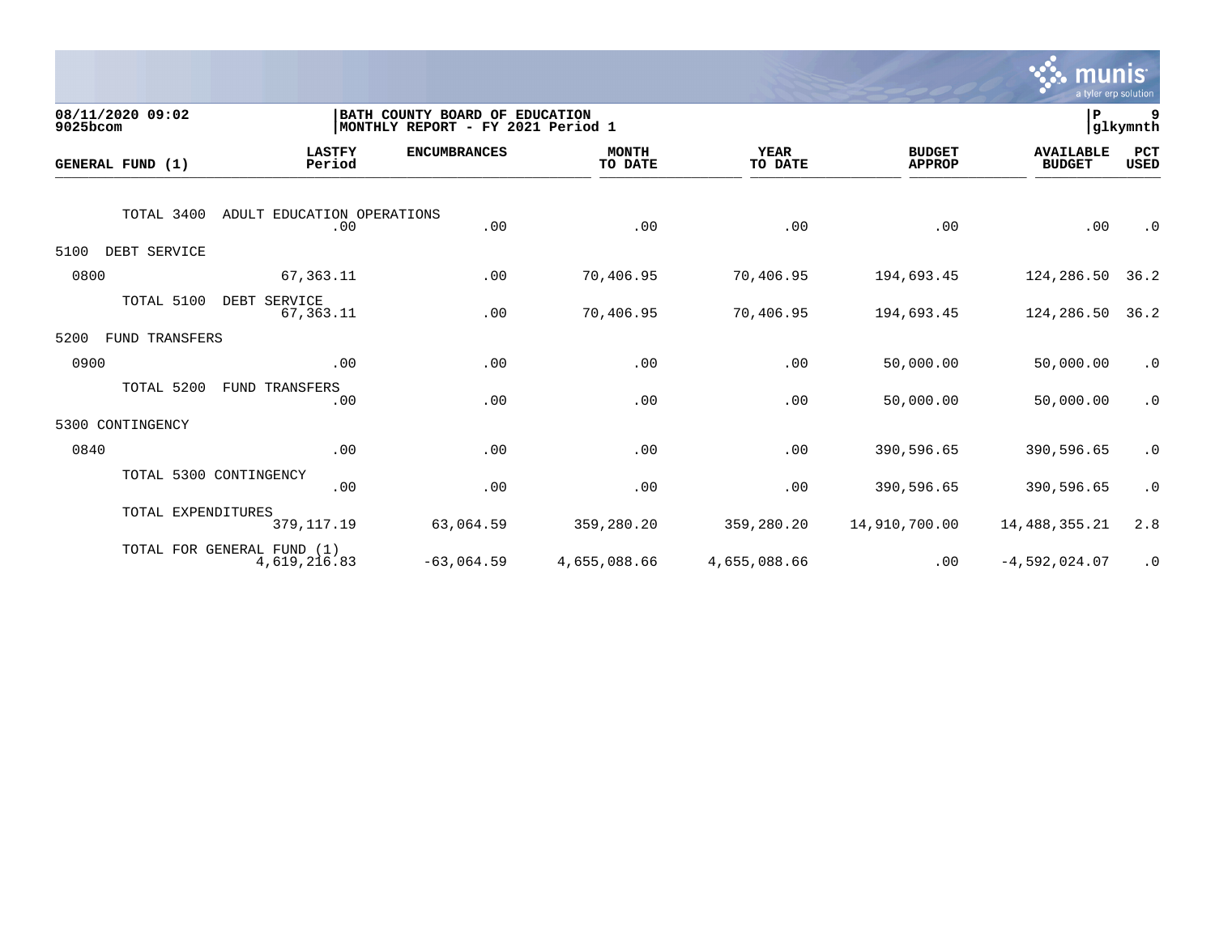**08/11/2020 09:02**
**9025bcom**

**BATH COUNTY BOARD OF EDUCATION**
**MONTHLY REPORT - FY 2021 Period 1**

**P 9**
**glkymnth**

| GENERAL FUND (1) | LASTFY Period | ENCUMBRANCES | MONTH TO DATE | YEAR TO DATE | BUDGET APPROP | AVAILABLE BUDGET | PCT USED |
|---|---|---|---|---|---|---|---|
| TOTAL 3400 ADULT EDUCATION OPERATIONS | .00 | .00 | .00 | .00 | .00 | .00 | .0 |
| 5100 DEBT SERVICE | | | | | | | |
| 0800 | 67,363.11 | .00 | 70,406.95 | 70,406.95 | 194,693.45 | 124,286.50 | 36.2 |
| TOTAL 5100 DEBT SERVICE | 67,363.11 | .00 | 70,406.95 | 70,406.95 | 194,693.45 | 124,286.50 | 36.2 |
| 5200 FUND TRANSFERS | | | | | | | |
| 0900 | .00 | .00 | .00 | .00 | 50,000.00 | 50,000.00 | .0 |
| TOTAL 5200 FUND TRANSFERS | .00 | .00 | .00 | .00 | 50,000.00 | 50,000.00 | .0 |
| 5300 CONTINGENCY | | | | | | | |
| 0840 | .00 | .00 | .00 | .00 | 390,596.65 | 390,596.65 | .0 |
| TOTAL 5300 CONTINGENCY | .00 | .00 | .00 | .00 | 390,596.65 | 390,596.65 | .0 |
| TOTAL EXPENDITURES | 379,117.19 | 63,064.59 | 359,280.20 | 359,280.20 | 14,910,700.00 | 14,488,355.21 | 2.8 |
| TOTAL FOR GENERAL FUND (1) | 4,619,216.83 | -63,064.59 | 4,655,088.66 | 4,655,088.66 | .00 | -4,592,024.07 | .0 |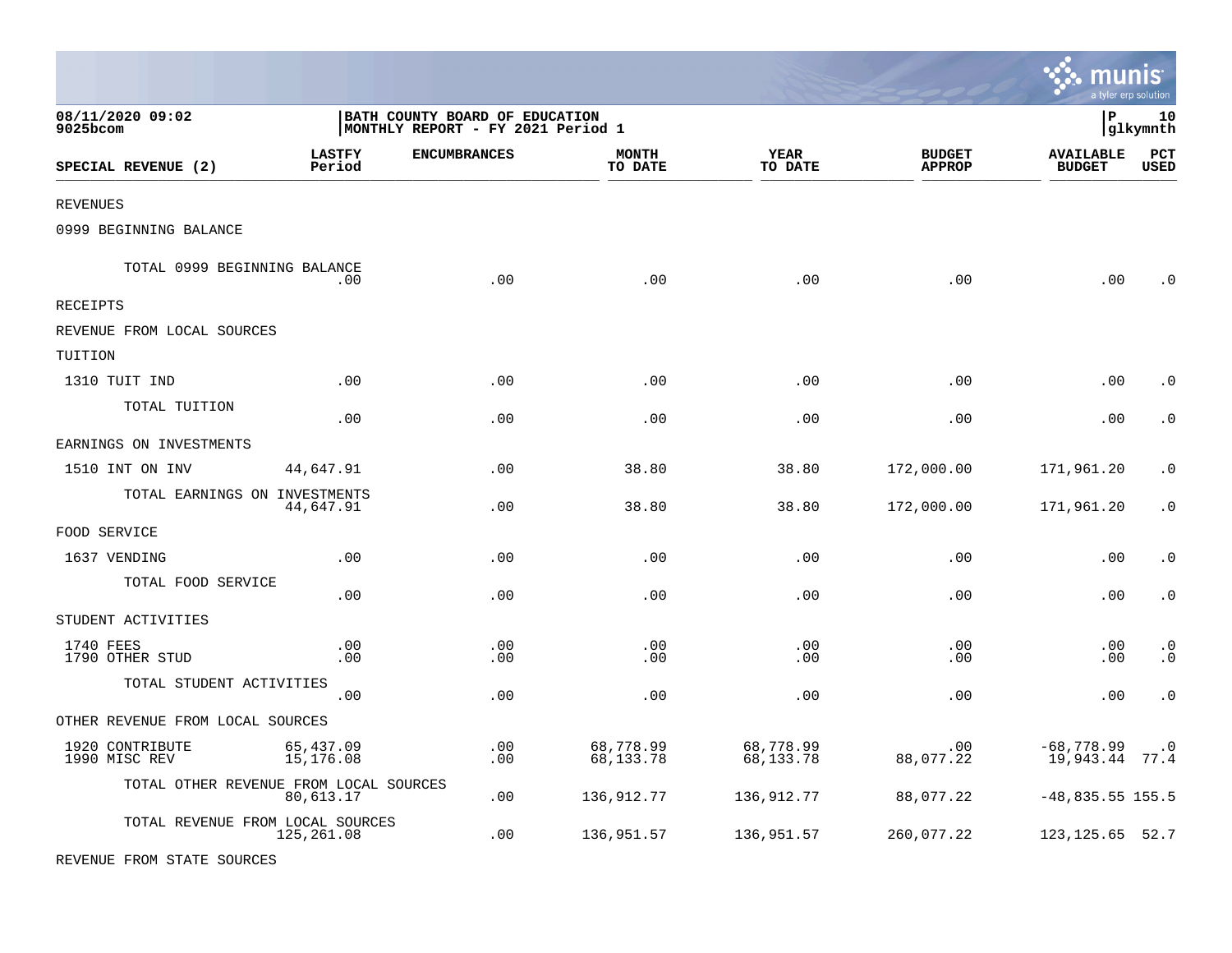**08/11/2020 09:02**
**9025bcom**

**BATH COUNTY BOARD OF EDUCATION**
**MONTHLY REPORT - FY 2021 Period 1**

| SPECIAL REVENUE (2) | LASTFY Period | ENCUMBRANCES | MONTH TO DATE | YEAR TO DATE | BUDGET APPROP | AVAILABLE BUDGET | PCT USED |
|---|---|---|---|---|---|---|---|
| REVENUES | | | | | | | |
| 0999 BEGINNING BALANCE | | | | | | | |
| TOTAL 0999 BEGINNING BALANCE | .00 | .00 | .00 | .00 | .00 | .00 | .0 |
| RECEIPTS | | | | | | | |
| REVENUE FROM LOCAL SOURCES | | | | | | | |
| TUITION | | | | | | | |
| 1310 TUIT IND | .00 | .00 | .00 | .00 | .00 | .00 | .0 |
| TOTAL TUITION | .00 | .00 | .00 | .00 | .00 | .00 | .0 |
| EARNINGS ON INVESTMENTS | | | | | | | |
| 1510 INT ON INV | 44,647.91 | .00 | 38.80 | 38.80 | 172,000.00 | 171,961.20 | .0 |
| TOTAL EARNINGS ON INVESTMENTS | 44,647.91 | .00 | 38.80 | 38.80 | 172,000.00 | 171,961.20 | .0 |
| FOOD SERVICE | | | | | | | |
| 1637 VENDING | .00 | .00 | .00 | .00 | .00 | .00 | .0 |
| TOTAL FOOD SERVICE | .00 | .00 | .00 | .00 | .00 | .00 | .0 |
| STUDENT ACTIVITIES | | | | | | | |
| 1740 FEES | .00 | .00 | .00 | .00 | .00 | .00 | .0 |
| 1790 OTHER STUD | .00 | .00 | .00 | .00 | .00 | .00 | .0 |
| TOTAL STUDENT ACTIVITIES | .00 | .00 | .00 | .00 | .00 | .00 | .0 |
| OTHER REVENUE FROM LOCAL SOURCES | | | | | | | |
| 1920 CONTRIBUTE | 65,437.09 | .00 | 68,778.99 | 68,778.99 | .00 | -68,778.99 | .0 |
| 1990 MISC REV | 15,176.08 | .00 | 68,133.78 | 68,133.78 | 88,077.22 | 19,943.44 | 77.4 |
| TOTAL OTHER REVENUE FROM LOCAL SOURCES | 80,613.17 | .00 | 136,912.77 | 136,912.77 | 88,077.22 | -48,835.55 | 155.5 |
| TOTAL REVENUE FROM LOCAL SOURCES | 125,261.08 | .00 | 136,951.57 | 136,951.57 | 260,077.22 | 123,125.65 | 52.7 |
| REVENUE FROM STATE SOURCES | | | | | | | |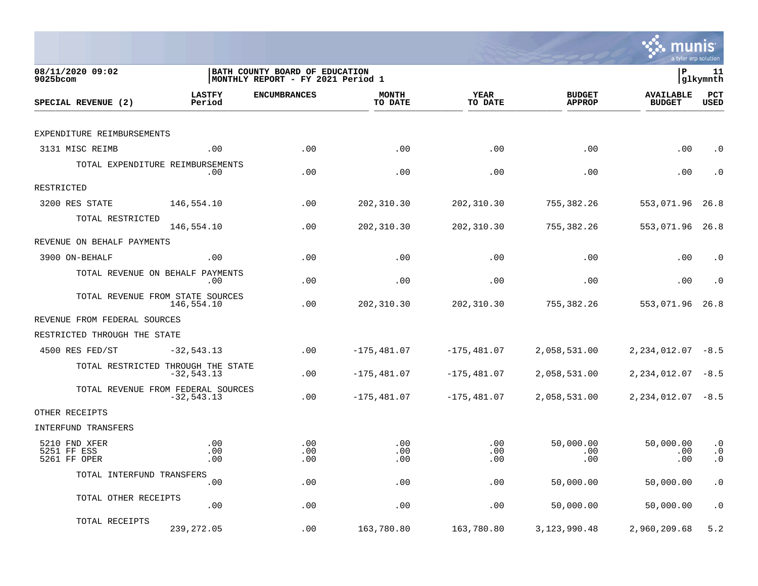08/11/2020 09:02
9025bcom

**BATH COUNTY BOARD OF EDUCATION**
**MONTHLY REPORT - FY 2021 Period 1**

P 11
glkymnth

| SPECIAL REVENUE (2) | LASTFY Period | ENCUMBRANCES | MONTH TO DATE | YEAR TO DATE | BUDGET APPROP | AVAILABLE BUDGET | PCT USED |
|---|---|---|---|---|---|---|---|
| EXPENDITURE REIMBURSEMENTS | | | | | | | |
| 3131 MISC REIMB | .00 | .00 | .00 | .00 | .00 | .00 | .0 |
| TOTAL EXPENDITURE REIMBURSEMENTS | .00 | .00 | .00 | .00 | .00 | .00 | .0 |
| RESTRICTED | | | | | | | |
| 3200 RES STATE | 146,554.10 | .00 | 202,310.30 | 202,310.30 | 755,382.26 | 553,071.96 | 26.8 |
| TOTAL RESTRICTED | 146,554.10 | .00 | 202,310.30 | 202,310.30 | 755,382.26 | 553,071.96 | 26.8 |
| REVENUE ON BEHALF PAYMENTS | | | | | | | |
| 3900 ON-BEHALF | .00 | .00 | .00 | .00 | .00 | .00 | .0 |
| TOTAL REVENUE ON BEHALF PAYMENTS | .00 | .00 | .00 | .00 | .00 | .00 | .0 |
| TOTAL REVENUE FROM STATE SOURCES | 146,554.10 | .00 | 202,310.30 | 202,310.30 | 755,382.26 | 553,071.96 | 26.8 |
| REVENUE FROM FEDERAL SOURCES | | | | | | | |
| RESTRICTED THROUGH THE STATE | | | | | | | |
| 4500 RES FED/ST | -32,543.13 | .00 | -175,481.07 | -175,481.07 | 2,058,531.00 | 2,234,012.07 | -8.5 |
| TOTAL RESTRICTED THROUGH THE STATE | -32,543.13 | .00 | -175,481.07 | -175,481.07 | 2,058,531.00 | 2,234,012.07 | -8.5 |
| TOTAL REVENUE FROM FEDERAL SOURCES | -32,543.13 | .00 | -175,481.07 | -175,481.07 | 2,058,531.00 | 2,234,012.07 | -8.5 |
| OTHER RECEIPTS | | | | | | | |
| INTERFUND TRANSFERS | | | | | | | |
| 5210 FND XFER | .00 | .00 | .00 | .00 | 50,000.00 | 50,000.00 | .0 |
| 5251 FF ESS | .00 | .00 | .00 | .00 | .00 | .00 | .0 |
| 5261 FF OPER | .00 | .00 | .00 | .00 | .00 | .00 | .0 |
| TOTAL INTERFUND TRANSFERS | .00 | .00 | .00 | .00 | 50,000.00 | 50,000.00 | .0 |
| TOTAL OTHER RECEIPTS | .00 | .00 | .00 | .00 | 50,000.00 | 50,000.00 | .0 |
| TOTAL RECEIPTS | 239,272.05 | .00 | 163,780.80 | 163,780.80 | 3,123,990.48 | 2,960,209.68 | 5.2 |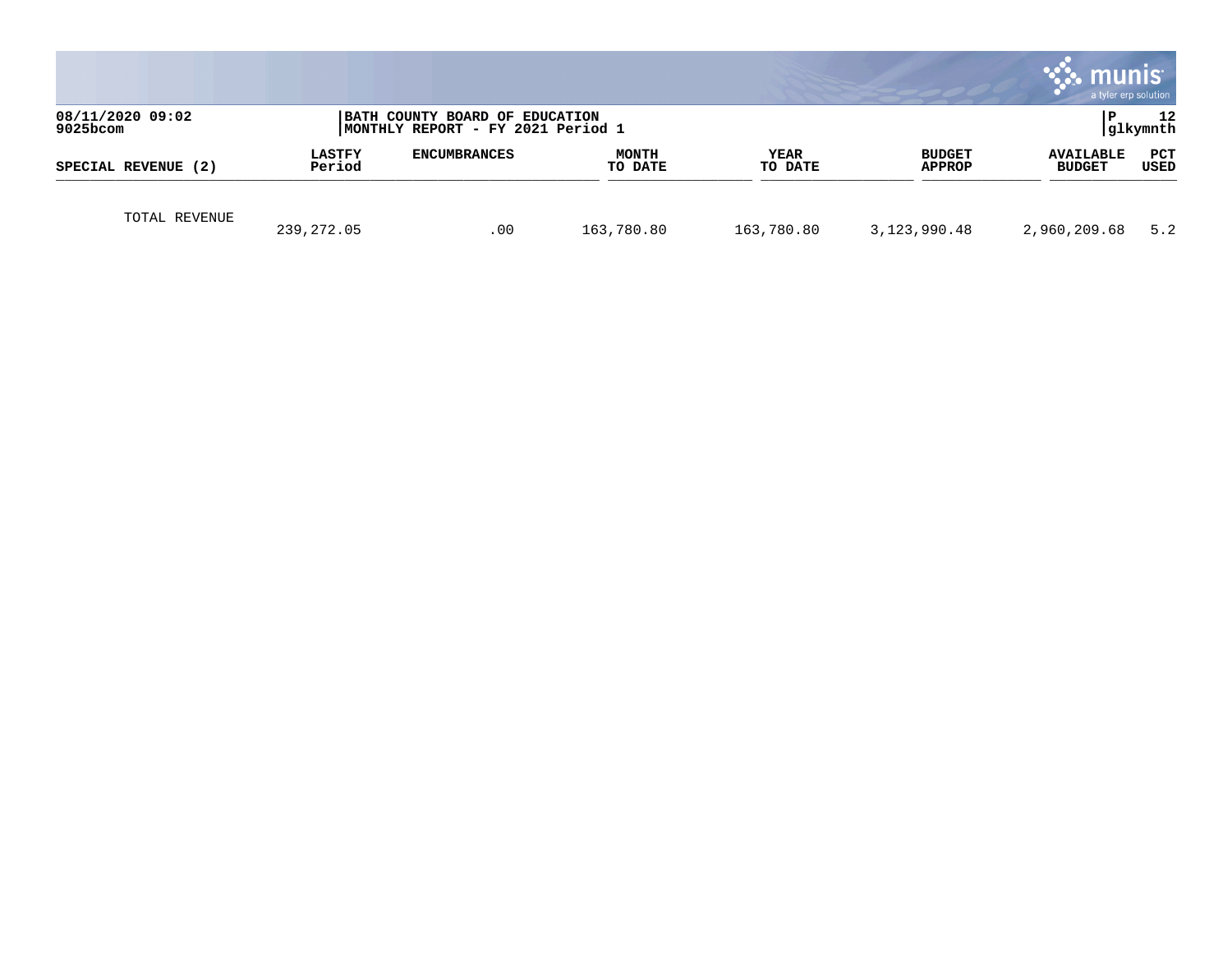| SPECIAL REVENUE (2) | LASTFY Period | ENCUMBRANCES | MONTH TO DATE | YEAR TO DATE | BUDGET APPROP | AVAILABLE BUDGET | PCT USED |
|---|---|---|---|---|---|---|---|
| TOTAL REVENUE | 239,272.05 | .00 | 163,780.80 | 163,780.80 | 3,123,990.48 | 2,960,209.68 | 5.2 |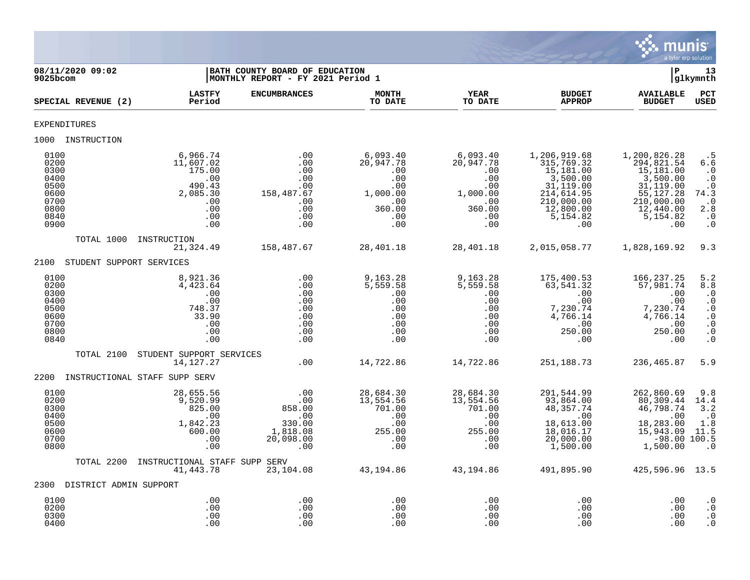08/11/2020 09:02 | BATH COUNTY BOARD OF EDUCATION | P 13
9025bcom | MONTHLY REPORT - FY 2021 Period 1 | glkymnth

| SPECIAL REVENUE (2) | LASTFY Period | ENCUMBRANCES | MONTH TO DATE | YEAR TO DATE | BUDGET APPROP | AVAILABLE BUDGET | PCT USED |
|---|---|---|---|---|---|---|---|
| **EXPENDITURES** | | | | | | | |
| **1000 INSTRUCTION** | | | | | | | |
| 0100 | 6,966.74 | .00 | 6,093.40 | 6,093.40 | 1,206,919.68 | 1,200,826.28 | .5 |
| 0200 | 11,607.02 | .00 | 20,947.78 | 20,947.78 | 315,769.32 | 294,821.54 | 6.6 |
| 0300 | 175.00 | .00 | .00 | .00 | 15,181.00 | 15,181.00 | .0 |
| 0400 | .00 | .00 | .00 | .00 | 3,500.00 | 3,500.00 | .0 |
| 0500 | 490.43 | .00 | .00 | .00 | 31,119.00 | 31,119.00 | .0 |
| 0600 | 2,085.30 | 158,487.67 | 1,000.00 | 1,000.00 | 214,614.95 | 55,127.28 | 74.3 |
| 0700 | .00 | .00 | .00 | .00 | 210,000.00 | 210,000.00 | .0 |
| 0800 | .00 | .00 | 360.00 | 360.00 | 12,800.00 | 12,440.00 | 2.8 |
| 0840 | .00 | .00 | .00 | .00 | 5,154.82 | 5,154.82 | .0 |
| 0900 | .00 | .00 | .00 | .00 | .00 | .00 | .0 |
| TOTAL 1000 INSTRUCTION | 21,324.49 | 158,487.67 | 28,401.18 | 28,401.18 | 2,015,058.77 | 1,828,169.92 | 9.3 |
| **2100 STUDENT SUPPORT SERVICES** | | | | | | | |
| 0100 | 8,921.36 | .00 | 9,163.28 | 9,163.28 | 175,400.53 | 166,237.25 | 5.2 |
| 0200 | 4,423.64 | .00 | 5,559.58 | 5,559.58 | 63,541.32 | 57,981.74 | 8.8 |
| 0300 | .00 | .00 | .00 | .00 | .00 | .00 | .0 |
| 0400 | .00 | .00 | .00 | .00 | .00 | .00 | .0 |
| 0500 | 748.37 | .00 | .00 | .00 | 7,230.74 | 7,230.74 | .0 |
| 0600 | 33.90 | .00 | .00 | .00 | 4,766.14 | 4,766.14 | .0 |
| 0700 | .00 | .00 | .00 | .00 | .00 | .00 | .0 |
| 0800 | .00 | .00 | .00 | .00 | 250.00 | 250.00 | .0 |
| 0840 | .00 | .00 | .00 | .00 | .00 | .00 | .0 |
| TOTAL 2100 STUDENT SUPPORT SERVICES | 14,127.27 | .00 | 14,722.86 | 14,722.86 | 251,188.73 | 236,465.87 | 5.9 |
| **2200 INSTRUCTIONAL STAFF SUPP SERV** | | | | | | | |
| 0100 | 28,655.56 | .00 | 28,684.30 | 28,684.30 | 291,544.99 | 262,860.69 | 9.8 |
| 0200 | 9,520.99 | .00 | 13,554.56 | 13,554.56 | 93,864.00 | 80,309.44 | 14.4 |
| 0300 | 825.00 | 858.00 | 701.00 | 701.00 | 48,357.74 | 46,798.74 | 3.2 |
| 0400 | .00 | .00 | .00 | .00 | .00 | .00 | .0 |
| 0500 | 1,842.23 | 330.00 | .00 | .00 | 18,613.00 | 18,283.00 | 1.8 |
| 0600 | 600.00 | 1,818.08 | 255.00 | 255.00 | 18,016.17 | 15,943.09 | 11.5 |
| 0700 | .00 | 20,098.00 | .00 | .00 | 20,000.00 | -98.00 | 100.5 |
| 0800 | .00 | .00 | .00 | .00 | 1,500.00 | 1,500.00 | .0 |
| TOTAL 2200 INSTRUCTIONAL STAFF SUPP SERV | 41,443.78 | 23,104.08 | 43,194.86 | 43,194.86 | 491,895.90 | 425,596.96 | 13.5 |
| **2300 DISTRICT ADMIN SUPPORT** | | | | | | | |
| 0100 | .00 | .00 | .00 | .00 | .00 | .00 | .0 |
| 0200 | .00 | .00 | .00 | .00 | .00 | .00 | .0 |
| 0300 | .00 | .00 | .00 | .00 | .00 | .00 | .0 |
| 0400 | .00 | .00 | .00 | .00 | .00 | .00 | .0 |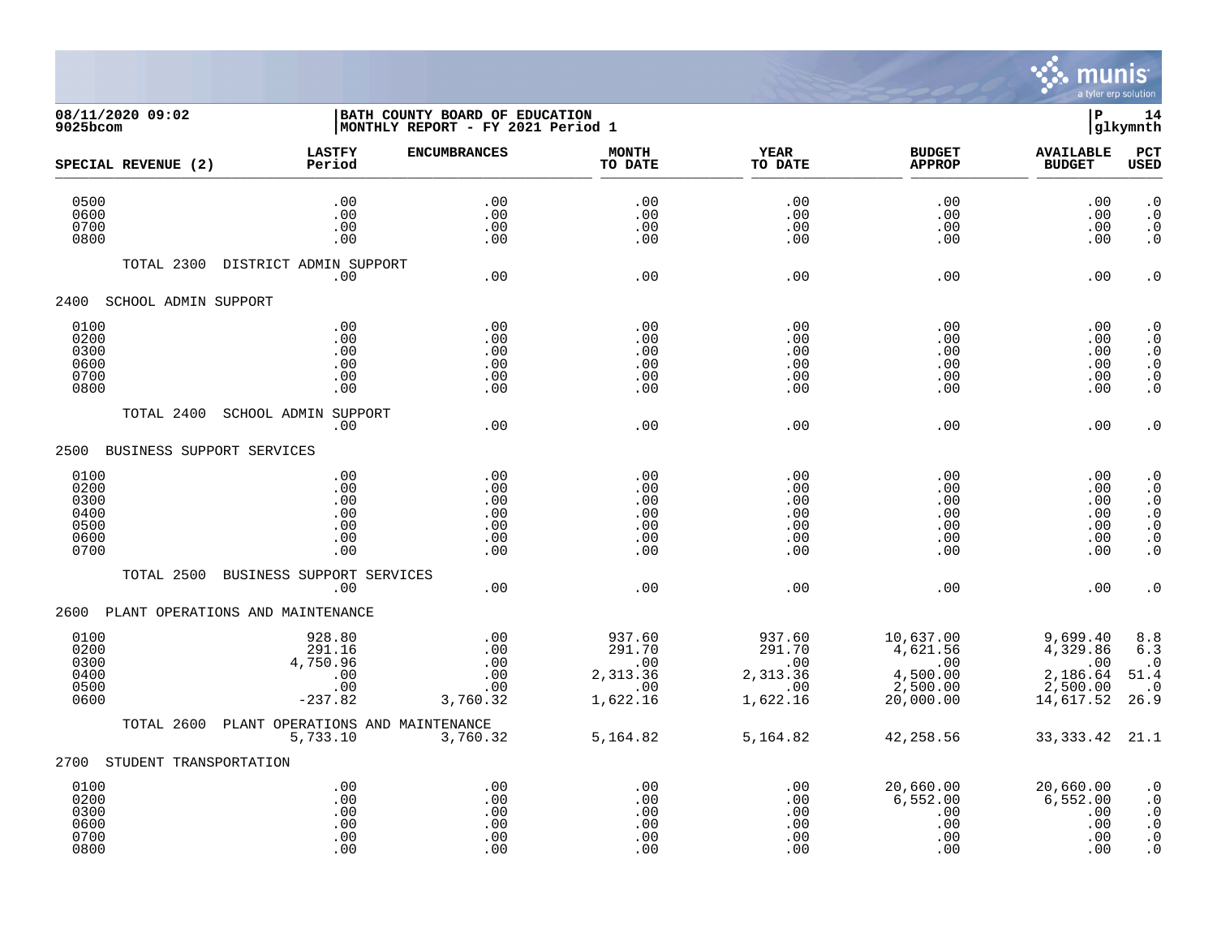08/11/2020 09:02
9025bcom

**BATH COUNTY BOARD OF EDUCATION**
**MONTHLY REPORT - FY 2021 Period 1**

| SPECIAL REVENUE (2) | LASTFY Period | ENCUMBRANCES | MONTH TO DATE | YEAR TO DATE | BUDGET APPROP | AVAILABLE BUDGET | PCT USED |
|---|---|---|---|---|---|---|---|
| 0500 | .00 | .00 | .00 | .00 | .00 | .00 | .0 |
| 0600 | .00 | .00 | .00 | .00 | .00 | .00 | .0 |
| 0700 | .00 | .00 | .00 | .00 | .00 | .00 | .0 |
| 0800 | .00 | .00 | .00 | .00 | .00 | .00 | .0 |
| TOTAL 2300 DISTRICT ADMIN SUPPORT | .00 | .00 | .00 | .00 | .00 | .00 | .0 |
| 2400 SCHOOL ADMIN SUPPORT | | | | | | | |
| 0100 | .00 | .00 | .00 | .00 | .00 | .00 | .0 |
| 0200 | .00 | .00 | .00 | .00 | .00 | .00 | .0 |
| 0300 | .00 | .00 | .00 | .00 | .00 | .00 | .0 |
| 0600 | .00 | .00 | .00 | .00 | .00 | .00 | .0 |
| 0700 | .00 | .00 | .00 | .00 | .00 | .00 | .0 |
| 0800 | .00 | .00 | .00 | .00 | .00 | .00 | .0 |
| TOTAL 2400 SCHOOL ADMIN SUPPORT | .00 | .00 | .00 | .00 | .00 | .00 | .0 |
| 2500 BUSINESS SUPPORT SERVICES | | | | | | | |
| 0100 | .00 | .00 | .00 | .00 | .00 | .00 | .0 |
| 0200 | .00 | .00 | .00 | .00 | .00 | .00 | .0 |
| 0300 | .00 | .00 | .00 | .00 | .00 | .00 | .0 |
| 0400 | .00 | .00 | .00 | .00 | .00 | .00 | .0 |
| 0500 | .00 | .00 | .00 | .00 | .00 | .00 | .0 |
| 0600 | .00 | .00 | .00 | .00 | .00 | .00 | .0 |
| 0700 | .00 | .00 | .00 | .00 | .00 | .00 | .0 |
| TOTAL 2500 BUSINESS SUPPORT SERVICES | .00 | .00 | .00 | .00 | .00 | .00 | .0 |
| 2600 PLANT OPERATIONS AND MAINTENANCE | | | | | | | |
| 0100 | 928.80 | .00 | 937.60 | 937.60 | 10,637.00 | 9,699.40 | 8.8 |
| 0200 | 291.16 | .00 | 291.70 | 291.70 | 4,621.56 | 4,329.86 | 6.3 |
| 0300 | 4,750.96 | .00 | .00 | .00 | .00 | .00 | .0 |
| 0400 | .00 | .00 | 2,313.36 | 2,313.36 | 4,500.00 | 2,186.64 | 51.4 |
| 0500 | .00 | .00 | .00 | .00 | 2,500.00 | 2,500.00 | .0 |
| 0600 | -237.82 | 3,760.32 | 1,622.16 | 1,622.16 | 20,000.00 | 14,617.52 | 26.9 |
| TOTAL 2600 PLANT OPERATIONS AND MAINTENANCE | 5,733.10 | 3,760.32 | 5,164.82 | 5,164.82 | 42,258.56 | 33,333.42 | 21.1 |
| 2700 STUDENT TRANSPORTATION | | | | | | | |
| 0100 | .00 | .00 | .00 | .00 | 20,660.00 | 20,660.00 | .0 |
| 0200 | .00 | .00 | .00 | .00 | 6,552.00 | 6,552.00 | .0 |
| 0300 | .00 | .00 | .00 | .00 | .00 | .00 | .0 |
| 0600 | .00 | .00 | .00 | .00 | .00 | .00 | .0 |
| 0700 | .00 | .00 | .00 | .00 | .00 | .00 | .0 |
| 0800 | .00 | .00 | .00 | .00 | .00 | .00 | .0 |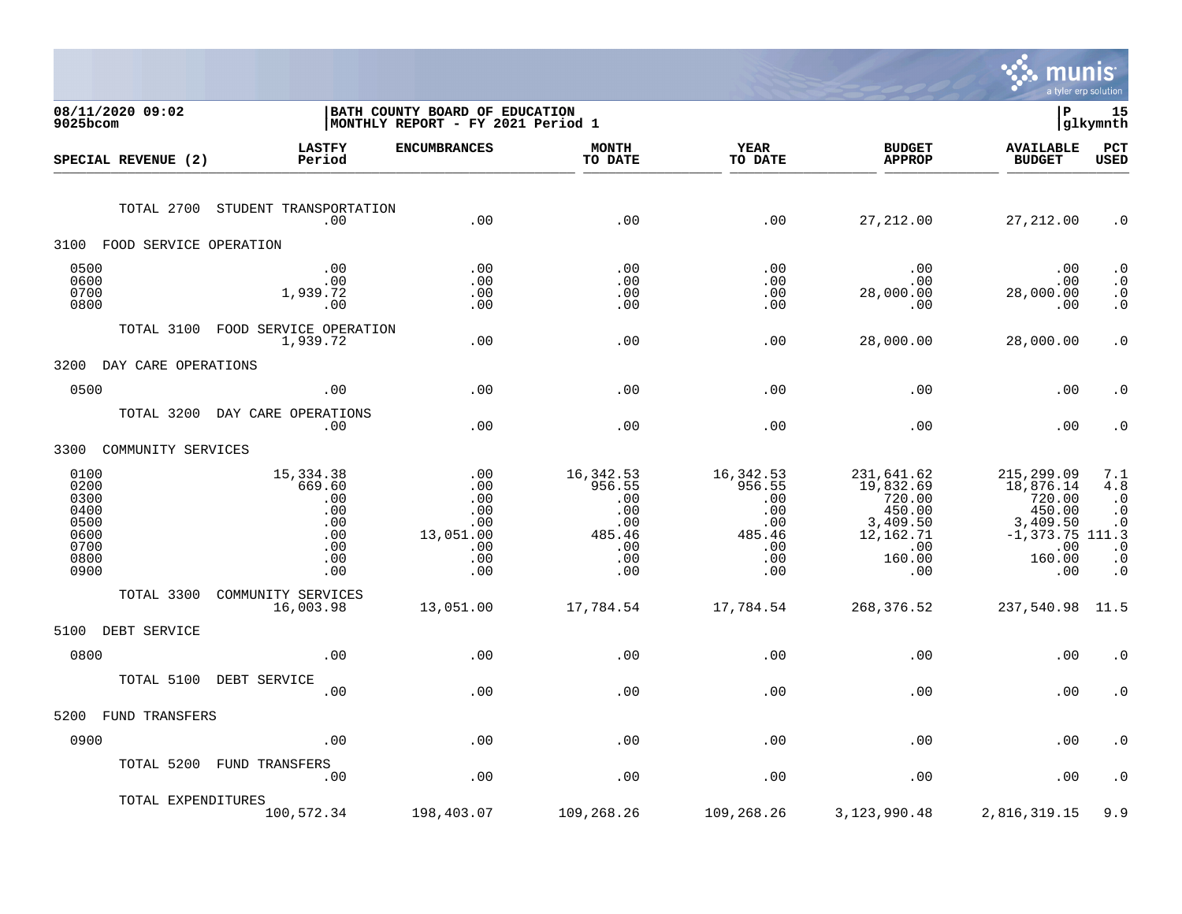08/11/2020 09:02
9025bcom

BATH COUNTY BOARD OF EDUCATION
MONTHLY REPORT - FY 2021 Period 1

| SPECIAL REVENUE (2) | LASTFY Period | ENCUMBRANCES | MONTH TO DATE | YEAR TO DATE | BUDGET APPROP | AVAILABLE BUDGET | PCT USED |
|---|---|---|---|---|---|---|---|
| TOTAL 2700 STUDENT TRANSPORTATION | .00 | .00 | .00 | .00 | 27,212.00 | 27,212.00 | .0 |
| **3100 FOOD SERVICE OPERATION** | | | | | | | |
| 0500 | .00 | .00 | .00 | .00 | .00 | .00 | .0 |
| 0600 | .00 | .00 | .00 | .00 | .00 | .00 | .0 |
| 0700 | 1,939.72 | .00 | .00 | .00 | 28,000.00 | 28,000.00 | .0 |
| 0800 | .00 | .00 | .00 | .00 | .00 | .00 | .0 |
| TOTAL 3100 FOOD SERVICE OPERATION | 1,939.72 | .00 | .00 | .00 | 28,000.00 | 28,000.00 | .0 |
| **3200 DAY CARE OPERATIONS** | | | | | | | |
| 0500 | .00 | .00 | .00 | .00 | .00 | .00 | .0 |
| TOTAL 3200 DAY CARE OPERATIONS | .00 | .00 | .00 | .00 | .00 | .00 | .0 |
| **3300 COMMUNITY SERVICES** | | | | | | | |
| 0100 | 15,334.38 | .00 | 16,342.53 | 16,342.53 | 231,641.62 | 215,299.09 | 7.1 |
| 0200 | 669.60 | .00 | 956.55 | 956.55 | 19,832.69 | 18,876.14 | 4.8 |
| 0300 | .00 | .00 | .00 | .00 | 720.00 | 720.00 | .0 |
| 0400 | .00 | .00 | .00 | .00 | 450.00 | 450.00 | .0 |
| 0500 | .00 | .00 | .00 | .00 | 3,409.50 | 3,409.50 | .0 |
| 0600 | .00 | 13,051.00 | 485.46 | 485.46 | 12,162.71 | -1,373.75 | 111.3 |
| 0700 | .00 | .00 | .00 | .00 | .00 | .00 | .0 |
| 0800 | .00 | .00 | .00 | .00 | 160.00 | 160.00 | .0 |
| 0900 | .00 | .00 | .00 | .00 | .00 | .00 | .0 |
| TOTAL 3300 COMMUNITY SERVICES | 16,003.98 | 13,051.00 | 17,784.54 | 17,784.54 | 268,376.52 | 237,540.98 | 11.5 |
| **5100 DEBT SERVICE** | | | | | | | |
| 0800 | .00 | .00 | .00 | .00 | .00 | .00 | .0 |
| TOTAL 5100 DEBT SERVICE | .00 | .00 | .00 | .00 | .00 | .00 | .0 |
| **5200 FUND TRANSFERS** | | | | | | | |
| 0900 | .00 | .00 | .00 | .00 | .00 | .00 | .0 |
| TOTAL 5200 FUND TRANSFERS | .00 | .00 | .00 | .00 | .00 | .00 | .0 |
| TOTAL EXPENDITURES | 100,572.34 | 198,403.07 | 109,268.26 | 109,268.26 | 3,123,990.48 | 2,816,319.15 | 9.9 |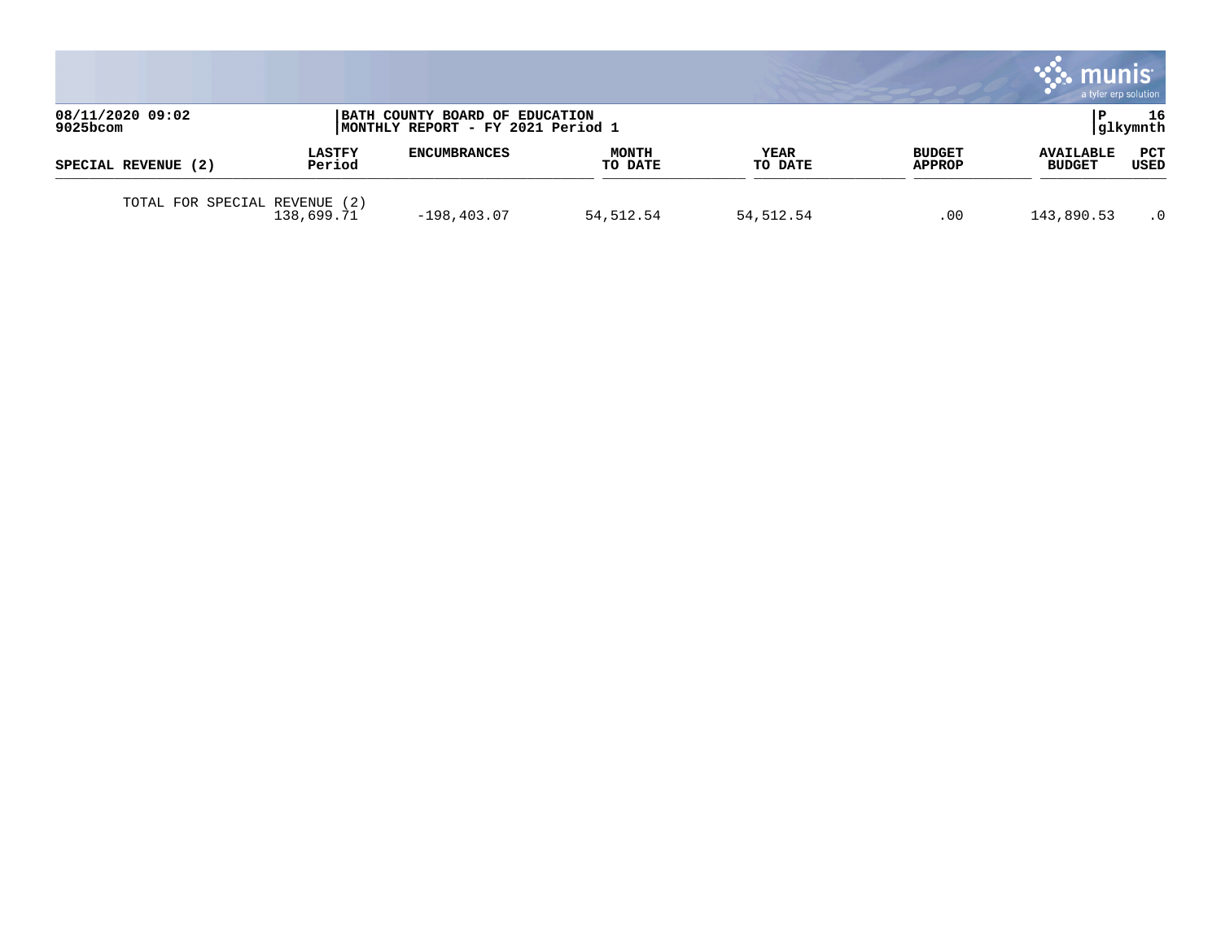| SPECIAL REVENUE (2) | LASTFY Period | ENCUMBRANCES | MONTH TO DATE | YEAR TO DATE | BUDGET APPROP | AVAILABLE BUDGET | PCT USED |
|---|---|---|---|---|---|---|---|
| TOTAL FOR SPECIAL REVENUE (2) | 138,699.71 | -198,403.07 | 54,512.54 | 54,512.54 | .00 | 143,890.53 | .0 |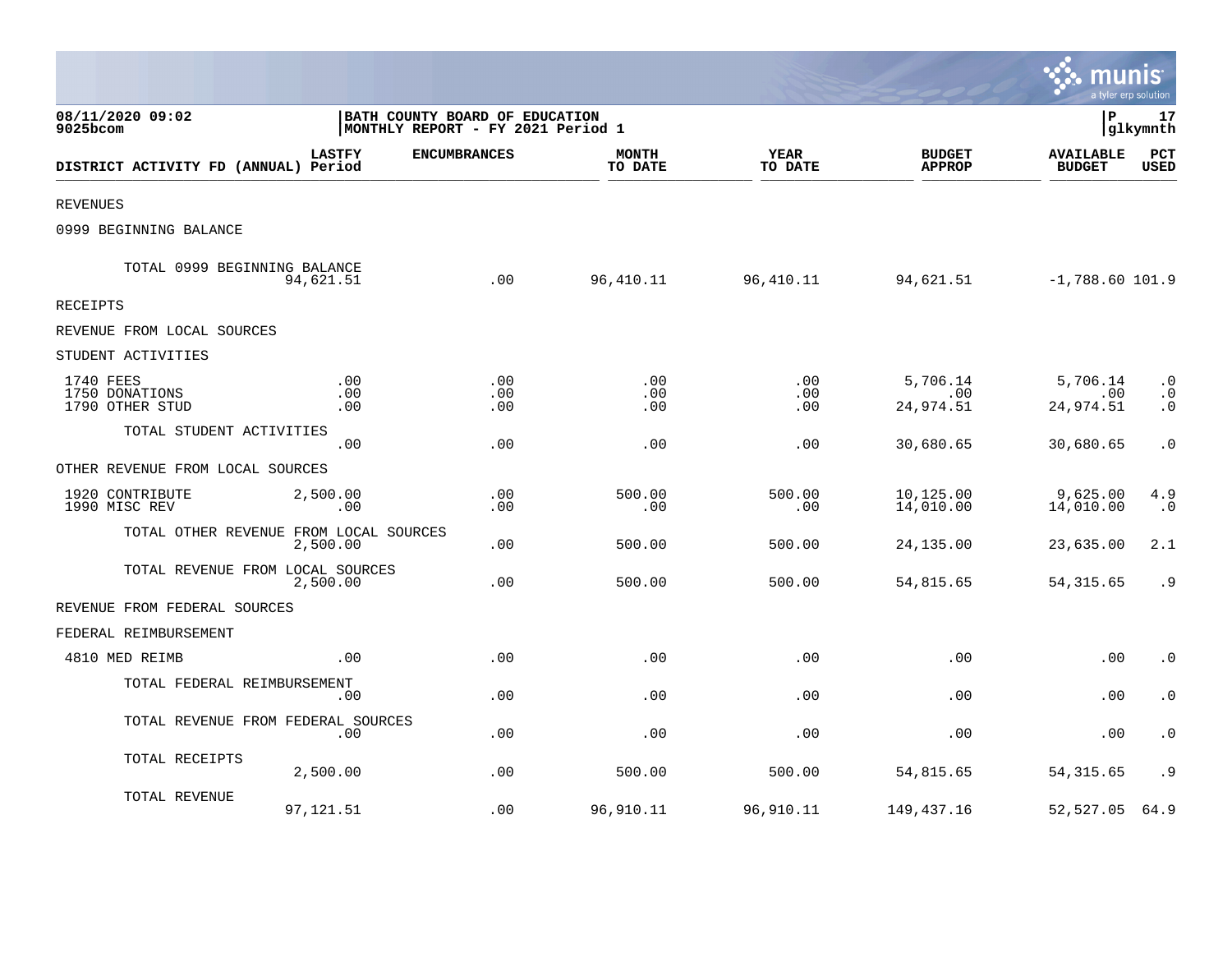08/11/2020 09:02
9025bcom

BATH COUNTY BOARD OF EDUCATION
MONTHLY REPORT - FY 2021 Period 1

P 17
glkymnth

| DISTRICT ACTIVITY FD (ANNUAL) | LASTFY Period | ENCUMBRANCES | MONTH TO DATE | YEAR TO DATE | BUDGET APPROP | AVAILABLE BUDGET | PCT USED |
|---|---|---|---|---|---|---|---|
| REVENUES | | | | | | | |
| 0999 BEGINNING BALANCE | | | | | | | |
| TOTAL 0999 BEGINNING BALANCE | 94,621.51 | .00 | 96,410.11 | 96,410.11 | 94,621.51 | -1,788.60 | 101.9 |
| RECEIPTS | | | | | | | |
| REVENUE FROM LOCAL SOURCES | | | | | | | |
| STUDENT ACTIVITIES | | | | | | | |
| 1740 FEES | .00 | .00 | .00 | .00 | 5,706.14 | 5,706.14 | .0 |
| 1750 DONATIONS | .00 | .00 | .00 | .00 | .00 | .00 | .0 |
| 1790 OTHER STUD | .00 | .00 | .00 | .00 | 24,974.51 | 24,974.51 | .0 |
| TOTAL STUDENT ACTIVITIES | .00 | .00 | .00 | .00 | 30,680.65 | 30,680.65 | .0 |
| OTHER REVENUE FROM LOCAL SOURCES | | | | | | | |
| 1920 CONTRIBUTE | 2,500.00 | .00 | 500.00 | 500.00 | 10,125.00 | 9,625.00 | 4.9 |
| 1990 MISC REV | .00 | .00 | .00 | .00 | 14,010.00 | 14,010.00 | .0 |
| TOTAL OTHER REVENUE FROM LOCAL SOURCES | 2,500.00 | .00 | 500.00 | 500.00 | 24,135.00 | 23,635.00 | 2.1 |
| TOTAL REVENUE FROM LOCAL SOURCES | 2,500.00 | .00 | 500.00 | 500.00 | 54,815.65 | 54,315.65 | .9 |
| REVENUE FROM FEDERAL SOURCES | | | | | | | |
| FEDERAL REIMBURSEMENT | | | | | | | |
| 4810 MED REIMB | .00 | .00 | .00 | .00 | .00 | .00 | .0 |
| TOTAL FEDERAL REIMBURSEMENT | .00 | .00 | .00 | .00 | .00 | .00 | .0 |
| TOTAL REVENUE FROM FEDERAL SOURCES | .00 | .00 | .00 | .00 | .00 | .00 | .0 |
| TOTAL RECEIPTS | 2,500.00 | .00 | 500.00 | 500.00 | 54,815.65 | 54,315.65 | .9 |
| TOTAL REVENUE | 97,121.51 | .00 | 96,910.11 | 96,910.11 | 149,437.16 | 52,527.05 | 64.9 |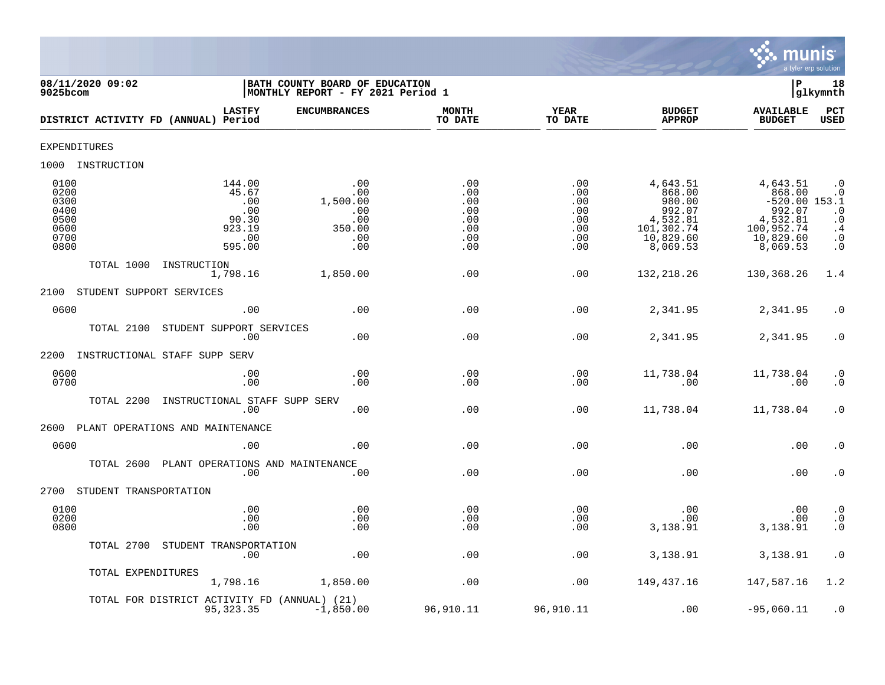08/11/2020 09:02 | BATH COUNTY BOARD OF EDUCATION | P 18
9025bcom | MONTHLY REPORT - FY 2021 Period 1 | glkymnth

| DISTRICT ACTIVITY FD (ANNUAL) | LASTFY Period | ENCUMBRANCES | MONTH TO DATE | YEAR TO DATE | BUDGET APPROP | AVAILABLE BUDGET | PCT USED |
|---|---|---|---|---|---|---|---|
| EXPENDITURES | | | | | | | |
| 1000 INSTRUCTION | | | | | | | |
| 0100 | 144.00 | .00 | .00 | .00 | 4,643.51 | 4,643.51 | .0 |
| 0200 | 45.67 | .00 | .00 | .00 | 868.00 | 868.00 | .0 |
| 0300 | .00 | 1,500.00 | .00 | .00 | 980.00 | -520.00 | 153.1 |
| 0400 | .00 | .00 | .00 | .00 | 992.07 | 992.07 | .0 |
| 0500 | 90.30 | .00 | .00 | .00 | 4,532.81 | 4,532.81 | .0 |
| 0600 | 923.19 | 350.00 | .00 | .00 | 101,302.74 | 100,952.74 | .4 |
| 0700 | .00 | .00 | .00 | .00 | 10,829.60 | 10,829.60 | .0 |
| 0800 | 595.00 | .00 | .00 | .00 | 8,069.53 | 8,069.53 | .0 |
| TOTAL 1000 INSTRUCTION | 1,798.16 | 1,850.00 | .00 | .00 | 132,218.26 | 130,368.26 | 1.4 |
| 2100 STUDENT SUPPORT SERVICES | | | | | | | |
| 0600 | .00 | .00 | .00 | .00 | 2,341.95 | 2,341.95 | .0 |
| TOTAL 2100 STUDENT SUPPORT SERVICES | .00 | .00 | .00 | .00 | 2,341.95 | 2,341.95 | .0 |
| 2200 INSTRUCTIONAL STAFF SUPP SERV | | | | | | | |
| 0600 | .00 | .00 | .00 | .00 | 11,738.04 | 11,738.04 | .0 |
| 0700 | .00 | .00 | .00 | .00 | .00 | .00 | .0 |
| TOTAL 2200 INSTRUCTIONAL STAFF SUPP SERV | .00 | .00 | .00 | .00 | 11,738.04 | 11,738.04 | .0 |
| 2600 PLANT OPERATIONS AND MAINTENANCE | | | | | | | |
| 0600 | .00 | .00 | .00 | .00 | .00 | .00 | .0 |
| TOTAL 2600 PLANT OPERATIONS AND MAINTENANCE | .00 | .00 | .00 | .00 | .00 | .00 | .0 |
| 2700 STUDENT TRANSPORTATION | | | | | | | |
| 0100 | .00 | .00 | .00 | .00 | .00 | .00 | .0 |
| 0200 | .00 | .00 | .00 | .00 | .00 | .00 | .0 |
| 0800 | .00 | .00 | .00 | .00 | 3,138.91 | 3,138.91 | .0 |
| TOTAL 2700 STUDENT TRANSPORTATION | .00 | .00 | .00 | .00 | 3,138.91 | 3,138.91 | .0 |
| TOTAL EXPENDITURES | 1,798.16 | 1,850.00 | .00 | .00 | 149,437.16 | 147,587.16 | 1.2 |
| TOTAL FOR DISTRICT ACTIVITY FD (ANNUAL) (21) | 95,323.35 | -1,850.00 | 96,910.11 | 96,910.11 | .00 | -95,060.11 | .0 |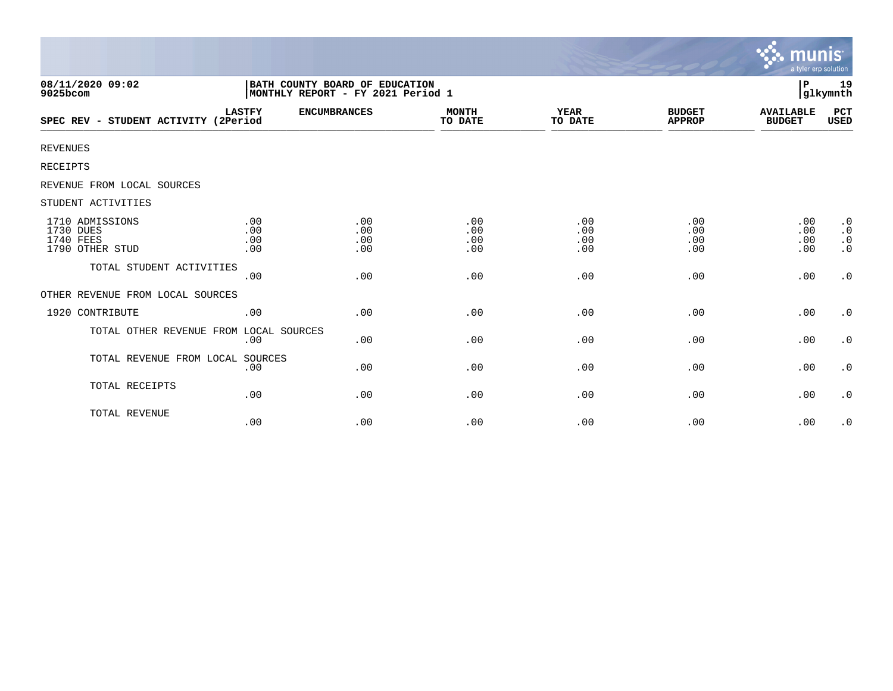08/11/2020 09:02
9025bcom

BATH COUNTY BOARD OF EDUCATION
MONTHLY REPORT - FY 2021 Period 1

glkymnth

| SPEC REV - STUDENT ACTIVITY | LASTFY (2Period | ENCUMBRANCES | MONTH TO DATE | YEAR TO DATE | BUDGET APPROP | AVAILABLE BUDGET | PCT USED |
|---|---|---|---|---|---|---|---|
| REVENUES | | | | | | | |
| RECEIPTS | | | | | | | |
| REVENUE FROM LOCAL SOURCES | | | | | | | |
| STUDENT ACTIVITIES | | | | | | | |
| 1710 ADMISSIONS | .00 | .00 | .00 | .00 | .00 | .00 | .0 |
| 1730 DUES | .00 | .00 | .00 | .00 | .00 | .00 | .0 |
| 1740 FEES | .00 | .00 | .00 | .00 | .00 | .00 | .0 |
| 1790 OTHER STUD | .00 | .00 | .00 | .00 | .00 | .00 | .0 |
| TOTAL STUDENT ACTIVITIES | .00 | .00 | .00 | .00 | .00 | .00 | .0 |
| OTHER REVENUE FROM LOCAL SOURCES | | | | | | | |
| 1920 CONTRIBUTE | .00 | .00 | .00 | .00 | .00 | .00 | .0 |
| TOTAL OTHER REVENUE FROM LOCAL SOURCES | .00 | .00 | .00 | .00 | .00 | .00 | .0 |
| TOTAL REVENUE FROM LOCAL SOURCES | .00 | .00 | .00 | .00 | .00 | .00 | .0 |
| TOTAL RECEIPTS | .00 | .00 | .00 | .00 | .00 | .00 | .0 |
| TOTAL REVENUE | .00 | .00 | .00 | .00 | .00 | .00 | .0 |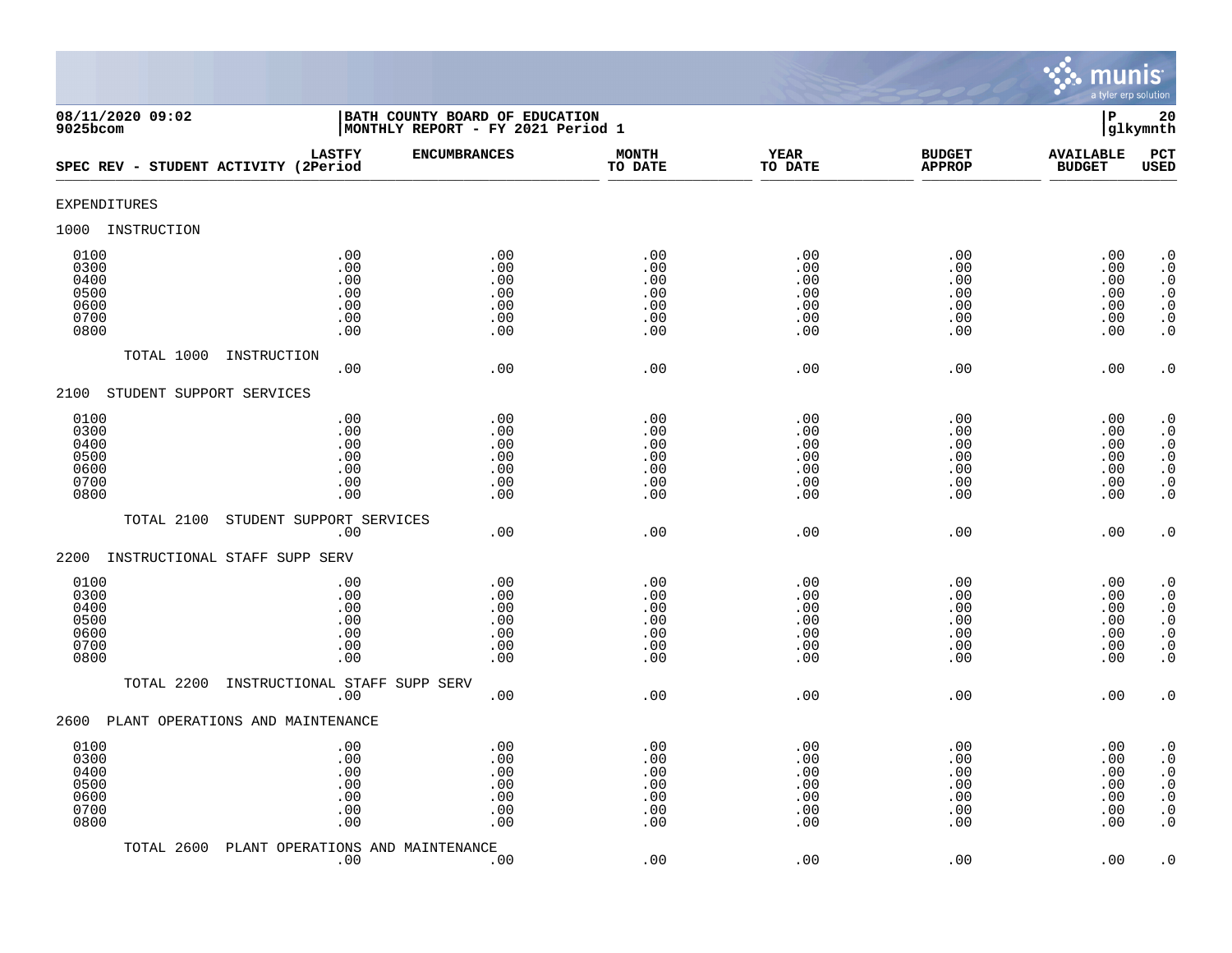08/11/2020 09:02 | BATH COUNTY BOARD OF EDUCATION | P 20
9025bcom | MONTHLY REPORT - FY 2021 Period 1 | glkymnth

| SPEC REV - STUDENT ACTIVITY (2 | LASTFY Period | ENCUMBRANCES | MONTH TO DATE | YEAR TO DATE | BUDGET APPROP | AVAILABLE BUDGET | PCT USED |
|---|---|---|---|---|---|---|---|
| **EXPENDITURES** | | | | | | | |
| **1000 INSTRUCTION** | | | | | | | |
| 0100 | .00 | .00 | .00 | .00 | .00 | .00 | .0 |
| 0300 | .00 | .00 | .00 | .00 | .00 | .00 | .0 |
| 0400 | .00 | .00 | .00 | .00 | .00 | .00 | .0 |
| 0500 | .00 | .00 | .00 | .00 | .00 | .00 | .0 |
| 0600 | .00 | .00 | .00 | .00 | .00 | .00 | .0 |
| 0700 | .00 | .00 | .00 | .00 | .00 | .00 | .0 |
| 0800 | .00 | .00 | .00 | .00 | .00 | .00 | .0 |
| TOTAL 1000 INSTRUCTION | .00 | .00 | .00 | .00 | .00 | .00 | .0 |
| **2100 STUDENT SUPPORT SERVICES** | | | | | | | |
| 0100 | .00 | .00 | .00 | .00 | .00 | .00 | .0 |
| 0300 | .00 | .00 | .00 | .00 | .00 | .00 | .0 |
| 0400 | .00 | .00 | .00 | .00 | .00 | .00 | .0 |
| 0500 | .00 | .00 | .00 | .00 | .00 | .00 | .0 |
| 0600 | .00 | .00 | .00 | .00 | .00 | .00 | .0 |
| 0700 | .00 | .00 | .00 | .00 | .00 | .00 | .0 |
| 0800 | .00 | .00 | .00 | .00 | .00 | .00 | .0 |
| TOTAL 2100 STUDENT SUPPORT SERVICES | .00 | .00 | .00 | .00 | .00 | .00 | .0 |
| **2200 INSTRUCTIONAL STAFF SUPP SERV** | | | | | | | |
| 0100 | .00 | .00 | .00 | .00 | .00 | .00 | .0 |
| 0300 | .00 | .00 | .00 | .00 | .00 | .00 | .0 |
| 0400 | .00 | .00 | .00 | .00 | .00 | .00 | .0 |
| 0500 | .00 | .00 | .00 | .00 | .00 | .00 | .0 |
| 0600 | .00 | .00 | .00 | .00 | .00 | .00 | .0 |
| 0700 | .00 | .00 | .00 | .00 | .00 | .00 | .0 |
| 0800 | .00 | .00 | .00 | .00 | .00 | .00 | .0 |
| TOTAL 2200 INSTRUCTIONAL STAFF SUPP SERV | .00 | .00 | .00 | .00 | .00 | .00 | .0 |
| **2600 PLANT OPERATIONS AND MAINTENANCE** | | | | | | | |
| 0100 | .00 | .00 | .00 | .00 | .00 | .00 | .0 |
| 0300 | .00 | .00 | .00 | .00 | .00 | .00 | .0 |
| 0400 | .00 | .00 | .00 | .00 | .00 | .00 | .0 |
| 0500 | .00 | .00 | .00 | .00 | .00 | .00 | .0 |
| 0600 | .00 | .00 | .00 | .00 | .00 | .00 | .0 |
| 0700 | .00 | .00 | .00 | .00 | .00 | .00 | .0 |
| 0800 | .00 | .00 | .00 | .00 | .00 | .00 | .0 |
| TOTAL 2600 PLANT OPERATIONS AND MAINTENANCE | .00 | .00 | .00 | .00 | .00 | .00 | .0 |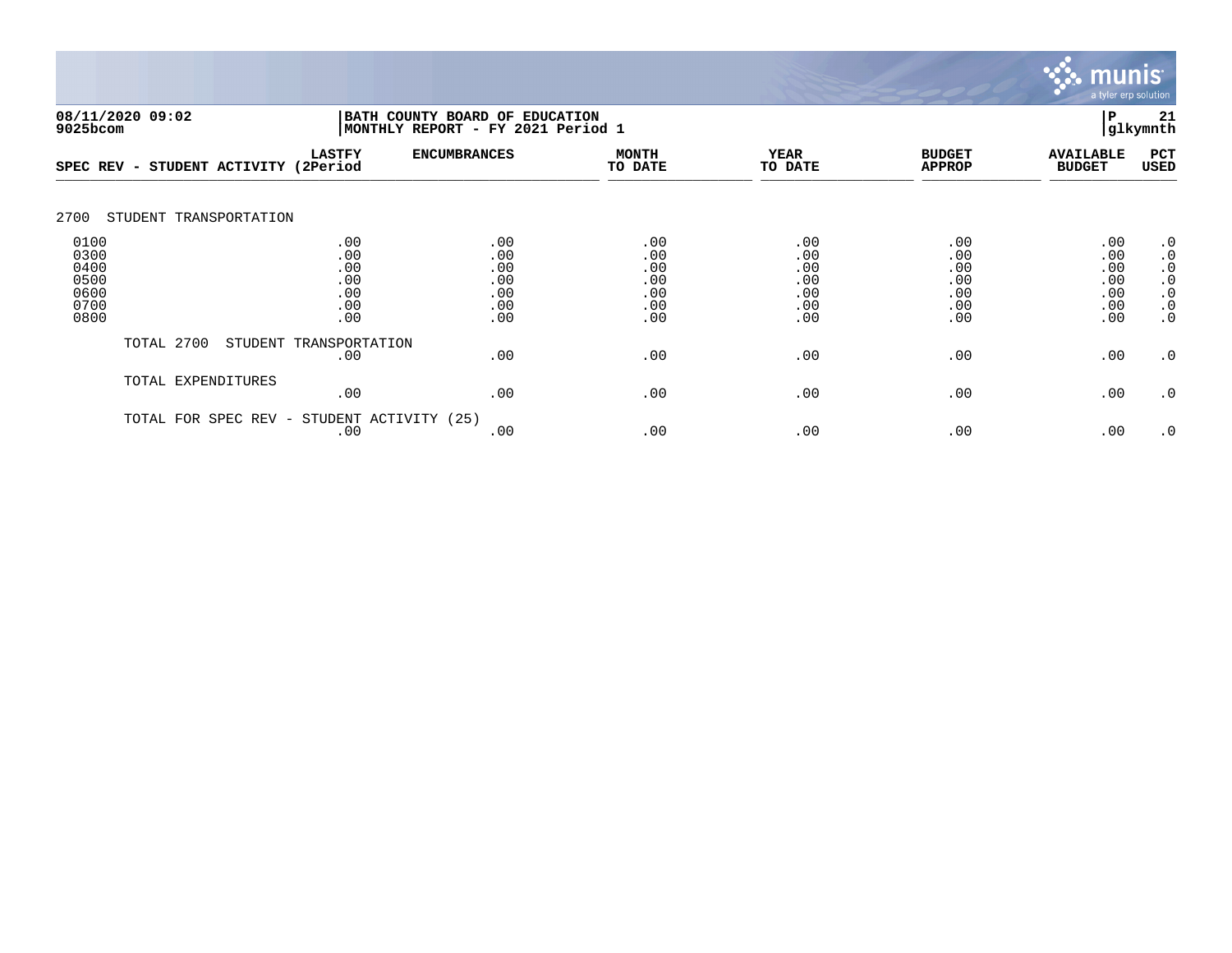08/11/2020 09:02
9025bcom

BATH COUNTY BOARD OF EDUCATION
MONTHLY REPORT - FY 2021 Period 1

P 21
glkymnth

| SPEC REV - STUDENT ACTIVITY | LASTFY (2Period | ENCUMBRANCES | MONTH TO DATE | YEAR TO DATE | BUDGET APPROP | AVAILABLE BUDGET | PCT USED |
|---|---|---|---|---|---|---|---|
| **2700 STUDENT TRANSPORTATION** | | | | | | | |
| 0100 | .00 | .00 | .00 | .00 | .00 | .00 | .0 |
| 0300 | .00 | .00 | .00 | .00 | .00 | .00 | .0 |
| 0400 | .00 | .00 | .00 | .00 | .00 | .00 | .0 |
| 0500 | .00 | .00 | .00 | .00 | .00 | .00 | .0 |
| 0600 | .00 | .00 | .00 | .00 | .00 | .00 | .0 |
| 0700 | .00 | .00 | .00 | .00 | .00 | .00 | .0 |
| 0800 | .00 | .00 | .00 | .00 | .00 | .00 | .0 |
| TOTAL 2700 STUDENT TRANSPORTATION | .00 | .00 | .00 | .00 | .00 | .00 | .0 |
| TOTAL EXPENDITURES | .00 | .00 | .00 | .00 | .00 | .00 | .0 |
| TOTAL FOR SPEC REV - STUDENT ACTIVITY (25) | .00 | .00 | .00 | .00 | .00 | .00 | .0 |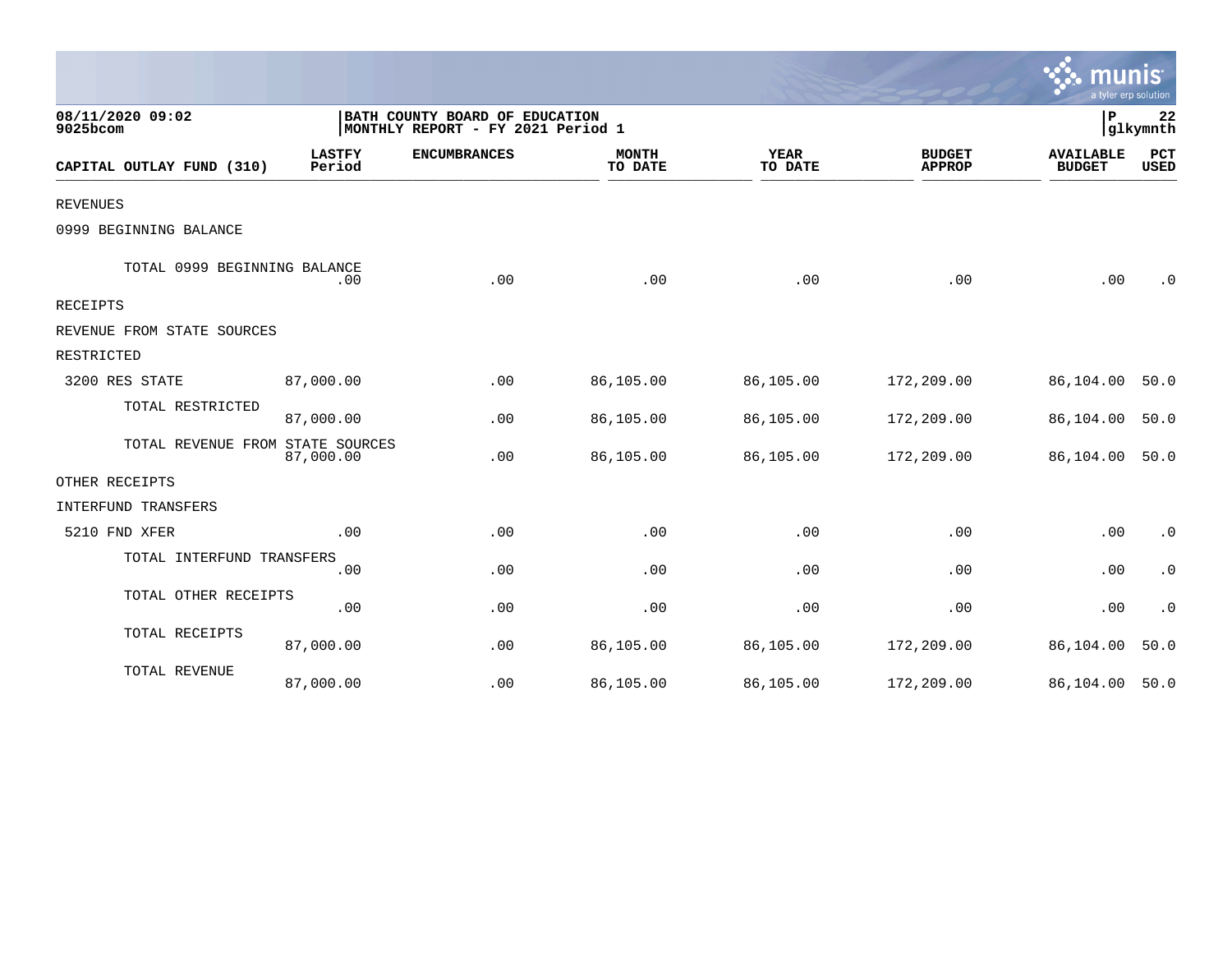08/11/2020 09:02
9025bcom

BATH COUNTY BOARD OF EDUCATION
MONTHLY REPORT - FY 2021 Period 1

P 22
glkymnth

| CAPITAL OUTLAY FUND (310) | LASTFY Period | ENCUMBRANCES | MONTH TO DATE | YEAR TO DATE | BUDGET APPROP | AVAILABLE BUDGET | PCT USED |
|---|---|---|---|---|---|---|---|
| REVENUES | | | | | | | |
| 0999 BEGINNING BALANCE | | | | | | | |
| TOTAL 0999 BEGINNING BALANCE | .00 | .00 | .00 | .00 | .00 | .00 | .0 |
| RECEIPTS | | | | | | | |
| REVENUE FROM STATE SOURCES | | | | | | | |
| RESTRICTED | | | | | | | |
| 3200 RES STATE | 87,000.00 | .00 | 86,105.00 | 86,105.00 | 172,209.00 | 86,104.00 | 50.0 |
| TOTAL RESTRICTED | 87,000.00 | .00 | 86,105.00 | 86,105.00 | 172,209.00 | 86,104.00 | 50.0 |
| TOTAL REVENUE FROM STATE SOURCES | 87,000.00 | .00 | 86,105.00 | 86,105.00 | 172,209.00 | 86,104.00 | 50.0 |
| OTHER RECEIPTS | | | | | | | |
| INTERFUND TRANSFERS | | | | | | | |
| 5210 FND XFER | .00 | .00 | .00 | .00 | .00 | .00 | .0 |
| TOTAL INTERFUND TRANSFERS | .00 | .00 | .00 | .00 | .00 | .00 | .0 |
| TOTAL OTHER RECEIPTS | .00 | .00 | .00 | .00 | .00 | .00 | .0 |
| TOTAL RECEIPTS | 87,000.00 | .00 | 86,105.00 | 86,105.00 | 172,209.00 | 86,104.00 | 50.0 |
| TOTAL REVENUE | 87,000.00 | .00 | 86,105.00 | 86,105.00 | 172,209.00 | 86,104.00 | 50.0 |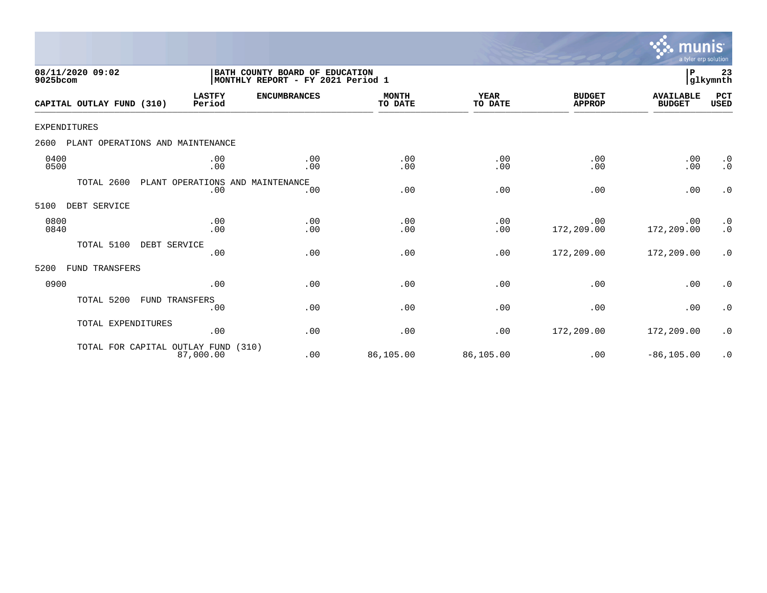08/11/2020 09:02
9025bcom

BATH COUNTY BOARD OF EDUCATION
MONTHLY REPORT - FY 2021 Period 1

P 23
glkymnth

| CAPITAL OUTLAY FUND (310) | LASTFY Period | ENCUMBRANCES | MONTH TO DATE | YEAR TO DATE | BUDGET APPROP | AVAILABLE BUDGET | PCT USED |
|---|---|---|---|---|---|---|---|
| EXPENDITURES | | | | | | | |
| 2600 PLANT OPERATIONS AND MAINTENANCE | | | | | | | |
| 0400 | .00 | .00 | .00 | .00 | .00 | .00 | .0 |
| 0500 | .00 | .00 | .00 | .00 | .00 | .00 | .0 |
| TOTAL 2600 PLANT OPERATIONS AND MAINTENANCE | .00 | .00 | .00 | .00 | .00 | .00 | .0 |
| 5100 DEBT SERVICE | | | | | | | |
| 0800 | .00 | .00 | .00 | .00 | .00 | .00 | .0 |
| 0840 | .00 | .00 | .00 | .00 | 172,209.00 | 172,209.00 | .0 |
| TOTAL 5100 DEBT SERVICE | .00 | .00 | .00 | .00 | 172,209.00 | 172,209.00 | .0 |
| 5200 FUND TRANSFERS | | | | | | | |
| 0900 | .00 | .00 | .00 | .00 | .00 | .00 | .0 |
| TOTAL 5200 FUND TRANSFERS | .00 | .00 | .00 | .00 | .00 | .00 | .0 |
| TOTAL EXPENDITURES | .00 | .00 | .00 | .00 | 172,209.00 | 172,209.00 | .0 |
| TOTAL FOR CAPITAL OUTLAY FUND (310) | 87,000.00 | .00 | 86,105.00 | 86,105.00 | .00 | -86,105.00 | .0 |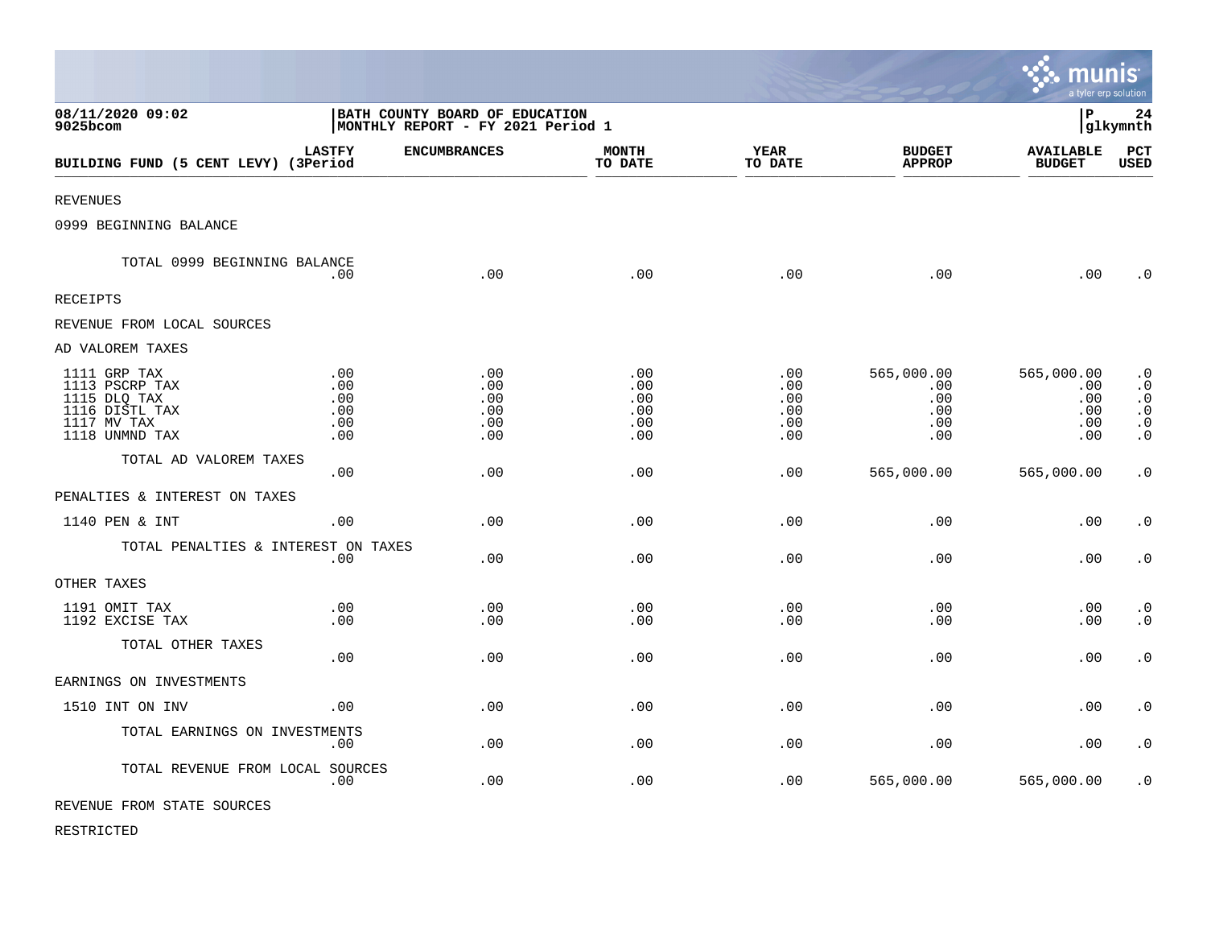08/11/2020 09:02 | BATH COUNTY BOARD OF EDUCATION | P 24
9025bcom | MONTHLY REPORT - FY 2021 Period 1 | glkymnth

| BUILDING FUND (5 CENT LEVY) | LASTFY (3Period | ENCUMBRANCES | MONTH TO DATE | YEAR TO DATE | BUDGET APPROP | AVAILABLE BUDGET | PCT USED |
|---|---|---|---|---|---|---|---|
| REVENUES | | | | | | | |
| 0999 BEGINNING BALANCE | | | | | | | |
| TOTAL 0999 BEGINNING BALANCE | .00 | .00 | .00 | .00 | .00 | .00 | .0 |
| RECEIPTS | | | | | | | |
| REVENUE FROM LOCAL SOURCES | | | | | | | |
| AD VALOREM TAXES | | | | | | | |
| 1111 GRP TAX | .00 | .00 | .00 | .00 | 565,000.00 | 565,000.00 | .0 |
| 1113 PSCRP TAX | .00 | .00 | .00 | .00 | .00 | .00 | .0 |
| 1115 DLQ TAX | .00 | .00 | .00 | .00 | .00 | .00 | .0 |
| 1116 DISTL TAX | .00 | .00 | .00 | .00 | .00 | .00 | .0 |
| 1117 MV TAX | .00 | .00 | .00 | .00 | .00 | .00 | .0 |
| 1118 UNMND TAX | .00 | .00 | .00 | .00 | .00 | .00 | .0 |
| TOTAL AD VALOREM TAXES | .00 | .00 | .00 | .00 | 565,000.00 | 565,000.00 | .0 |
| PENALTIES & INTEREST ON TAXES | | | | | | | |
| 1140 PEN & INT | .00 | .00 | .00 | .00 | .00 | .00 | .0 |
| TOTAL PENALTIES & INTEREST ON TAXES | .00 | .00 | .00 | .00 | .00 | .00 | .0 |
| OTHER TAXES | | | | | | | |
| 1191 OMIT TAX | .00 | .00 | .00 | .00 | .00 | .00 | .0 |
| 1192 EXCISE TAX | .00 | .00 | .00 | .00 | .00 | .00 | .0 |
| TOTAL OTHER TAXES | .00 | .00 | .00 | .00 | .00 | .00 | .0 |
| EARNINGS ON INVESTMENTS | | | | | | | |
| 1510 INT ON INV | .00 | .00 | .00 | .00 | .00 | .00 | .0 |
| TOTAL EARNINGS ON INVESTMENTS | .00 | .00 | .00 | .00 | .00 | .00 | .0 |
| TOTAL REVENUE FROM LOCAL SOURCES | .00 | .00 | .00 | .00 | 565,000.00 | 565,000.00 | .0 |
| REVENUE FROM STATE SOURCES | | | | | | | |
| RESTRICTED | | | | | | | |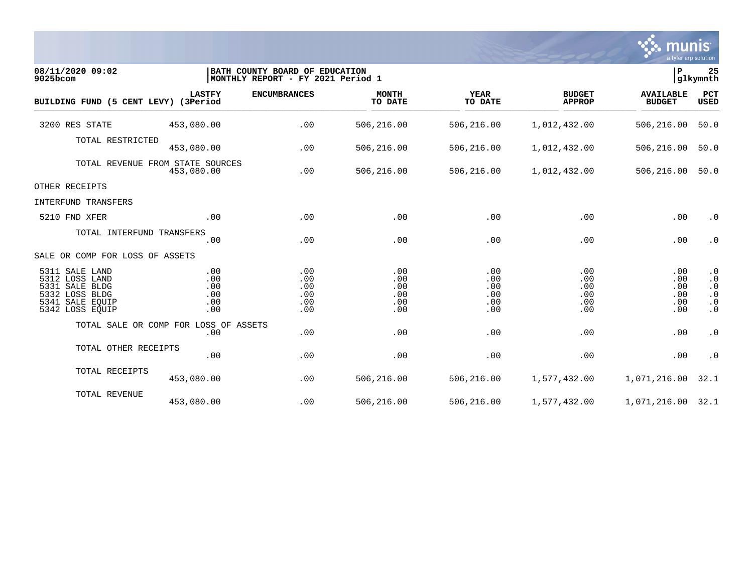08/11/2020 09:02
9025bcom

BATH COUNTY BOARD OF EDUCATION
MONTHLY REPORT - FY 2021 Period 1

P 25
glkymnth

| BUILDING FUND (5 CENT LEVY) | LASTFY (3Period | ENCUMBRANCES | MONTH TO DATE | YEAR TO DATE | BUDGET APPROP | AVAILABLE BUDGET | PCT USED |
|---|---|---|---|---|---|---|---|
| 3200 RES STATE | 453,080.00 | .00 | 506,216.00 | 506,216.00 | 1,012,432.00 | 506,216.00 | 50.0 |
| TOTAL RESTRICTED | 453,080.00 | .00 | 506,216.00 | 506,216.00 | 1,012,432.00 | 506,216.00 | 50.0 |
| TOTAL REVENUE FROM STATE SOURCES | 453,080.00 | .00 | 506,216.00 | 506,216.00 | 1,012,432.00 | 506,216.00 | 50.0 |
| OTHER RECEIPTS | | | | | | | |
| INTERFUND TRANSFERS | | | | | | | |
| 5210 FND XFER | .00 | .00 | .00 | .00 | .00 | .00 | .0 |
| TOTAL INTERFUND TRANSFERS | .00 | .00 | .00 | .00 | .00 | .00 | .0 |
| SALE OR COMP FOR LOSS OF ASSETS | | | | | | | |
| 5311 SALE LAND | .00 | .00 | .00 | .00 | .00 | .00 | .0 |
| 5312 LOSS LAND | .00 | .00 | .00 | .00 | .00 | .00 | .0 |
| 5331 SALE BLDG | .00 | .00 | .00 | .00 | .00 | .00 | .0 |
| 5332 LOSS BLDG | .00 | .00 | .00 | .00 | .00 | .00 | .0 |
| 5341 SALE EQUIP | .00 | .00 | .00 | .00 | .00 | .00 | .0 |
| 5342 LOSS EQUIP | .00 | .00 | .00 | .00 | .00 | .00 | .0 |
| TOTAL SALE OR COMP FOR LOSS OF ASSETS | .00 | .00 | .00 | .00 | .00 | .00 | .0 |
| TOTAL OTHER RECEIPTS | .00 | .00 | .00 | .00 | .00 | .00 | .0 |
| TOTAL RECEIPTS | 453,080.00 | .00 | 506,216.00 | 506,216.00 | 1,577,432.00 | 1,071,216.00 | 32.1 |
| TOTAL REVENUE | 453,080.00 | .00 | 506,216.00 | 506,216.00 | 1,577,432.00 | 1,071,216.00 | 32.1 |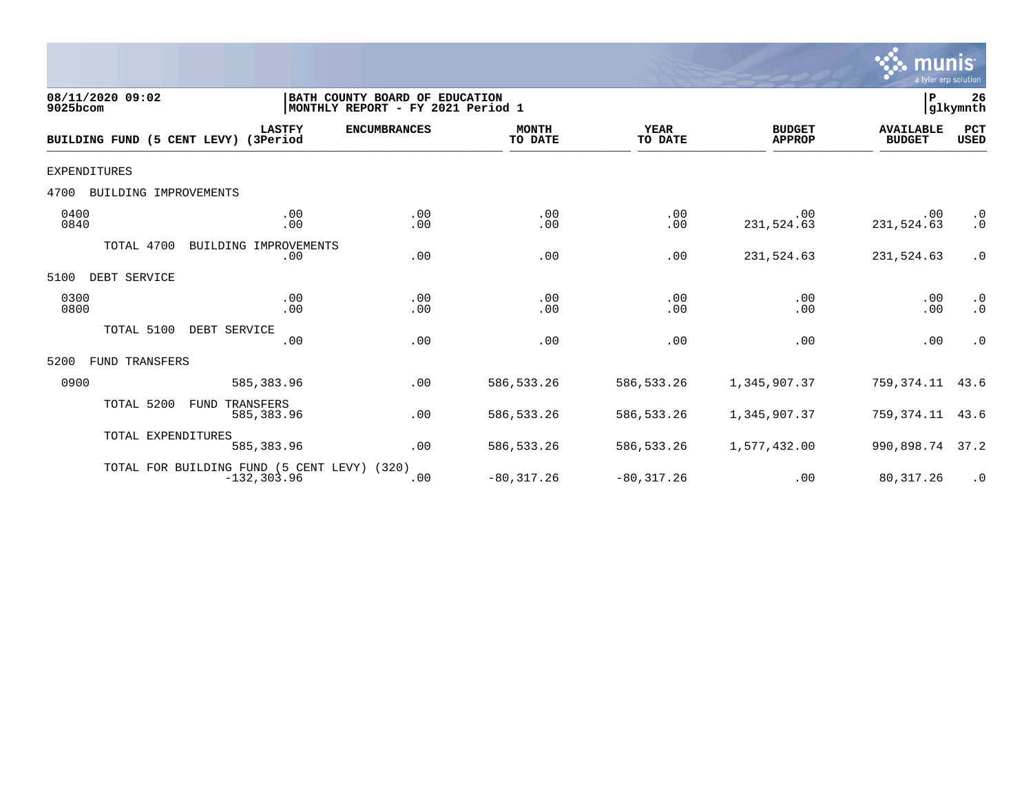08/11/2020 09:02 | BATH COUNTY BOARD OF EDUCATION | P 26
9025bcom | MONTHLY REPORT - FY 2021 Period 1 | glkymnth

| BUILDING FUND (5 CENT LEVY) | LASTFY (3Period | ENCUMBRANCES | MONTH TO DATE | YEAR TO DATE | BUDGET APPROP | AVAILABLE BUDGET | PCT USED |
|---|---|---|---|---|---|---|---|
| EXPENDITURES | | | | | | | |
| 4700 BUILDING IMPROVEMENTS | | | | | | | |
| 0400 | .00 | .00 | .00 | .00 | .00 | .00 | .0 |
| 0840 | .00 | .00 | .00 | .00 | 231,524.63 | 231,524.63 | .0 |
| TOTAL 4700 BUILDING IMPROVEMENTS | .00 | .00 | .00 | .00 | 231,524.63 | 231,524.63 | .0 |
| 5100 DEBT SERVICE | | | | | | | |
| 0300 | .00 | .00 | .00 | .00 | .00 | .00 | .0 |
| 0800 | .00 | .00 | .00 | .00 | .00 | .00 | .0 |
| TOTAL 5100 DEBT SERVICE | .00 | .00 | .00 | .00 | .00 | .00 | .0 |
| 5200 FUND TRANSFERS | | | | | | | |
| 0900 | 585,383.96 | .00 | 586,533.26 | 586,533.26 | 1,345,907.37 | 759,374.11 | 43.6 |
| TOTAL 5200 FUND TRANSFERS | 585,383.96 | .00 | 586,533.26 | 586,533.26 | 1,345,907.37 | 759,374.11 | 43.6 |
| TOTAL EXPENDITURES | 585,383.96 | .00 | 586,533.26 | 586,533.26 | 1,577,432.00 | 990,898.74 | 37.2 |
| TOTAL FOR BUILDING FUND (5 CENT LEVY) (320) | -132,303.96 | .00 | -80,317.26 | -80,317.26 | .00 | 80,317.26 | .0 |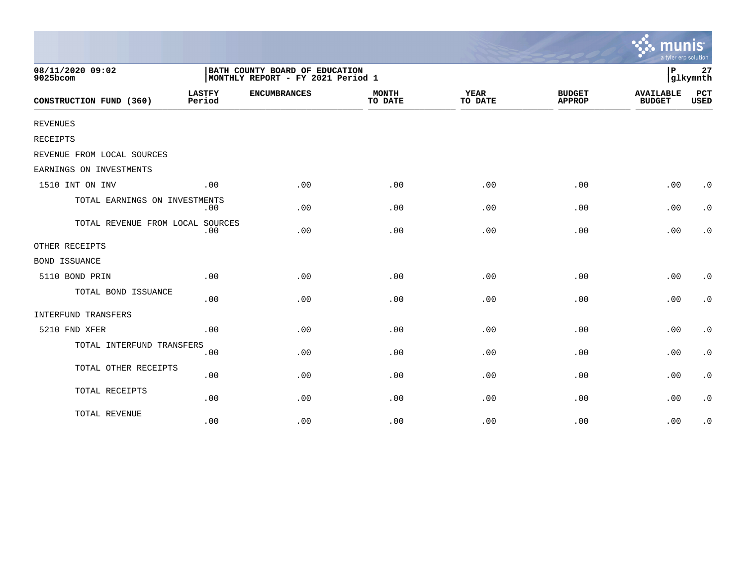08/11/2020 09:02
9025bcom

**BATH COUNTY BOARD OF EDUCATION**
**MONTHLY REPORT - FY 2021 Period 1**

P 27
glkymnth

| CONSTRUCTION FUND (360) | LASTFY Period | ENCUMBRANCES | MONTH TO DATE | YEAR TO DATE | BUDGET APPROP | AVAILABLE BUDGET | PCT USED |
|---|---|---|---|---|---|---|---|
| REVENUES | | | | | | | |
| RECEIPTS | | | | | | | |
| REVENUE FROM LOCAL SOURCES | | | | | | | |
| EARNINGS ON INVESTMENTS | | | | | | | |
| 1510 INT ON INV | .00 | .00 | .00 | .00 | .00 | .00 | .0 |
| TOTAL EARNINGS ON INVESTMENTS | .00 | .00 | .00 | .00 | .00 | .00 | .0 |
| TOTAL REVENUE FROM LOCAL SOURCES | .00 | .00 | .00 | .00 | .00 | .00 | .0 |
| OTHER RECEIPTS | | | | | | | |
| BOND ISSUANCE | | | | | | | |
| 5110 BOND PRIN | .00 | .00 | .00 | .00 | .00 | .00 | .0 |
| TOTAL BOND ISSUANCE | .00 | .00 | .00 | .00 | .00 | .00 | .0 |
| INTERFUND TRANSFERS | | | | | | | |
| 5210 FND XFER | .00 | .00 | .00 | .00 | .00 | .00 | .0 |
| TOTAL INTERFUND TRANSFERS | .00 | .00 | .00 | .00 | .00 | .00 | .0 |
| TOTAL OTHER RECEIPTS | .00 | .00 | .00 | .00 | .00 | .00 | .0 |
| TOTAL RECEIPTS | .00 | .00 | .00 | .00 | .00 | .00 | .0 |
| TOTAL REVENUE | .00 | .00 | .00 | .00 | .00 | .00 | .0 |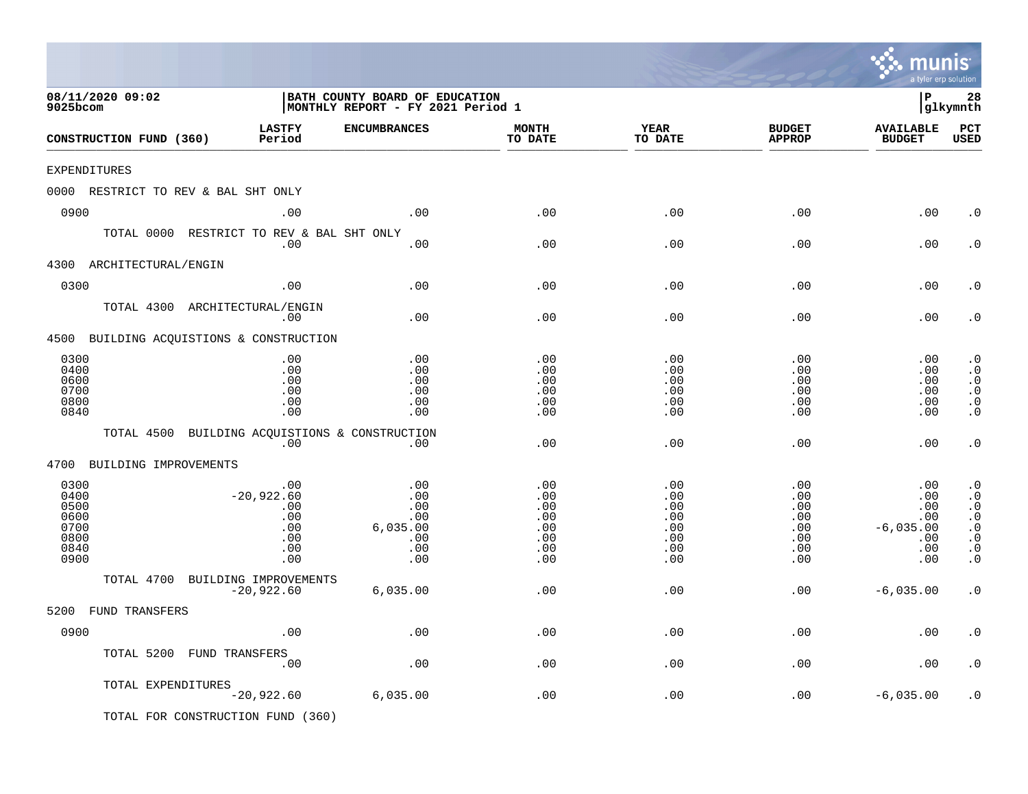08/11/2020 09:02
9025bcom

**BATH COUNTY BOARD OF EDUCATION**
**MONTHLY REPORT - FY 2021 Period 1**

P 28
glkymnth

| CONSTRUCTION FUND (360) | LASTFY Period | ENCUMBRANCES | MONTH TO DATE | YEAR TO DATE | BUDGET APPROP | AVAILABLE BUDGET | PCT USED |
|---|---|---|---|---|---|---|---|
| EXPENDITURES | | | | | | | |
| 0000 RESTRICT TO REV & BAL SHT ONLY | | | | | | | |
| 0900 | .00 | .00 | .00 | .00 | .00 | .00 | .0 |
| TOTAL 0000 RESTRICT TO REV & BAL SHT ONLY | .00 | .00 | .00 | .00 | .00 | .00 | .0 |
| 4300 ARCHITECTURAL/ENGIN | | | | | | | |
| 0300 | .00 | .00 | .00 | .00 | .00 | .00 | .0 |
| TOTAL 4300 ARCHITECTURAL/ENGIN | .00 | .00 | .00 | .00 | .00 | .00 | .0 |
| 4500 BUILDING ACQUISTIONS & CONSTRUCTION | | | | | | | |
| 0300 | .00 | .00 | .00 | .00 | .00 | .00 | .0 |
| 0400 | .00 | .00 | .00 | .00 | .00 | .00 | .0 |
| 0600 | .00 | .00 | .00 | .00 | .00 | .00 | .0 |
| 0700 | .00 | .00 | .00 | .00 | .00 | .00 | .0 |
| 0800 | .00 | .00 | .00 | .00 | .00 | .00 | .0 |
| 0840 | .00 | .00 | .00 | .00 | .00 | .00 | .0 |
| TOTAL 4500 BUILDING ACQUISTIONS & CONSTRUCTION | .00 | .00 | .00 | .00 | .00 | .00 | .0 |
| 4700 BUILDING IMPROVEMENTS | | | | | | | |
| 0300 | .00 | .00 | .00 | .00 | .00 | .00 | .0 |
| 0400 | -20,922.60 | .00 | .00 | .00 | .00 | .00 | .0 |
| 0500 | .00 | .00 | .00 | .00 | .00 | .00 | .0 |
| 0600 | .00 | .00 | .00 | .00 | .00 | .00 | .0 |
| 0700 | .00 | 6,035.00 | .00 | .00 | .00 | -6,035.00 | .0 |
| 0800 | .00 | .00 | .00 | .00 | .00 | .00 | .0 |
| 0840 | .00 | .00 | .00 | .00 | .00 | .00 | .0 |
| 0900 | .00 | .00 | .00 | .00 | .00 | .00 | .0 |
| TOTAL 4700 BUILDING IMPROVEMENTS | -20,922.60 | 6,035.00 | .00 | .00 | .00 | -6,035.00 | .0 |
| 5200 FUND TRANSFERS | | | | | | | |
| 0900 | .00 | .00 | .00 | .00 | .00 | .00 | .0 |
| TOTAL 5200 FUND TRANSFERS | .00 | .00 | .00 | .00 | .00 | .00 | .0 |
| TOTAL EXPENDITURES | -20,922.60 | 6,035.00 | .00 | .00 | .00 | -6,035.00 | .0 |
| TOTAL FOR CONSTRUCTION FUND (360) | | | | | | | |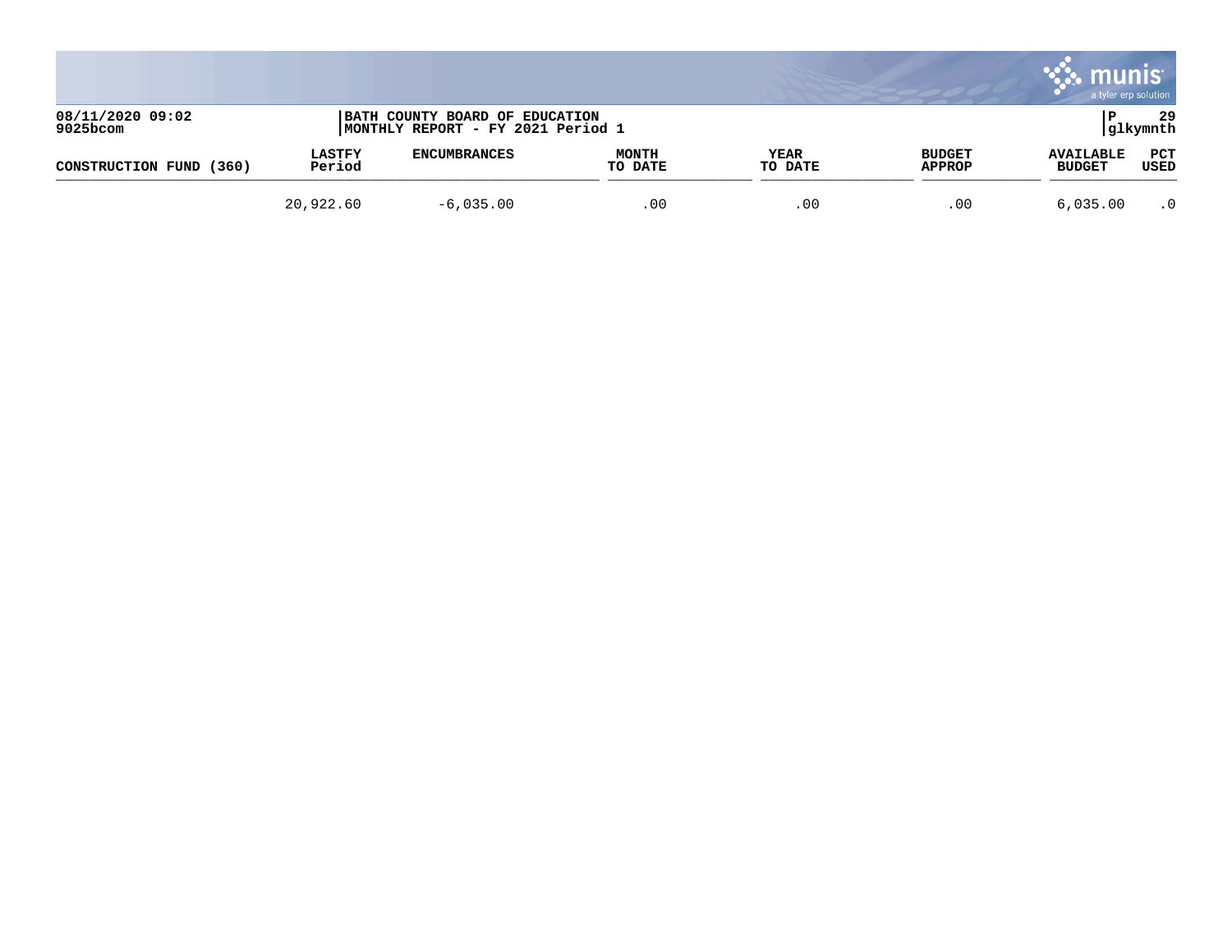| CONSTRUCTION FUND (360) | LASTFY Period | ENCUMBRANCES | MONTH TO DATE | YEAR TO DATE | BUDGET APPROP | AVAILABLE BUDGET | PCT USED |
|---|---|---|---|---|---|---|---|
| | 20,922.60 | -6,035.00 | .00 | .00 | .00 | 6,035.00 | .0 |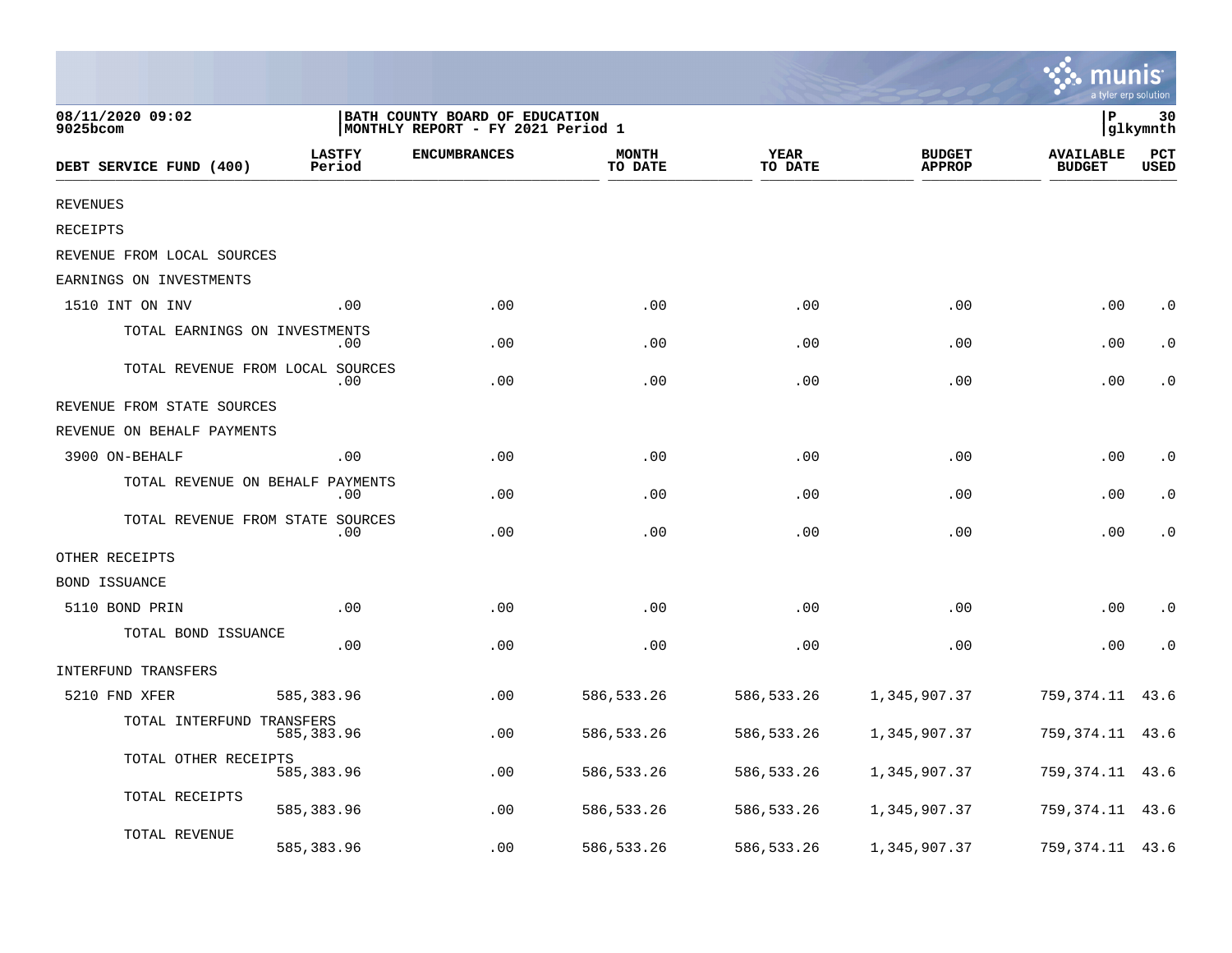08/11/2020 09:02
9025bcom

BATH COUNTY BOARD OF EDUCATION
MONTHLY REPORT - FY 2021 Period 1

P 30
glkymnth

| DEBT SERVICE FUND (400) | LASTFY Period | ENCUMBRANCES | MONTH TO DATE | YEAR TO DATE | BUDGET APPROP | AVAILABLE BUDGET | PCT USED |
|---|---|---|---|---|---|---|---|
| REVENUES | | | | | | | |
| RECEIPTS | | | | | | | |
| REVENUE FROM LOCAL SOURCES | | | | | | | |
| EARNINGS ON INVESTMENTS | | | | | | | |
| 1510 INT ON INV | .00 | .00 | .00 | .00 | .00 | .00 | .0 |
| TOTAL EARNINGS ON INVESTMENTS | .00 | .00 | .00 | .00 | .00 | .00 | .0 |
| TOTAL REVENUE FROM LOCAL SOURCES | .00 | .00 | .00 | .00 | .00 | .00 | .0 |
| REVENUE FROM STATE SOURCES | | | | | | | |
| REVENUE ON BEHALF PAYMENTS | | | | | | | |
| 3900 ON-BEHALF | .00 | .00 | .00 | .00 | .00 | .00 | .0 |
| TOTAL REVENUE ON BEHALF PAYMENTS | .00 | .00 | .00 | .00 | .00 | .00 | .0 |
| TOTAL REVENUE FROM STATE SOURCES | .00 | .00 | .00 | .00 | .00 | .00 | .0 |
| OTHER RECEIPTS | | | | | | | |
| BOND ISSUANCE | | | | | | | |
| 5110 BOND PRIN | .00 | .00 | .00 | .00 | .00 | .00 | .0 |
| TOTAL BOND ISSUANCE | .00 | .00 | .00 | .00 | .00 | .00 | .0 |
| INTERFUND TRANSFERS | | | | | | | |
| 5210 FND XFER | 585,383.96 | .00 | 586,533.26 | 586,533.26 | 1,345,907.37 | 759,374.11 | 43.6 |
| TOTAL INTERFUND TRANSFERS | 585,383.96 | .00 | 586,533.26 | 586,533.26 | 1,345,907.37 | 759,374.11 | 43.6 |
| TOTAL OTHER RECEIPTS | 585,383.96 | .00 | 586,533.26 | 586,533.26 | 1,345,907.37 | 759,374.11 | 43.6 |
| TOTAL RECEIPTS | 585,383.96 | .00 | 586,533.26 | 586,533.26 | 1,345,907.37 | 759,374.11 | 43.6 |
| TOTAL REVENUE | 585,383.96 | .00 | 586,533.26 | 586,533.26 | 1,345,907.37 | 759,374.11 | 43.6 |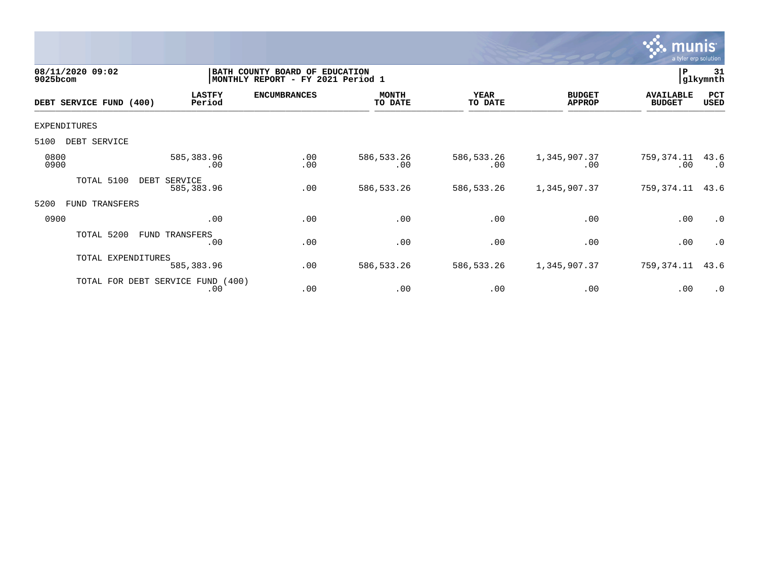08/11/2020 09:02
9025bcom

BATH COUNTY BOARD OF EDUCATION
MONTHLY REPORT - FY 2021 Period 1

P 31
glkymnth

| DEBT SERVICE FUND (400) | LASTFY Period | ENCUMBRANCES | MONTH TO DATE | YEAR TO DATE | BUDGET APPROP | AVAILABLE BUDGET | PCT USED |
|---|---|---|---|---|---|---|---|
| EXPENDITURES | | | | | | | |
| 5100 DEBT SERVICE | | | | | | | |
| 0800 | 585,383.96 | .00 | 586,533.26 | 586,533.26 | 1,345,907.37 | 759,374.11 | 43.6 |
| 0900 | .00 | .00 | .00 | .00 | .00 | .00 | .0 |
| TOTAL 5100 DEBT SERVICE | 585,383.96 | .00 | 586,533.26 | 586,533.26 | 1,345,907.37 | 759,374.11 | 43.6 |
| 5200 FUND TRANSFERS | | | | | | | |
| 0900 | .00 | .00 | .00 | .00 | .00 | .00 | .0 |
| TOTAL 5200 FUND TRANSFERS | .00 | .00 | .00 | .00 | .00 | .00 | .0 |
| TOTAL EXPENDITURES | 585,383.96 | .00 | 586,533.26 | 586,533.26 | 1,345,907.37 | 759,374.11 | 43.6 |
| TOTAL FOR DEBT SERVICE FUND (400) | .00 | .00 | .00 | .00 | .00 | .00 | .0 |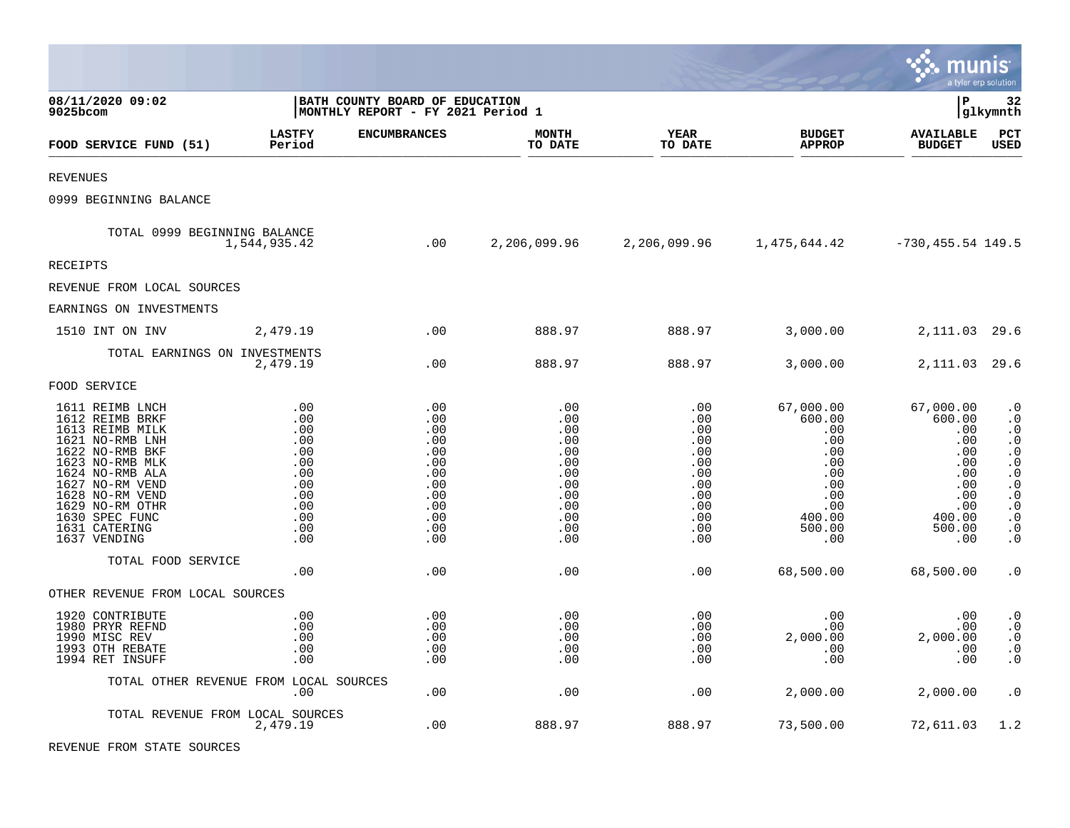08/11/2020 09:02
9025bcom

BATH COUNTY BOARD OF EDUCATION
MONTHLY REPORT - FY 2021 Period 1

glkymnth

| FOOD SERVICE FUND (51) | LASTFY Period | ENCUMBRANCES | MONTH TO DATE | YEAR TO DATE | BUDGET APPROP | AVAILABLE BUDGET | PCT USED |
|---|---|---|---|---|---|---|---|
| REVENUES | | | | | | | |
| 0999 BEGINNING BALANCE | | | | | | | |
| TOTAL 0999 BEGINNING BALANCE | 1,544,935.42 | .00 | 2,206,099.96 | 2,206,099.96 | 1,475,644.42 | -730,455.54 | 149.5 |
| RECEIPTS | | | | | | | |
| REVENUE FROM LOCAL SOURCES | | | | | | | |
| EARNINGS ON INVESTMENTS | | | | | | | |
| 1510 INT ON INV | 2,479.19 | .00 | 888.97 | 888.97 | 3,000.00 | 2,111.03 | 29.6 |
| TOTAL EARNINGS ON INVESTMENTS | 2,479.19 | .00 | 888.97 | 888.97 | 3,000.00 | 2,111.03 | 29.6 |
| FOOD SERVICE | | | | | | | |
| 1611 REIMB LNCH | .00 | .00 | .00 | .00 | 67,000.00 | 67,000.00 | .0 |
| 1612 REIMB BRKF | .00 | .00 | .00 | .00 | 600.00 | 600.00 | .0 |
| 1613 REIMB MILK | .00 | .00 | .00 | .00 | .00 | .00 | .0 |
| 1621 NO-RMB LNH | .00 | .00 | .00 | .00 | .00 | .00 | .0 |
| 1622 NO-RMB BKF | .00 | .00 | .00 | .00 | .00 | .00 | .0 |
| 1623 NO-RMB MLK | .00 | .00 | .00 | .00 | .00 | .00 | .0 |
| 1624 NO-RMB ALA | .00 | .00 | .00 | .00 | .00 | .00 | .0 |
| 1627 NO-RM VEND | .00 | .00 | .00 | .00 | .00 | .00 | .0 |
| 1628 NO-RM VEND | .00 | .00 | .00 | .00 | .00 | .00 | .0 |
| 1629 NO-RM OTHR | .00 | .00 | .00 | .00 | .00 | .00 | .0 |
| 1630 SPEC FUNC | .00 | .00 | .00 | .00 | 400.00 | 400.00 | .0 |
| 1631 CATERING | .00 | .00 | .00 | .00 | 500.00 | 500.00 | .0 |
| 1637 VENDING | .00 | .00 | .00 | .00 | .00 | .00 | .0 |
| TOTAL FOOD SERVICE | .00 | .00 | .00 | .00 | 68,500.00 | 68,500.00 | .0 |
| OTHER REVENUE FROM LOCAL SOURCES | | | | | | | |
| 1920 CONTRIBUTE | .00 | .00 | .00 | .00 | .00 | .00 | .0 |
| 1980 PRYR REFND | .00 | .00 | .00 | .00 | .00 | .00 | .0 |
| 1990 MISC REV | .00 | .00 | .00 | .00 | 2,000.00 | 2,000.00 | .0 |
| 1993 OTH REBATE | .00 | .00 | .00 | .00 | .00 | .00 | .0 |
| 1994 RET INSUFF | .00 | .00 | .00 | .00 | .00 | .00 | .0 |
| TOTAL OTHER REVENUE FROM LOCAL SOURCES | .00 | .00 | .00 | .00 | 2,000.00 | 2,000.00 | .0 |
| TOTAL REVENUE FROM LOCAL SOURCES | 2,479.19 | .00 | 888.97 | 888.97 | 73,500.00 | 72,611.03 | 1.2 |
| REVENUE FROM STATE SOURCES | | | | | | | |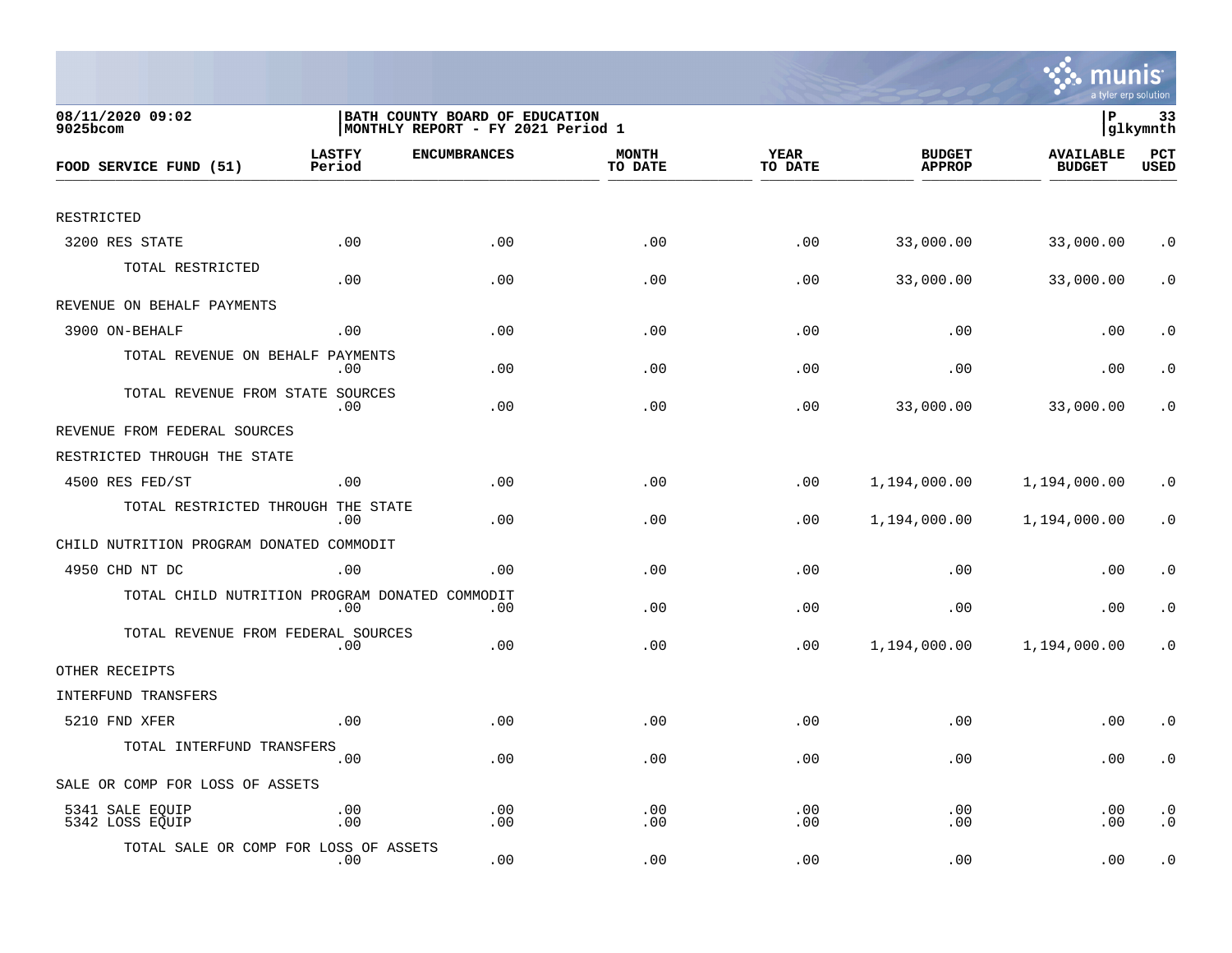08/11/2020 09:02
9025bcom

BATH COUNTY BOARD OF EDUCATION
MONTHLY REPORT - FY 2021 Period 1

P 33
glkymnth

| FOOD SERVICE FUND (51) | LASTFY Period | ENCUMBRANCES | MONTH TO DATE | YEAR TO DATE | BUDGET APPROP | AVAILABLE BUDGET | PCT USED |
|---|---|---|---|---|---|---|---|
| RESTRICTED | | | | | | | |
| 3200 RES STATE | .00 | .00 | .00 | .00 | 33,000.00 | 33,000.00 | .0 |
| TOTAL RESTRICTED | .00 | .00 | .00 | .00 | 33,000.00 | 33,000.00 | .0 |
| REVENUE ON BEHALF PAYMENTS | | | | | | | |
| 3900 ON-BEHALF | .00 | .00 | .00 | .00 | .00 | .00 | .0 |
| TOTAL REVENUE ON BEHALF PAYMENTS | .00 | .00 | .00 | .00 | .00 | .00 | .0 |
| TOTAL REVENUE FROM STATE SOURCES | .00 | .00 | .00 | .00 | 33,000.00 | 33,000.00 | .0 |
| REVENUE FROM FEDERAL SOURCES | | | | | | | |
| RESTRICTED THROUGH THE STATE | | | | | | | |
| 4500 RES FED/ST | .00 | .00 | .00 | .00 | 1,194,000.00 | 1,194,000.00 | .0 |
| TOTAL RESTRICTED THROUGH THE STATE | .00 | .00 | .00 | .00 | 1,194,000.00 | 1,194,000.00 | .0 |
| CHILD NUTRITION PROGRAM DONATED COMMODIT | | | | | | | |
| 4950 CHD NT DC | .00 | .00 | .00 | .00 | .00 | .00 | .0 |
| TOTAL CHILD NUTRITION PROGRAM DONATED COMMODIT | .00 | .00 | .00 | .00 | .00 | .00 | .0 |
| TOTAL REVENUE FROM FEDERAL SOURCES | .00 | .00 | .00 | .00 | 1,194,000.00 | 1,194,000.00 | .0 |
| OTHER RECEIPTS | | | | | | | |
| INTERFUND TRANSFERS | | | | | | | |
| 5210 FND XFER | .00 | .00 | .00 | .00 | .00 | .00 | .0 |
| TOTAL INTERFUND TRANSFERS | .00 | .00 | .00 | .00 | .00 | .00 | .0 |
| SALE OR COMP FOR LOSS OF ASSETS | | | | | | | |
| 5341 SALE EQUIP | .00 | .00 | .00 | .00 | .00 | .00 | .0 |
| 5342 LOSS EQUIP | .00 | .00 | .00 | .00 | .00 | .00 | .0 |
| TOTAL SALE OR COMP FOR LOSS OF ASSETS | .00 | .00 | .00 | .00 | .00 | .00 | .0 |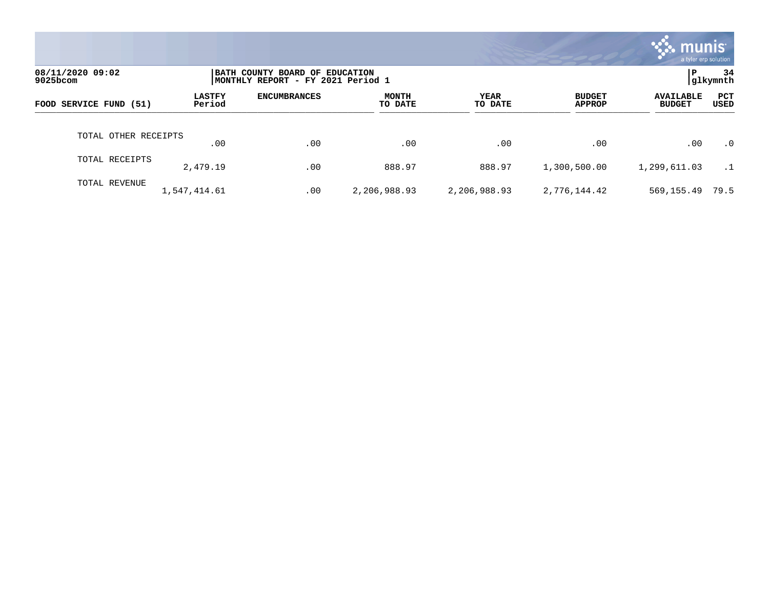08/11/2020 09:02
9025bcom

BATH COUNTY BOARD OF EDUCATION
MONTHLY REPORT - FY 2021 Period 1

P 34
glkymnth

| FOOD SERVICE FUND (51) | LASTFY Period | ENCUMBRANCES | MONTH TO DATE | YEAR TO DATE | BUDGET APPROP | AVAILABLE BUDGET | PCT USED |
|---|---|---|---|---|---|---|---|
| TOTAL OTHER RECEIPTS | .00 | .00 | .00 | .00 | .00 | .00 | .0 |
| TOTAL RECEIPTS | 2,479.19 | .00 | 888.97 | 888.97 | 1,300,500.00 | 1,299,611.03 | .1 |
| TOTAL REVENUE | 1,547,414.61 | .00 | 2,206,988.93 | 2,206,988.93 | 2,776,144.42 | 569,155.49 | 79.5 |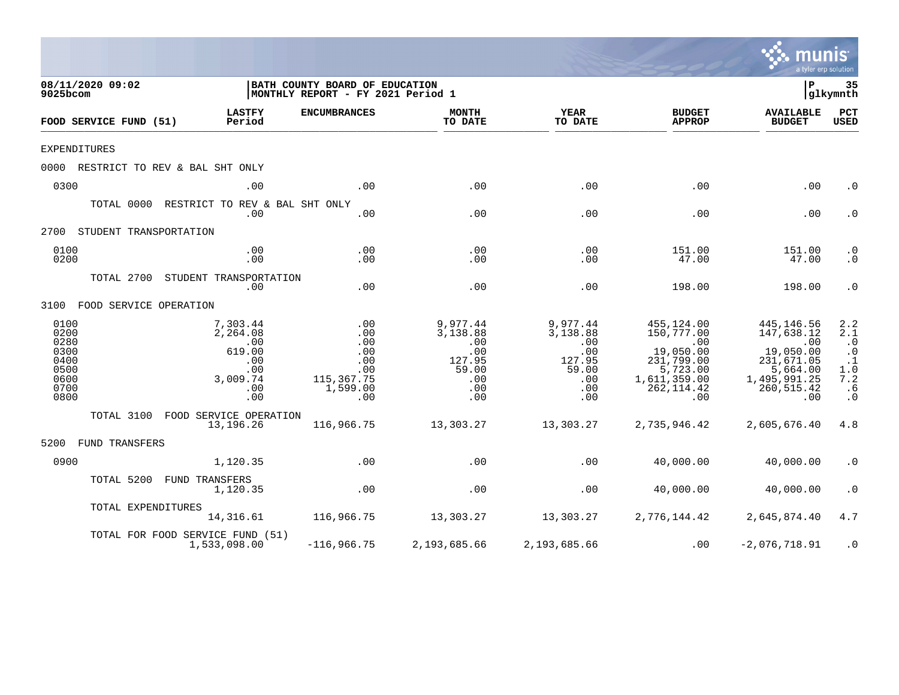**08/11/2020 09:02**
**9025bcom**

**BATH COUNTY BOARD OF EDUCATION**
**MONTHLY REPORT - FY 2021 Period 1**

**P 35**
**glkymnth**

| FOOD SERVICE FUND (51) | LASTFY Period | ENCUMBRANCES | MONTH TO DATE | YEAR TO DATE | BUDGET APPROP | AVAILABLE BUDGET | PCT USED |
|---|---|---|---|---|---|---|---|
| EXPENDITURES | | | | | | | |
| 0000 RESTRICT TO REV & BAL SHT ONLY | | | | | | | |
| 0300 | .00 | .00 | .00 | .00 | .00 | .00 | .0 |
| TOTAL 0000 RESTRICT TO REV & BAL SHT ONLY | .00 | .00 | .00 | .00 | .00 | .00 | .0 |
| 2700 STUDENT TRANSPORTATION | | | | | | | |
| 0100 | .00 | .00 | .00 | .00 | 151.00 | 151.00 | .0 |
| 0200 | .00 | .00 | .00 | .00 | 47.00 | 47.00 | .0 |
| TOTAL 2700 STUDENT TRANSPORTATION | .00 | .00 | .00 | .00 | 198.00 | 198.00 | .0 |
| 3100 FOOD SERVICE OPERATION | | | | | | | |
| 0100 | 7,303.44 | .00 | 9,977.44 | 9,977.44 | 455,124.00 | 445,146.56 | 2.2 |
| 0200 | 2,264.08 | .00 | 3,138.88 | 3,138.88 | 150,777.00 | 147,638.12 | 2.1 |
| 0280 | .00 | .00 | .00 | .00 | .00 | .00 | .0 |
| 0300 | 619.00 | .00 | .00 | .00 | 19,050.00 | 19,050.00 | .0 |
| 0400 | .00 | .00 | 127.95 | 127.95 | 231,799.00 | 231,671.05 | .1 |
| 0500 | .00 | .00 | 59.00 | 59.00 | 5,723.00 | 5,664.00 | 1.0 |
| 0600 | 3,009.74 | 115,367.75 | .00 | .00 | 1,611,359.00 | 1,495,991.25 | 7.2 |
| 0700 | .00 | 1,599.00 | .00 | .00 | 262,114.42 | 260,515.42 | .6 |
| 0800 | .00 | .00 | .00 | .00 | .00 | .00 | .0 |
| TOTAL 3100 FOOD SERVICE OPERATION | 13,196.26 | 116,966.75 | 13,303.27 | 13,303.27 | 2,735,946.42 | 2,605,676.40 | 4.8 |
| 5200 FUND TRANSFERS | | | | | | | |
| 0900 | 1,120.35 | .00 | .00 | .00 | 40,000.00 | 40,000.00 | .0 |
| TOTAL 5200 FUND TRANSFERS | 1,120.35 | .00 | .00 | .00 | 40,000.00 | 40,000.00 | .0 |
| TOTAL EXPENDITURES | 14,316.61 | 116,966.75 | 13,303.27 | 13,303.27 | 2,776,144.42 | 2,645,874.40 | 4.7 |
| TOTAL FOR FOOD SERVICE FUND (51) | 1,533,098.00 | -116,966.75 | 2,193,685.66 | 2,193,685.66 | .00 | -2,076,718.91 | .0 |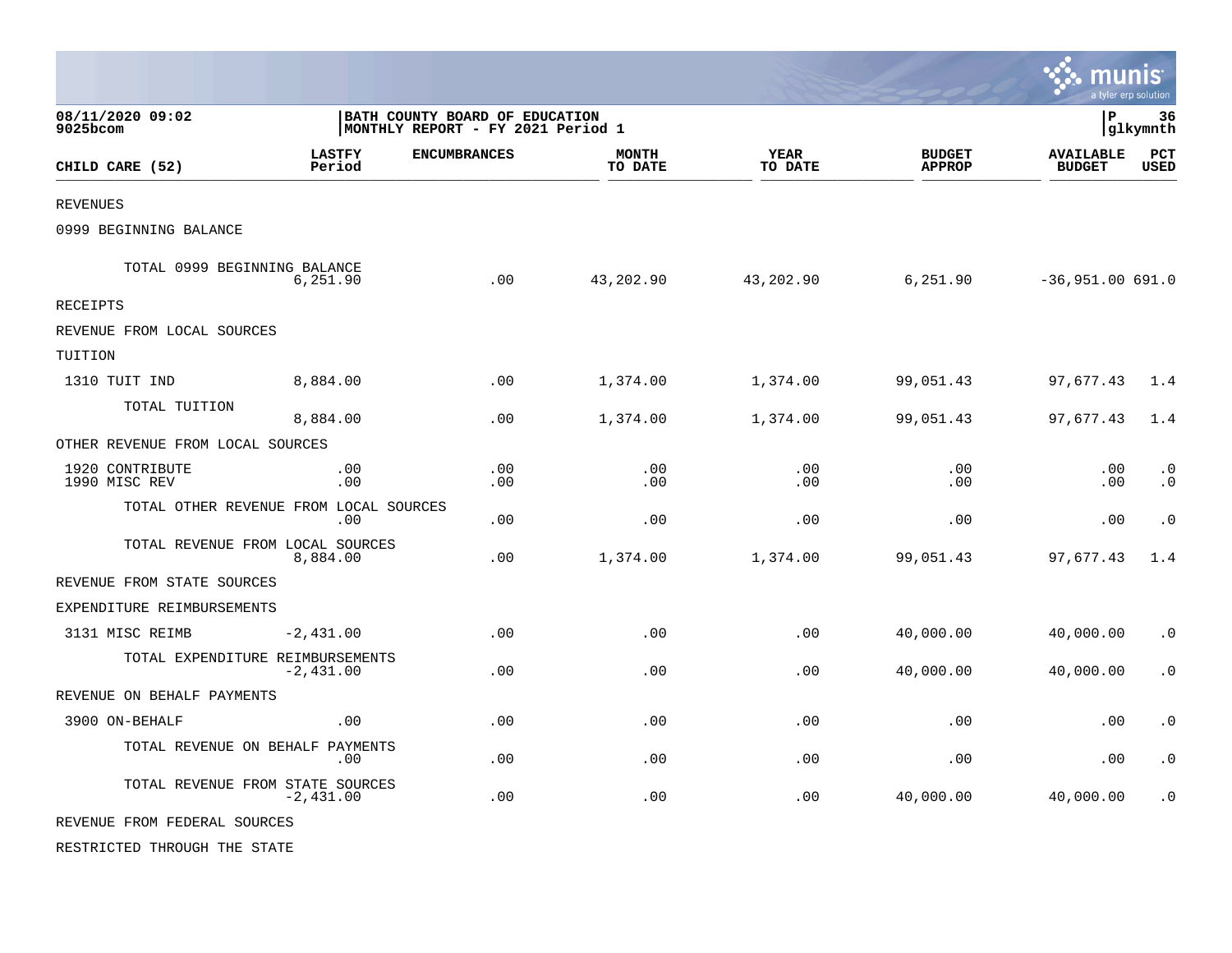08/11/2020 09:02
9025bcom

BATH COUNTY BOARD OF EDUCATION
MONTHLY REPORT - FY 2021 Period 1

P 36
glkymnth

| CHILD CARE (52) | LASTFY Period | ENCUMBRANCES | MONTH TO DATE | YEAR TO DATE | BUDGET APPROP | AVAILABLE BUDGET | PCT USED |
|---|---|---|---|---|---|---|---|
| REVENUES | | | | | | | |
| 0999 BEGINNING BALANCE | | | | | | | |
| TOTAL 0999 BEGINNING BALANCE | 6,251.90 | .00 | 43,202.90 | 43,202.90 | 6,251.90 | -36,951.00 | 691.0 |
| RECEIPTS | | | | | | | |
| REVENUE FROM LOCAL SOURCES | | | | | | | |
| TUITION | | | | | | | |
| 1310 TUIT IND | 8,884.00 | .00 | 1,374.00 | 1,374.00 | 99,051.43 | 97,677.43 | 1.4 |
| TOTAL TUITION | 8,884.00 | .00 | 1,374.00 | 1,374.00 | 99,051.43 | 97,677.43 | 1.4 |
| OTHER REVENUE FROM LOCAL SOURCES | | | | | | | |
| 1920 CONTRIBUTE | .00 | .00 | .00 | .00 | .00 | .00 | .0 |
| 1990 MISC REV | .00 | .00 | .00 | .00 | .00 | .00 | .0 |
| TOTAL OTHER REVENUE FROM LOCAL SOURCES | .00 | .00 | .00 | .00 | .00 | .00 | .0 |
| TOTAL REVENUE FROM LOCAL SOURCES | 8,884.00 | .00 | 1,374.00 | 1,374.00 | 99,051.43 | 97,677.43 | 1.4 |
| REVENUE FROM STATE SOURCES | | | | | | | |
| EXPENDITURE REIMBURSEMENTS | | | | | | | |
| 3131 MISC REIMB | -2,431.00 | .00 | .00 | .00 | 40,000.00 | 40,000.00 | .0 |
| TOTAL EXPENDITURE REIMBURSEMENTS | -2,431.00 | .00 | .00 | .00 | 40,000.00 | 40,000.00 | .0 |
| REVENUE ON BEHALF PAYMENTS | | | | | | | |
| 3900 ON-BEHALF | .00 | .00 | .00 | .00 | .00 | .00 | .0 |
| TOTAL REVENUE ON BEHALF PAYMENTS | .00 | .00 | .00 | .00 | .00 | .00 | .0 |
| TOTAL REVENUE FROM STATE SOURCES | -2,431.00 | .00 | .00 | .00 | 40,000.00 | 40,000.00 | .0 |
| REVENUE FROM FEDERAL SOURCES | | | | | | | |
| RESTRICTED THROUGH THE STATE | | | | | | | |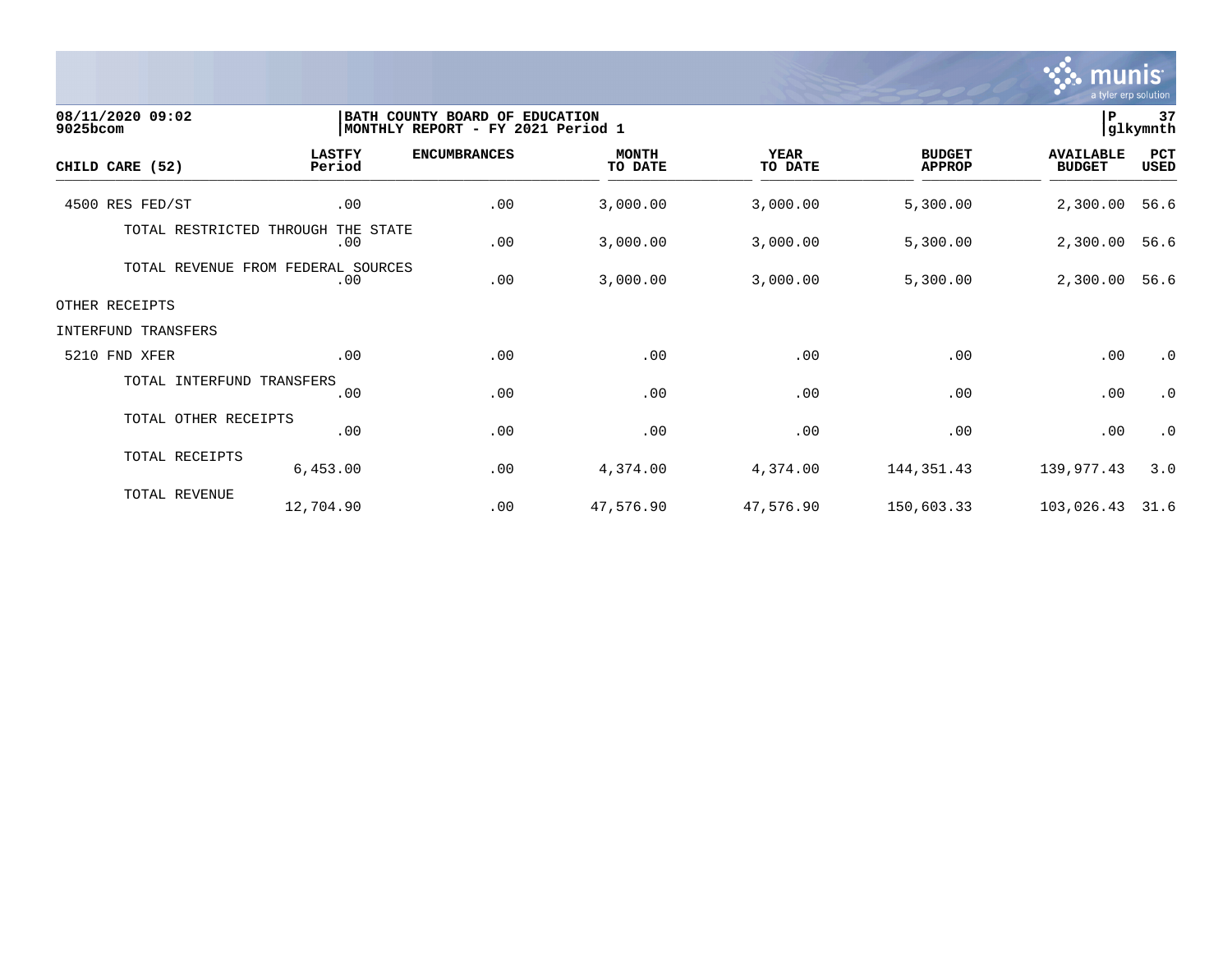08/11/2020 09:02
9025bcom

BATH COUNTY BOARD OF EDUCATION
MONTHLY REPORT - FY 2021 Period 1

P 37
glkymnth

| CHILD CARE (52) | LASTFY Period | ENCUMBRANCES | MONTH TO DATE | YEAR TO DATE | BUDGET APPROP | AVAILABLE BUDGET | PCT USED |
|---|---|---|---|---|---|---|---|
| 4500 RES FED/ST | .00 | .00 | 3,000.00 | 3,000.00 | 5,300.00 | 2,300.00 | 56.6 |
| TOTAL RESTRICTED THROUGH THE STATE | .00 | .00 | 3,000.00 | 3,000.00 | 5,300.00 | 2,300.00 | 56.6 |
| TOTAL REVENUE FROM FEDERAL SOURCES | .00 | .00 | 3,000.00 | 3,000.00 | 5,300.00 | 2,300.00 | 56.6 |
| OTHER RECEIPTS | | | | | | | |
| INTERFUND TRANSFERS | | | | | | | |
| 5210 FND XFER | .00 | .00 | .00 | .00 | .00 | .00 | .0 |
| TOTAL INTERFUND TRANSFERS | .00 | .00 | .00 | .00 | .00 | .00 | .0 |
| TOTAL OTHER RECEIPTS | .00 | .00 | .00 | .00 | .00 | .00 | .0 |
| TOTAL RECEIPTS | 6,453.00 | .00 | 4,374.00 | 4,374.00 | 144,351.43 | 139,977.43 | 3.0 |
| TOTAL REVENUE | 12,704.90 | .00 | 47,576.90 | 47,576.90 | 150,603.33 | 103,026.43 | 31.6 |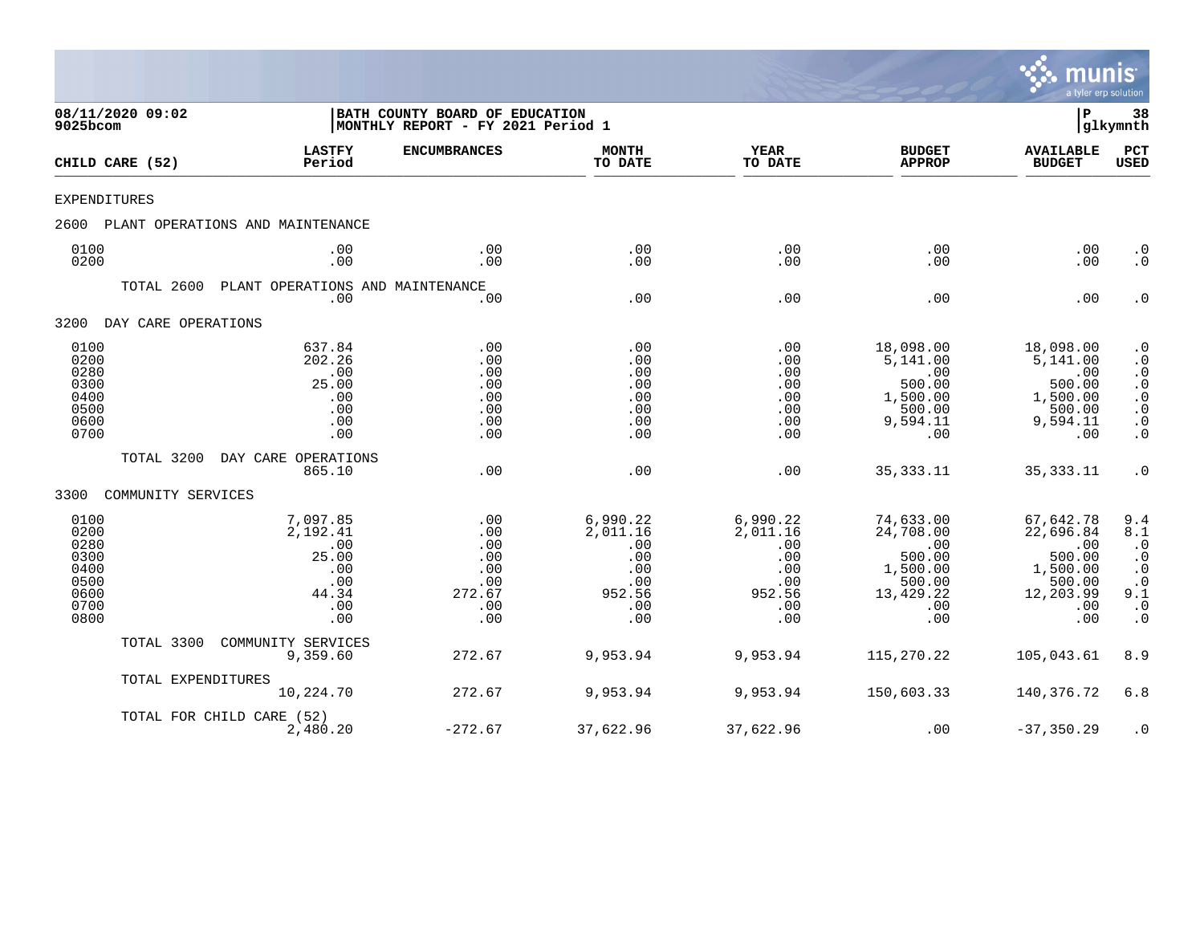08/11/2020 09:02 — 9025bcom

**BATH COUNTY BOARD OF EDUCATION**
**MONTHLY REPORT - FY 2021 Period 1**

P 38 — glkymnth

| CHILD CARE (52) | LASTFY Period | ENCUMBRANCES | MONTH TO DATE | YEAR TO DATE | BUDGET APPROP | AVAILABLE BUDGET | PCT USED |
|---|---|---|---|---|---|---|---|
| **EXPENDITURES** | | | | | | | |
| **2600 PLANT OPERATIONS AND MAINTENANCE** | | | | | | | |
| 0100 | .00 | .00 | .00 | .00 | .00 | .00 | .0 |
| 0200 | .00 | .00 | .00 | .00 | .00 | .00 | .0 |
| TOTAL 2600 PLANT OPERATIONS AND MAINTENANCE | .00 | .00 | .00 | .00 | .00 | .00 | .0 |
| **3200 DAY CARE OPERATIONS** | | | | | | | |
| 0100 | 637.84 | .00 | .00 | .00 | 18,098.00 | 18,098.00 | .0 |
| 0200 | 202.26 | .00 | .00 | .00 | 5,141.00 | 5,141.00 | .0 |
| 0280 | .00 | .00 | .00 | .00 | .00 | .00 | .0 |
| 0300 | 25.00 | .00 | .00 | .00 | 500.00 | 500.00 | .0 |
| 0400 | .00 | .00 | .00 | .00 | 1,500.00 | 1,500.00 | .0 |
| 0500 | .00 | .00 | .00 | .00 | 500.00 | 500.00 | .0 |
| 0600 | .00 | .00 | .00 | .00 | 9,594.11 | 9,594.11 | .0 |
| 0700 | .00 | .00 | .00 | .00 | .00 | .00 | .0 |
| TOTAL 3200 DAY CARE OPERATIONS | 865.10 | .00 | .00 | .00 | 35,333.11 | 35,333.11 | .0 |
| **3300 COMMUNITY SERVICES** | | | | | | | |
| 0100 | 7,097.85 | .00 | 6,990.22 | 6,990.22 | 74,633.00 | 67,642.78 | 9.4 |
| 0200 | 2,192.41 | .00 | 2,011.16 | 2,011.16 | 24,708.00 | 22,696.84 | 8.1 |
| 0280 | .00 | .00 | .00 | .00 | .00 | .00 | .0 |
| 0300 | 25.00 | .00 | .00 | .00 | 500.00 | 500.00 | .0 |
| 0400 | .00 | .00 | .00 | .00 | 1,500.00 | 1,500.00 | .0 |
| 0500 | .00 | .00 | .00 | .00 | 500.00 | 500.00 | .0 |
| 0600 | 44.34 | 272.67 | 952.56 | 952.56 | 13,429.22 | 12,203.99 | 9.1 |
| 0700 | .00 | .00 | .00 | .00 | .00 | .00 | .0 |
| 0800 | .00 | .00 | .00 | .00 | .00 | .00 | .0 |
| TOTAL 3300 COMMUNITY SERVICES | 9,359.60 | 272.67 | 9,953.94 | 9,953.94 | 115,270.22 | 105,043.61 | 8.9 |
| TOTAL EXPENDITURES | 10,224.70 | 272.67 | 9,953.94 | 9,953.94 | 150,603.33 | 140,376.72 | 6.8 |
| TOTAL FOR CHILD CARE (52) | 2,480.20 | -272.67 | 37,622.96 | 37,622.96 | .00 | -37,350.29 | .0 |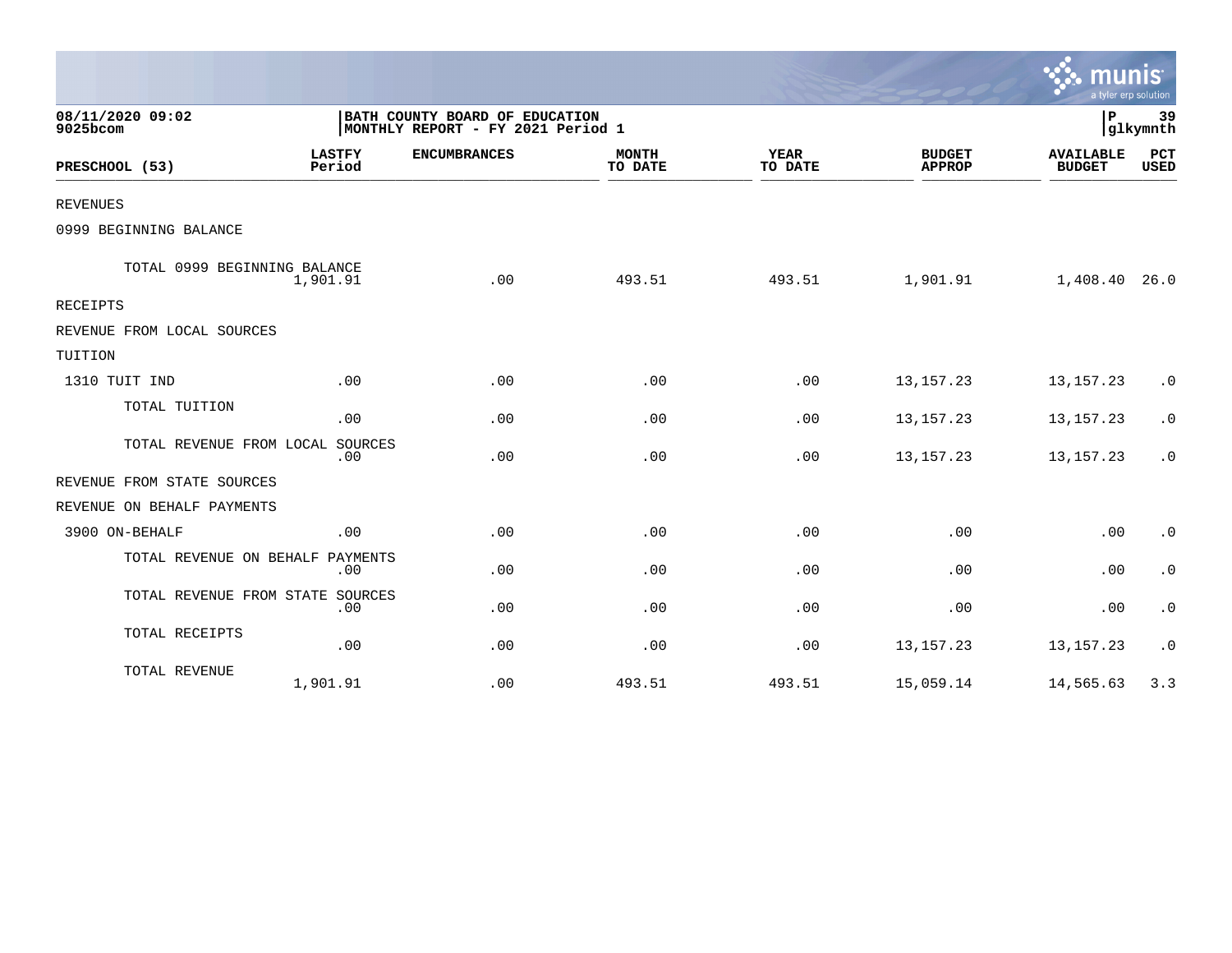08/11/2020 09:02
9025bcom

BATH COUNTY BOARD OF EDUCATION
MONTHLY REPORT - FY 2021 Period 1

P 39
glkymnth

| PRESCHOOL (53) | LASTFY Period | ENCUMBRANCES | MONTH TO DATE | YEAR TO DATE | BUDGET APPROP | AVAILABLE BUDGET | PCT USED |
|---|---|---|---|---|---|---|---|
| REVENUES | | | | | | | |
| 0999 BEGINNING BALANCE | | | | | | | |
| TOTAL 0999 BEGINNING BALANCE | 1,901.91 | .00 | 493.51 | 493.51 | 1,901.91 | 1,408.40 | 26.0 |
| RECEIPTS | | | | | | | |
| REVENUE FROM LOCAL SOURCES | | | | | | | |
| TUITION | | | | | | | |
| 1310 TUIT IND | .00 | .00 | .00 | .00 | 13,157.23 | 13,157.23 | .0 |
| TOTAL TUITION | .00 | .00 | .00 | .00 | 13,157.23 | 13,157.23 | .0 |
| TOTAL REVENUE FROM LOCAL SOURCES | .00 | .00 | .00 | .00 | 13,157.23 | 13,157.23 | .0 |
| REVENUE FROM STATE SOURCES | | | | | | | |
| REVENUE ON BEHALF PAYMENTS | | | | | | | |
| 3900 ON-BEHALF | .00 | .00 | .00 | .00 | .00 | .00 | .0 |
| TOTAL REVENUE ON BEHALF PAYMENTS | .00 | .00 | .00 | .00 | .00 | .00 | .0 |
| TOTAL REVENUE FROM STATE SOURCES | .00 | .00 | .00 | .00 | .00 | .00 | .0 |
| TOTAL RECEIPTS | .00 | .00 | .00 | .00 | 13,157.23 | 13,157.23 | .0 |
| TOTAL REVENUE | 1,901.91 | .00 | 493.51 | 493.51 | 15,059.14 | 14,565.63 | 3.3 |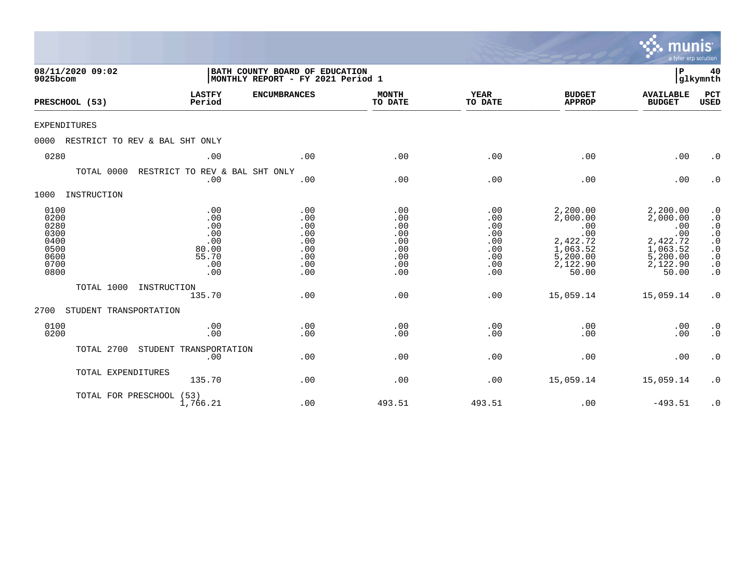**08/11/2020 09:02**
**9025bcom**

**BATH COUNTY BOARD OF EDUCATION**
**MONTHLY REPORT - FY 2021 Period 1**

**P 40**
**glkymnth**

| PRESCHOOL (53) | LASTFY Period | ENCUMBRANCES | MONTH TO DATE | YEAR TO DATE | BUDGET APPROP | AVAILABLE BUDGET | PCT USED |
|---|---|---|---|---|---|---|---|
| EXPENDITURES | | | | | | | |
| 0000 RESTRICT TO REV & BAL SHT ONLY | | | | | | | |
| 0280 | .00 | .00 | .00 | .00 | .00 | .00 | .0 |
| TOTAL 0000 RESTRICT TO REV & BAL SHT ONLY | .00 | .00 | .00 | .00 | .00 | .00 | .0 |
| 1000 INSTRUCTION | | | | | | | |
| 0100 | .00 | .00 | .00 | .00 | 2,200.00 | 2,200.00 | .0 |
| 0200 | .00 | .00 | .00 | .00 | 2,000.00 | 2,000.00 | .0 |
| 0280 | .00 | .00 | .00 | .00 | .00 | .00 | .0 |
| 0300 | .00 | .00 | .00 | .00 | .00 | .00 | .0 |
| 0400 | .00 | .00 | .00 | .00 | 2,422.72 | 2,422.72 | .0 |
| 0500 | 80.00 | .00 | .00 | .00 | 1,063.52 | 1,063.52 | .0 |
| 0600 | 55.70 | .00 | .00 | .00 | 5,200.00 | 5,200.00 | .0 |
| 0700 | .00 | .00 | .00 | .00 | 2,122.90 | 2,122.90 | .0 |
| 0800 | .00 | .00 | .00 | .00 | 50.00 | 50.00 | .0 |
| TOTAL 1000 INSTRUCTION | 135.70 | .00 | .00 | .00 | 15,059.14 | 15,059.14 | .0 |
| 2700 STUDENT TRANSPORTATION | | | | | | | |
| 0100 | .00 | .00 | .00 | .00 | .00 | .00 | .0 |
| 0200 | .00 | .00 | .00 | .00 | .00 | .00 | .0 |
| TOTAL 2700 STUDENT TRANSPORTATION | .00 | .00 | .00 | .00 | .00 | .00 | .0 |
| TOTAL EXPENDITURES | 135.70 | .00 | .00 | .00 | 15,059.14 | 15,059.14 | .0 |
| TOTAL FOR PRESCHOOL (53) | 1,766.21 | .00 | 493.51 | 493.51 | .00 | -493.51 | .0 |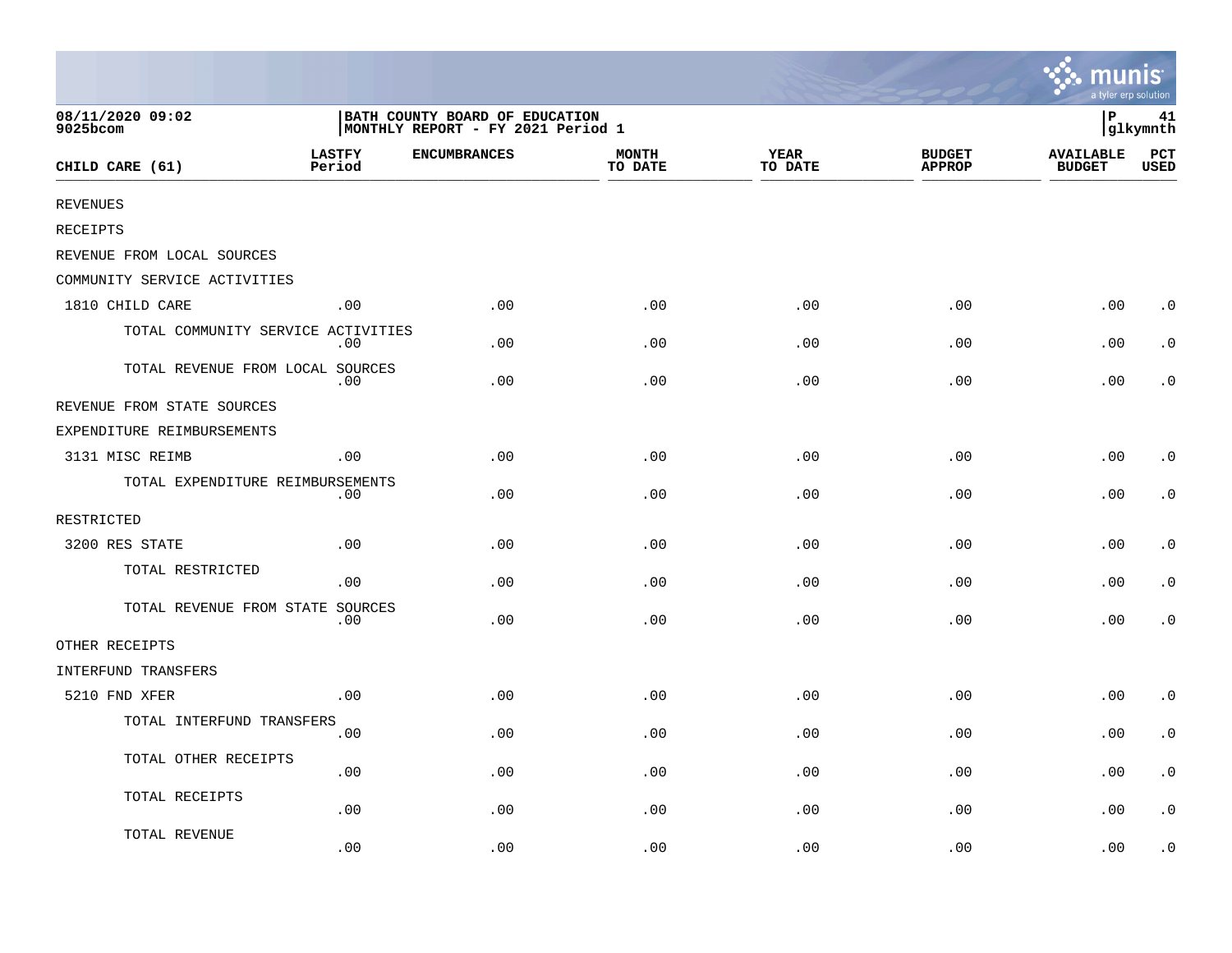08/11/2020 09:02
9025bcom

BATH COUNTY BOARD OF EDUCATION
MONTHLY REPORT - FY 2021 Period 1

P 41
glkymnth

| CHILD CARE (61) | LASTFY Period | ENCUMBRANCES | MONTH TO DATE | YEAR TO DATE | BUDGET APPROP | AVAILABLE BUDGET | PCT USED |
|---|---|---|---|---|---|---|---|
| REVENUES | | | | | | | |
| RECEIPTS | | | | | | | |
| REVENUE FROM LOCAL SOURCES | | | | | | | |
| COMMUNITY SERVICE ACTIVITIES | | | | | | | |
| 1810 CHILD CARE | .00 | .00 | .00 | .00 | .00 | .00 | .0 |
| TOTAL COMMUNITY SERVICE ACTIVITIES | .00 | .00 | .00 | .00 | .00 | .00 | .0 |
| TOTAL REVENUE FROM LOCAL SOURCES | .00 | .00 | .00 | .00 | .00 | .00 | .0 |
| REVENUE FROM STATE SOURCES | | | | | | | |
| EXPENDITURE REIMBURSEMENTS | | | | | | | |
| 3131 MISC REIMB | .00 | .00 | .00 | .00 | .00 | .00 | .0 |
| TOTAL EXPENDITURE REIMBURSEMENTS | .00 | .00 | .00 | .00 | .00 | .00 | .0 |
| RESTRICTED | | | | | | | |
| 3200 RES STATE | .00 | .00 | .00 | .00 | .00 | .00 | .0 |
| TOTAL RESTRICTED | .00 | .00 | .00 | .00 | .00 | .00 | .0 |
| TOTAL REVENUE FROM STATE SOURCES | .00 | .00 | .00 | .00 | .00 | .00 | .0 |
| OTHER RECEIPTS | | | | | | | |
| INTERFUND TRANSFERS | | | | | | | |
| 5210 FND XFER | .00 | .00 | .00 | .00 | .00 | .00 | .0 |
| TOTAL INTERFUND TRANSFERS | .00 | .00 | .00 | .00 | .00 | .00 | .0 |
| TOTAL OTHER RECEIPTS | .00 | .00 | .00 | .00 | .00 | .00 | .0 |
| TOTAL RECEIPTS | .00 | .00 | .00 | .00 | .00 | .00 | .0 |
| TOTAL REVENUE | .00 | .00 | .00 | .00 | .00 | .00 | .0 |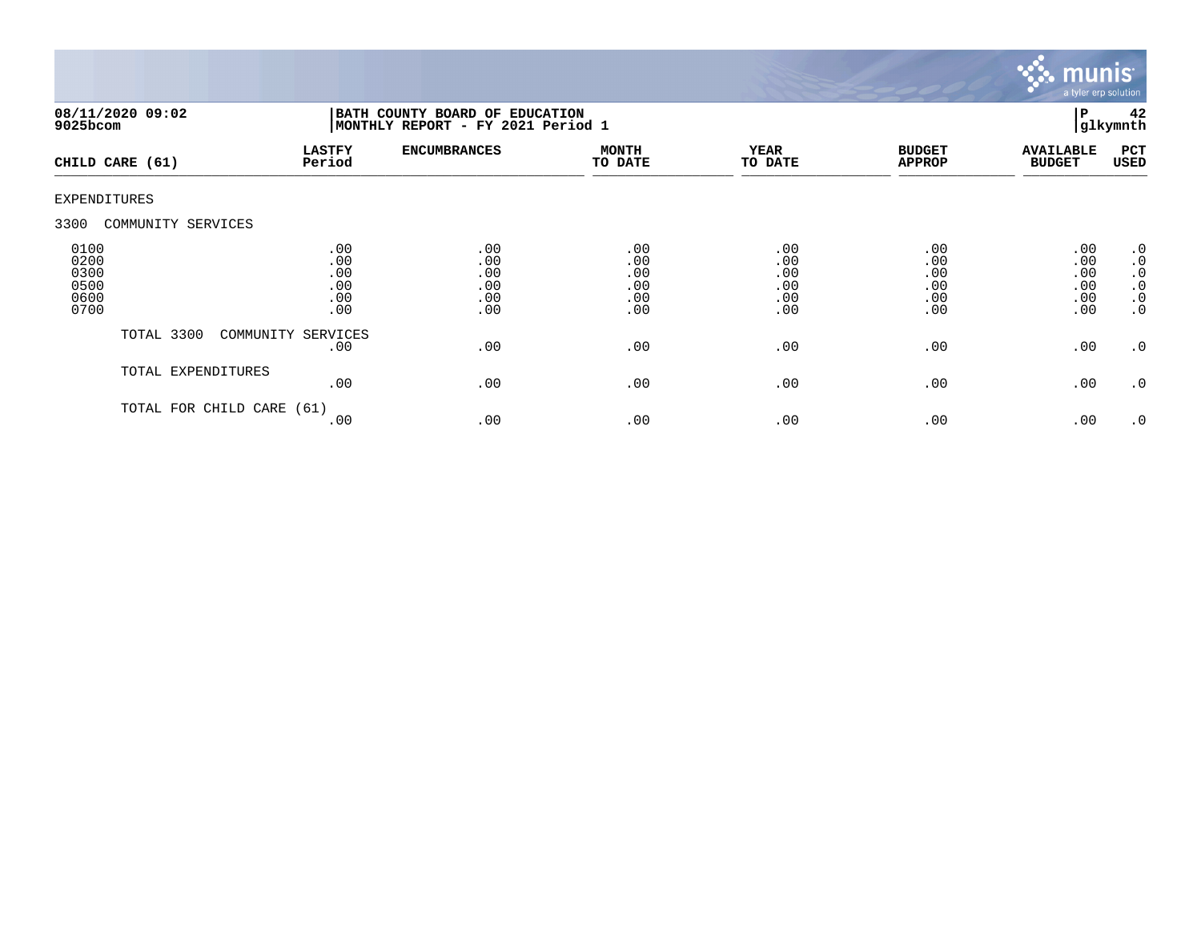**08/11/2020 09:02**
**9025bcom**

**BATH COUNTY BOARD OF EDUCATION**
**MONTHLY REPORT - FY 2021 Period 1**

**P 42**
**glkymnth**

| CHILD CARE (61) | LASTFY Period | ENCUMBRANCES | MONTH TO DATE | YEAR TO DATE | BUDGET APPROP | AVAILABLE BUDGET | PCT USED |
|---|---|---|---|---|---|---|---|
| EXPENDITURES | | | | | | | |
| 3300 COMMUNITY SERVICES | | | | | | | |
| 0100 | .00 | .00 | .00 | .00 | .00 | .00 | .0 |
| 0200 | .00 | .00 | .00 | .00 | .00 | .00 | .0 |
| 0300 | .00 | .00 | .00 | .00 | .00 | .00 | .0 |
| 0500 | .00 | .00 | .00 | .00 | .00 | .00 | .0 |
| 0600 | .00 | .00 | .00 | .00 | .00 | .00 | .0 |
| 0700 | .00 | .00 | .00 | .00 | .00 | .00 | .0 |
| TOTAL 3300 COMMUNITY SERVICES | .00 | .00 | .00 | .00 | .00 | .00 | .0 |
| TOTAL EXPENDITURES | .00 | .00 | .00 | .00 | .00 | .00 | .0 |
| TOTAL FOR CHILD CARE (61) | .00 | .00 | .00 | .00 | .00 | .00 | .0 |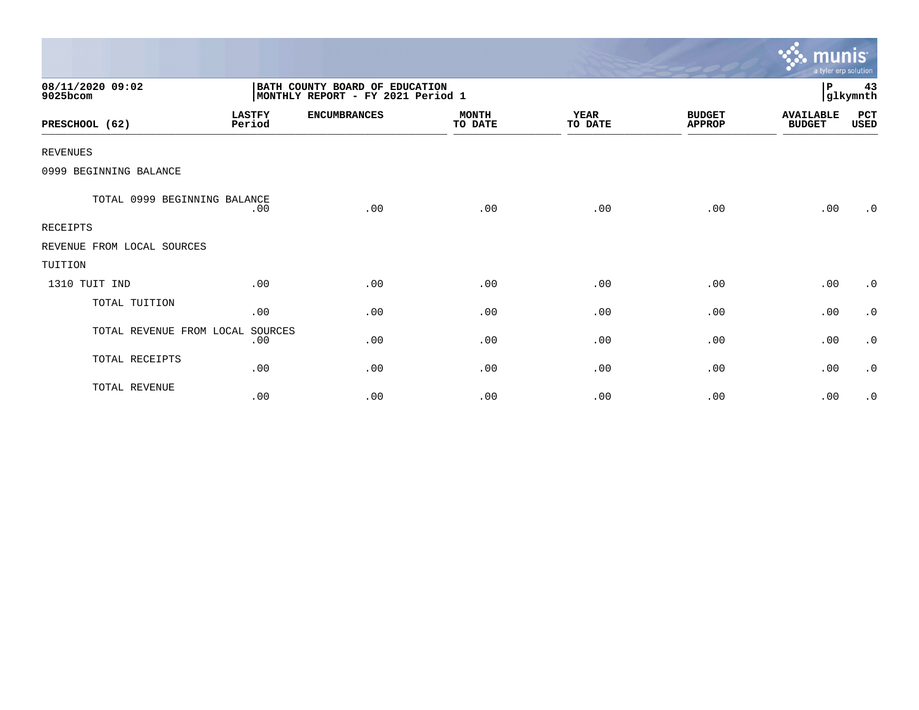08/11/2020 09:02
9025bcom

BATH COUNTY BOARD OF EDUCATION
MONTHLY REPORT - FY 2021 Period 1

P 43
glkymnth

| PRESCHOOL (62) | LASTFY Period | ENCUMBRANCES | MONTH TO DATE | YEAR TO DATE | BUDGET APPROP | AVAILABLE BUDGET | PCT USED |
|---|---|---|---|---|---|---|---|
| REVENUES | | | | | | | |
| 0999 BEGINNING BALANCE | | | | | | | |
| TOTAL 0999 BEGINNING BALANCE | .00 | .00 | .00 | .00 | .00 | .00 | .0 |
| RECEIPTS | | | | | | | |
| REVENUE FROM LOCAL SOURCES | | | | | | | |
| TUITION | | | | | | | |
| 1310 TUIT IND | .00 | .00 | .00 | .00 | .00 | .00 | .0 |
| TOTAL TUITION | .00 | .00 | .00 | .00 | .00 | .00 | .0 |
| TOTAL REVENUE FROM LOCAL SOURCES | .00 | .00 | .00 | .00 | .00 | .00 | .0 |
| TOTAL RECEIPTS | .00 | .00 | .00 | .00 | .00 | .00 | .0 |
| TOTAL REVENUE | .00 | .00 | .00 | .00 | .00 | .00 | .0 |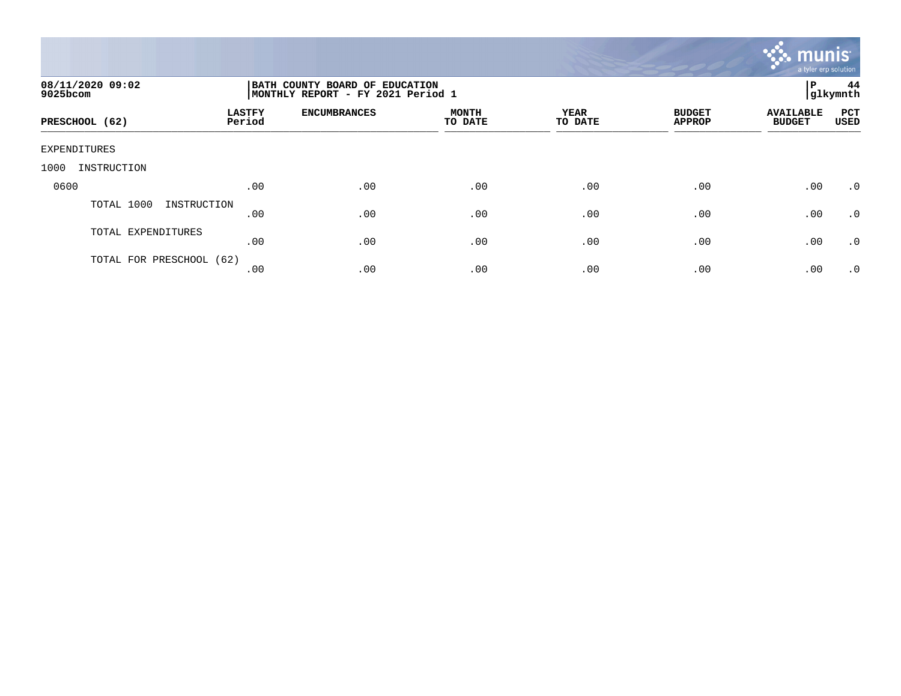08/11/2020 09:02
9025bcom

BATH COUNTY BOARD OF EDUCATION
MONTHLY REPORT - FY 2021 Period 1

P 44
glkymnth

| PRESCHOOL (62) | LASTFY Period | ENCUMBRANCES | MONTH TO DATE | YEAR TO DATE | BUDGET APPROP | AVAILABLE BUDGET | PCT USED |
|---|---|---|---|---|---|---|---|
| EXPENDITURES | | | | | | | |
| 1000 INSTRUCTION | | | | | | | |
| 0600 | .00 | .00 | .00 | .00 | .00 | .00 | .0 |
| TOTAL 1000 INSTRUCTION | .00 | .00 | .00 | .00 | .00 | .00 | .0 |
| TOTAL EXPENDITURES | .00 | .00 | .00 | .00 | .00 | .00 | .0 |
| TOTAL FOR PRESCHOOL (62) | .00 | .00 | .00 | .00 | .00 | .00 | .0 |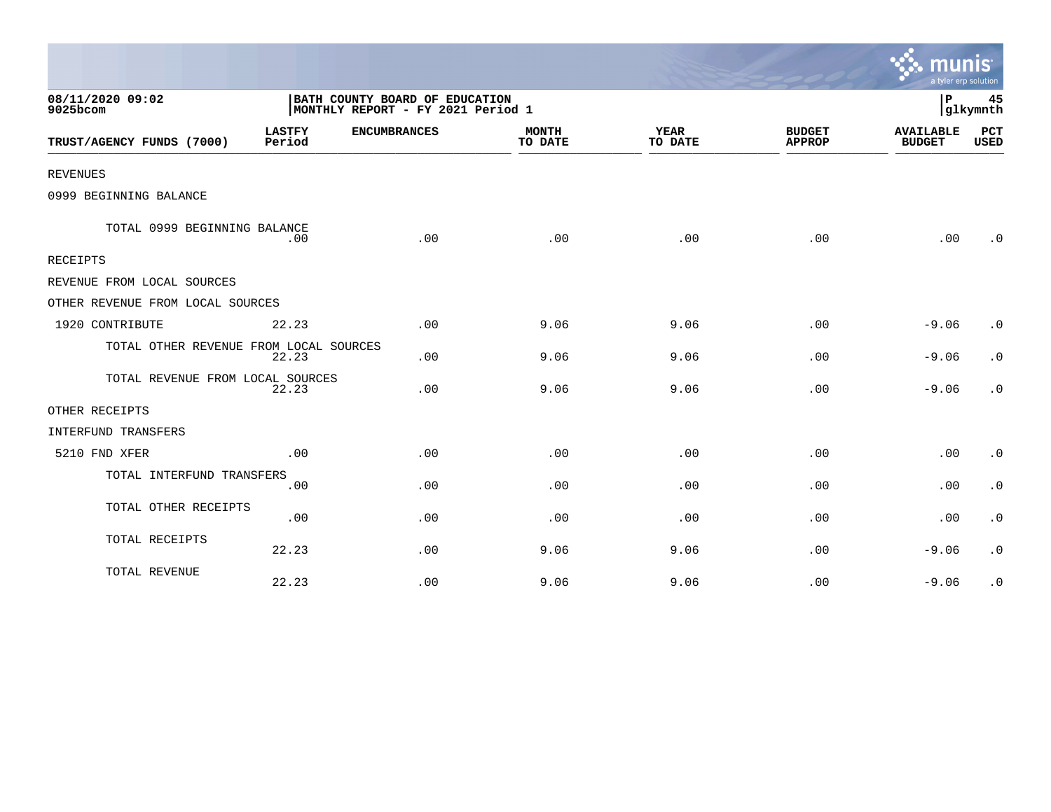08/11/2020 09:02
9025bcom

BATH COUNTY BOARD OF EDUCATION
MONTHLY REPORT - FY 2021 Period 1

P 45
glkymnth

| TRUST/AGENCY FUNDS (7000) | LASTFY Period | ENCUMBRANCES | MONTH TO DATE | YEAR TO DATE | BUDGET APPROP | AVAILABLE BUDGET | PCT USED |
|---|---|---|---|---|---|---|---|
| REVENUES | | | | | | | |
| 0999 BEGINNING BALANCE | | | | | | | |
| TOTAL 0999 BEGINNING BALANCE | .00 | .00 | .00 | .00 | .00 | .00 | .0 |
| RECEIPTS | | | | | | | |
| REVENUE FROM LOCAL SOURCES | | | | | | | |
| OTHER REVENUE FROM LOCAL SOURCES | | | | | | | |
| 1920 CONTRIBUTE | 22.23 | .00 | 9.06 | 9.06 | .00 | -9.06 | .0 |
| TOTAL OTHER REVENUE FROM LOCAL SOURCES | 22.23 | .00 | 9.06 | 9.06 | .00 | -9.06 | .0 |
| TOTAL REVENUE FROM LOCAL SOURCES | 22.23 | .00 | 9.06 | 9.06 | .00 | -9.06 | .0 |
| OTHER RECEIPTS | | | | | | | |
| INTERFUND TRANSFERS | | | | | | | |
| 5210 FND XFER | .00 | .00 | .00 | .00 | .00 | .00 | .0 |
| TOTAL INTERFUND TRANSFERS | .00 | .00 | .00 | .00 | .00 | .00 | .0 |
| TOTAL OTHER RECEIPTS | .00 | .00 | .00 | .00 | .00 | .00 | .0 |
| TOTAL RECEIPTS | 22.23 | .00 | 9.06 | 9.06 | .00 | -9.06 | .0 |
| TOTAL REVENUE | 22.23 | .00 | 9.06 | 9.06 | .00 | -9.06 | .0 |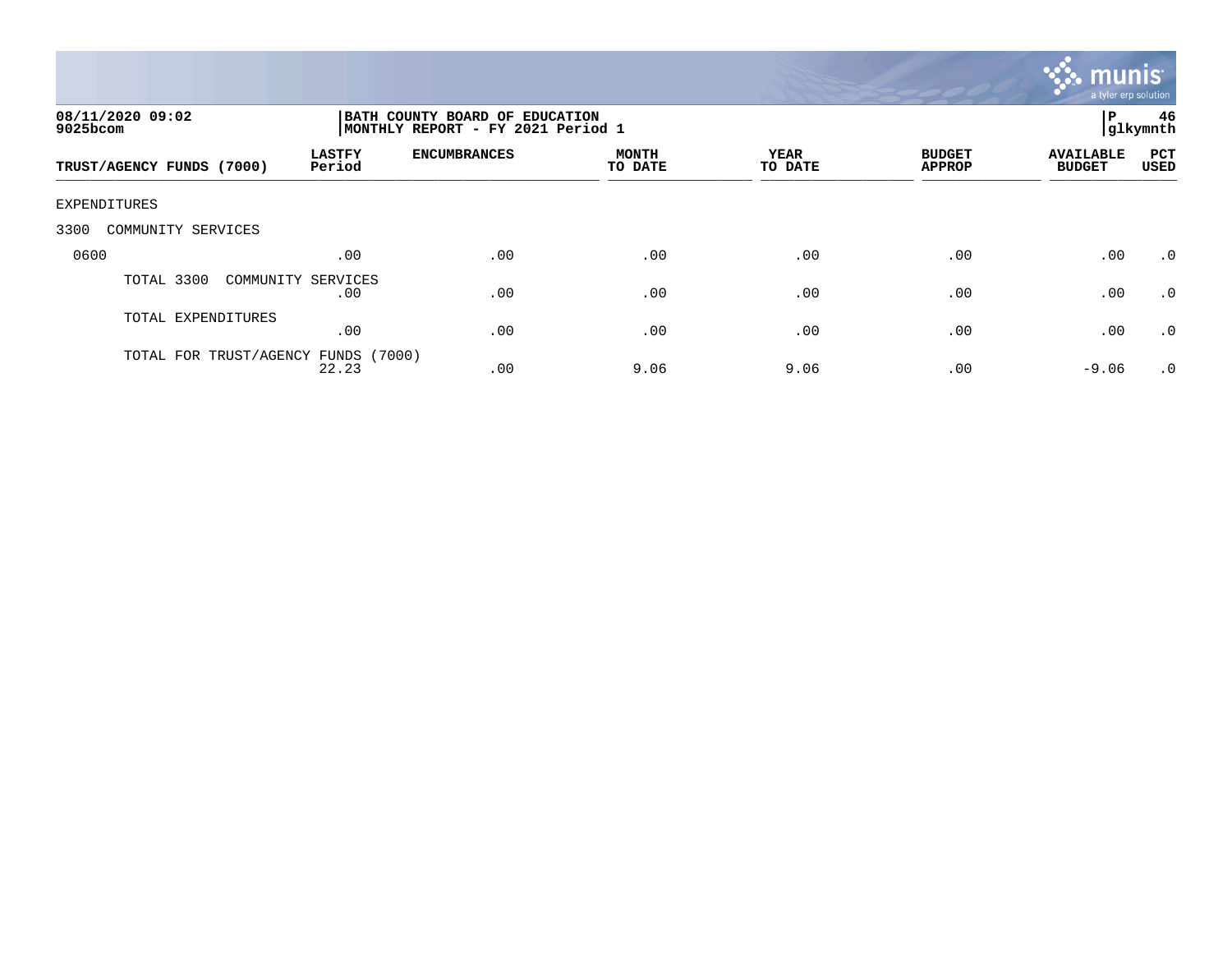08/11/2020 09:02
9025bcom

BATH COUNTY BOARD OF EDUCATION
MONTHLY REPORT - FY 2021 Period 1

P 46
glkymnth

| TRUST/AGENCY FUNDS (7000) | LASTFY Period | ENCUMBRANCES | MONTH TO DATE | YEAR TO DATE | BUDGET APPROP | AVAILABLE BUDGET | PCT USED |
|---|---|---|---|---|---|---|---|
| EXPENDITURES | | | | | | | |
| 3300 COMMUNITY SERVICES | | | | | | | |
| 0600 | .00 | .00 | .00 | .00 | .00 | .00 | .0 |
| TOTAL 3300 COMMUNITY SERVICES | .00 | .00 | .00 | .00 | .00 | .00 | .0 |
| TOTAL EXPENDITURES | .00 | .00 | .00 | .00 | .00 | .00 | .0 |
| TOTAL FOR TRUST/AGENCY FUNDS (7000) | 22.23 | .00 | 9.06 | 9.06 | .00 | -9.06 | .0 |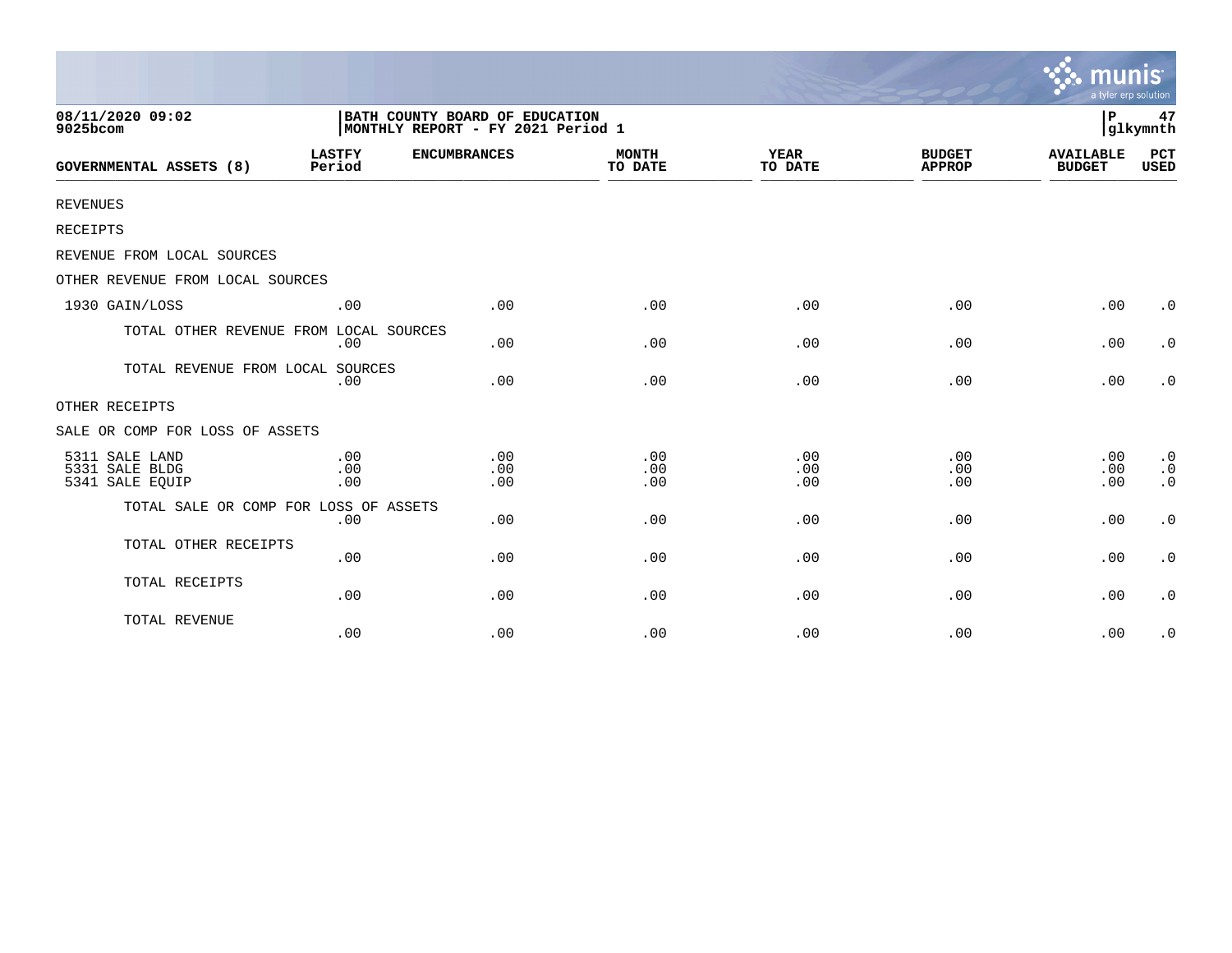08/11/2020 09:02
9025bcom

BATH COUNTY BOARD OF EDUCATION
MONTHLY REPORT - FY 2021 Period 1

P 47
glkymnth

| GOVERNMENTAL ASSETS (8) | LASTFY Period | ENCUMBRANCES | MONTH TO DATE | YEAR TO DATE | BUDGET APPROP | AVAILABLE BUDGET | PCT USED |
|---|---|---|---|---|---|---|---|
| REVENUES | | | | | | | |
| RECEIPTS | | | | | | | |
| REVENUE FROM LOCAL SOURCES | | | | | | | |
| OTHER REVENUE FROM LOCAL SOURCES | | | | | | | |
| 1930 GAIN/LOSS | .00 | .00 | .00 | .00 | .00 | .00 | .0 |
| TOTAL OTHER REVENUE FROM LOCAL SOURCES | .00 | .00 | .00 | .00 | .00 | .00 | .0 |
| TOTAL REVENUE FROM LOCAL SOURCES | .00 | .00 | .00 | .00 | .00 | .00 | .0 |
| OTHER RECEIPTS | | | | | | | |
| SALE OR COMP FOR LOSS OF ASSETS | | | | | | | |
| 5311 SALE LAND | .00 | .00 | .00 | .00 | .00 | .00 | .0 |
| 5331 SALE BLDG | .00 | .00 | .00 | .00 | .00 | .00 | .0 |
| 5341 SALE EQUIP | .00 | .00 | .00 | .00 | .00 | .00 | .0 |
| TOTAL SALE OR COMP FOR LOSS OF ASSETS | .00 | .00 | .00 | .00 | .00 | .00 | .0 |
| TOTAL OTHER RECEIPTS | .00 | .00 | .00 | .00 | .00 | .00 | .0 |
| TOTAL RECEIPTS | .00 | .00 | .00 | .00 | .00 | .00 | .0 |
| TOTAL REVENUE | .00 | .00 | .00 | .00 | .00 | .00 | .0 |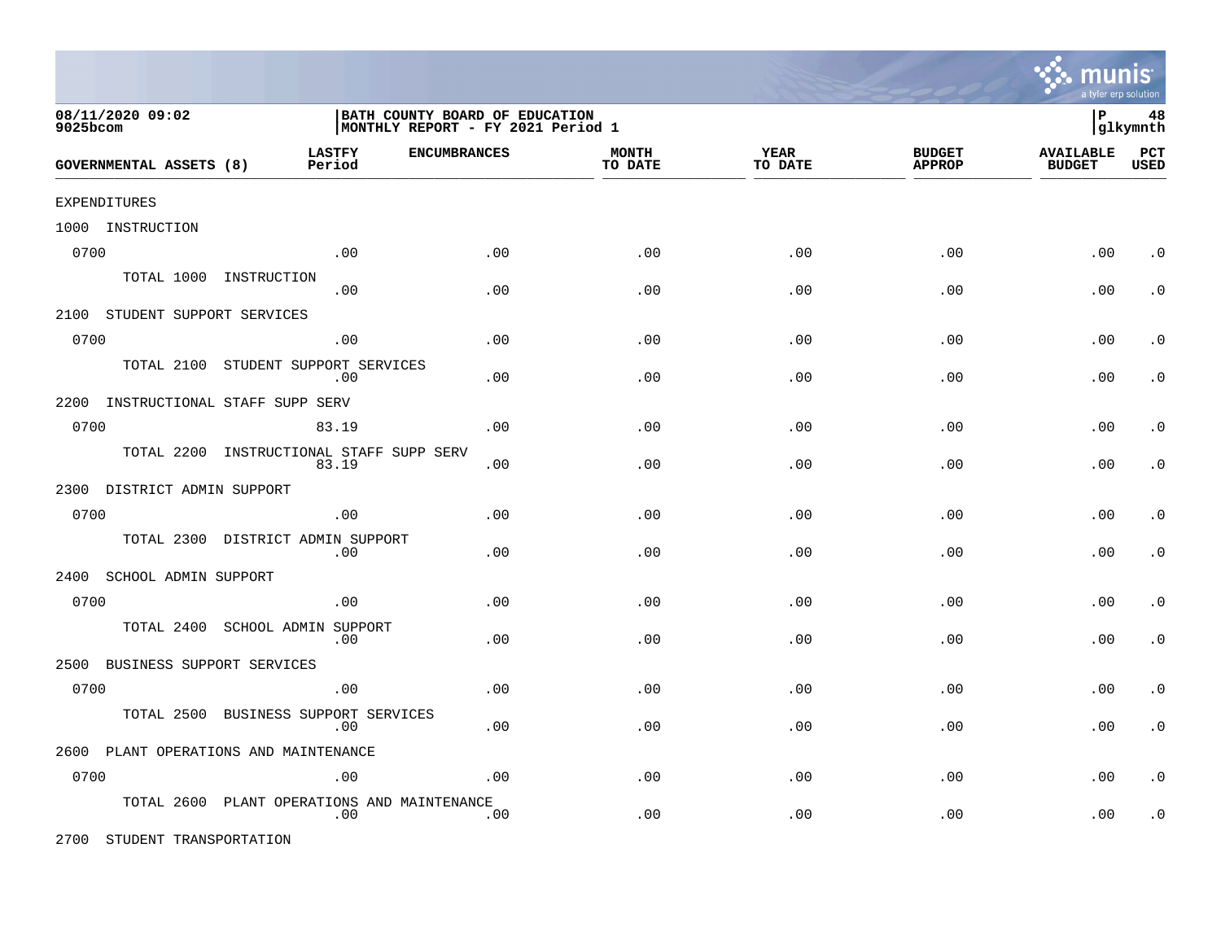08/11/2020 09:02
9025bcom

BATH COUNTY BOARD OF EDUCATION
MONTHLY REPORT - FY 2021 Period 1

P 48
glkymnth

| GOVERNMENTAL ASSETS (8) | LASTFY Period | ENCUMBRANCES | MONTH TO DATE | YEAR TO DATE | BUDGET APPROP | AVAILABLE BUDGET | PCT USED |
|---|---|---|---|---|---|---|---|
| EXPENDITURES | | | | | | | |
| 1000 INSTRUCTION | | | | | | | |
| 0700 | .00 | .00 | .00 | .00 | .00 | .00 | .0 |
| TOTAL 1000 INSTRUCTION | .00 | .00 | .00 | .00 | .00 | .00 | .0 |
| 2100 STUDENT SUPPORT SERVICES | | | | | | | |
| 0700 | .00 | .00 | .00 | .00 | .00 | .00 | .0 |
| TOTAL 2100 STUDENT SUPPORT SERVICES | .00 | .00 | .00 | .00 | .00 | .00 | .0 |
| 2200 INSTRUCTIONAL STAFF SUPP SERV | | | | | | | |
| 0700 | 83.19 | .00 | .00 | .00 | .00 | .00 | .0 |
| TOTAL 2200 INSTRUCTIONAL STAFF SUPP SERV | 83.19 | .00 | .00 | .00 | .00 | .00 | .0 |
| 2300 DISTRICT ADMIN SUPPORT | | | | | | | |
| 0700 | .00 | .00 | .00 | .00 | .00 | .00 | .0 |
| TOTAL 2300 DISTRICT ADMIN SUPPORT | .00 | .00 | .00 | .00 | .00 | .00 | .0 |
| 2400 SCHOOL ADMIN SUPPORT | | | | | | | |
| 0700 | .00 | .00 | .00 | .00 | .00 | .00 | .0 |
| TOTAL 2400 SCHOOL ADMIN SUPPORT | .00 | .00 | .00 | .00 | .00 | .00 | .0 |
| 2500 BUSINESS SUPPORT SERVICES | | | | | | | |
| 0700 | .00 | .00 | .00 | .00 | .00 | .00 | .0 |
| TOTAL 2500 BUSINESS SUPPORT SERVICES | .00 | .00 | .00 | .00 | .00 | .00 | .0 |
| 2600 PLANT OPERATIONS AND MAINTENANCE | | | | | | | |
| 0700 | .00 | .00 | .00 | .00 | .00 | .00 | .0 |
| TOTAL 2600 PLANT OPERATIONS AND MAINTENANCE | .00 | .00 | .00 | .00 | .00 | .00 | .0 |
| 2700 STUDENT TRANSPORTATION | | | | | | | |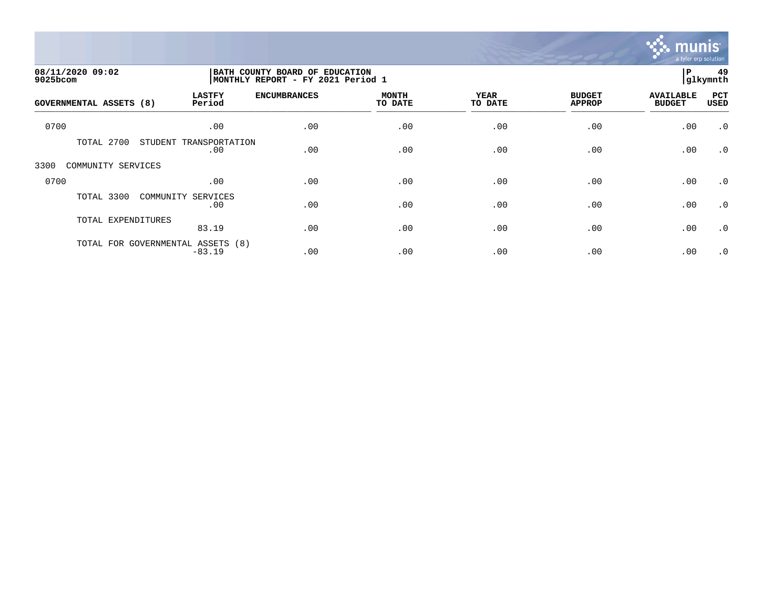08/11/2020 09:02
9025bcom

BATH COUNTY BOARD OF EDUCATION
MONTHLY REPORT - FY 2021 Period 1

P 49
glkymnth

| GOVERNMENTAL ASSETS (8) | LASTFY Period | ENCUMBRANCES | MONTH TO DATE | YEAR TO DATE | BUDGET APPROP | AVAILABLE BUDGET | PCT USED |
|---|---|---|---|---|---|---|---|
| 0700 | .00 | .00 | .00 | .00 | .00 | .00 | .0 |
| TOTAL 2700 STUDENT TRANSPORTATION | .00 | .00 | .00 | .00 | .00 | .00 | .0 |
| 3300 COMMUNITY SERVICES | | | | | | | |
| 0700 | .00 | .00 | .00 | .00 | .00 | .00 | .0 |
| TOTAL 3300 COMMUNITY SERVICES | .00 | .00 | .00 | .00 | .00 | .00 | .0 |
| TOTAL EXPENDITURES | 83.19 | .00 | .00 | .00 | .00 | .00 | .0 |
| TOTAL FOR GOVERNMENTAL ASSETS (8) | -83.19 | .00 | .00 | .00 | .00 | .00 | .0 |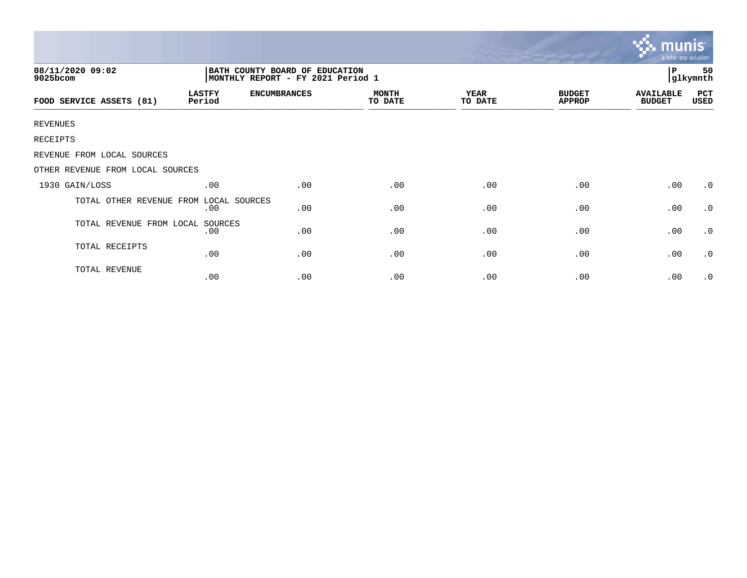08/11/2020 09:02
9025bcom

BATH COUNTY BOARD OF EDUCATION
MONTHLY REPORT - FY 2021 Period 1

P 50
glkymnth

| FOOD SERVICE ASSETS (81) | LASTFY Period | ENCUMBRANCES | MONTH TO DATE | YEAR TO DATE | BUDGET APPROP | AVAILABLE BUDGET | PCT USED |
|---|---|---|---|---|---|---|---|
| REVENUES | | | | | | | |
| RECEIPTS | | | | | | | |
| REVENUE FROM LOCAL SOURCES | | | | | | | |
| OTHER REVENUE FROM LOCAL SOURCES | | | | | | | |
| 1930 GAIN/LOSS | .00 | .00 | .00 | .00 | .00 | .00 | .0 |
| TOTAL OTHER REVENUE FROM LOCAL SOURCES | .00 | .00 | .00 | .00 | .00 | .00 | .0 |
| TOTAL REVENUE FROM LOCAL SOURCES | .00 | .00 | .00 | .00 | .00 | .00 | .0 |
| TOTAL RECEIPTS | .00 | .00 | .00 | .00 | .00 | .00 | .0 |
| TOTAL REVENUE | .00 | .00 | .00 | .00 | .00 | .00 | .0 |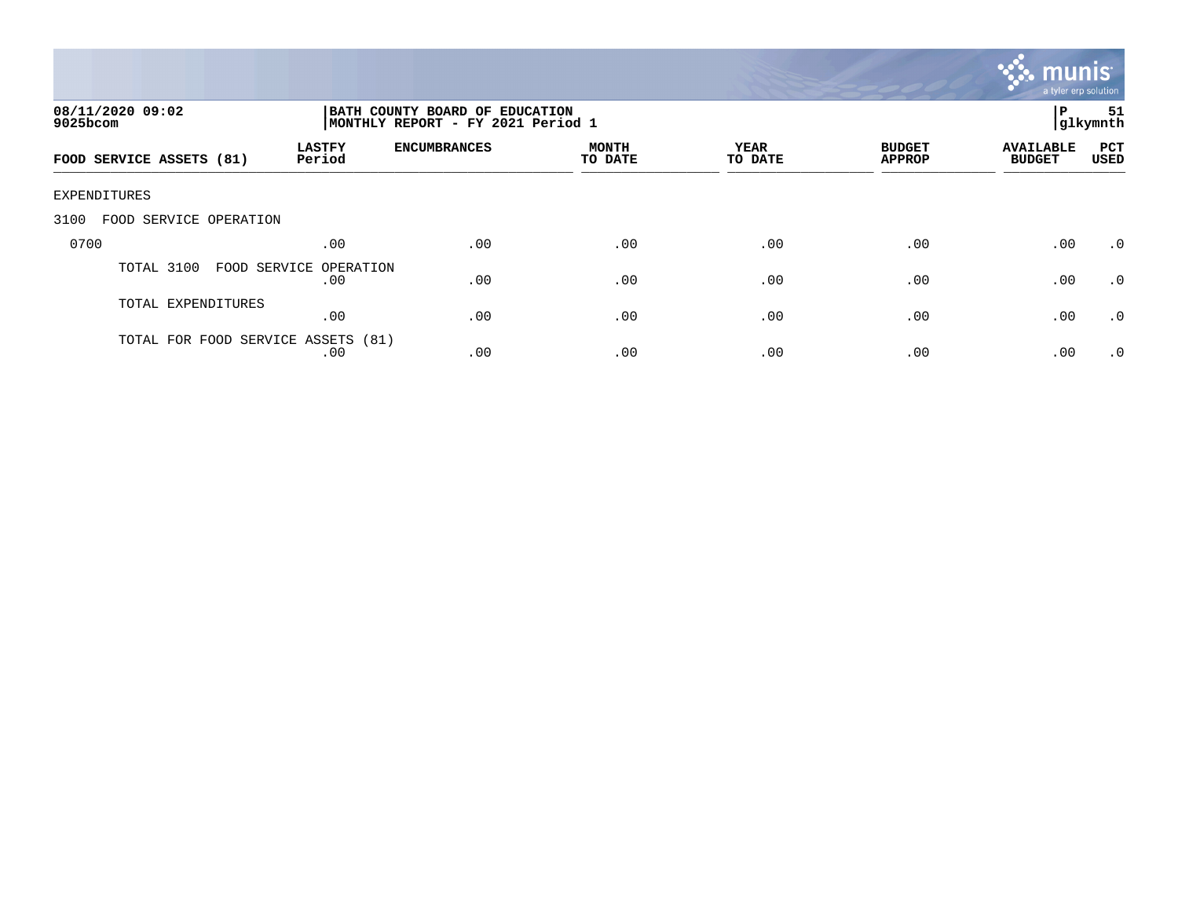**08/11/2020 09:02**
**9025bcom**

**BATH COUNTY BOARD OF EDUCATION**
**MONTHLY REPORT - FY 2021 Period 1**

**P 51**
**glkymnth**

| FOOD SERVICE ASSETS (81) | LASTFY Period | ENCUMBRANCES | MONTH TO DATE | YEAR TO DATE | BUDGET APPROP | AVAILABLE BUDGET | PCT USED |
|---|---|---|---|---|---|---|---|
| EXPENDITURES | | | | | | | |
| 3100 FOOD SERVICE OPERATION | | | | | | | |
| 0700 | .00 | .00 | .00 | .00 | .00 | .00 | .0 |
| TOTAL 3100 FOOD SERVICE OPERATION | .00 | .00 | .00 | .00 | .00 | .00 | .0 |
| TOTAL EXPENDITURES | .00 | .00 | .00 | .00 | .00 | .00 | .0 |
| TOTAL FOR FOOD SERVICE ASSETS (81) | .00 | .00 | .00 | .00 | .00 | .00 | .0 |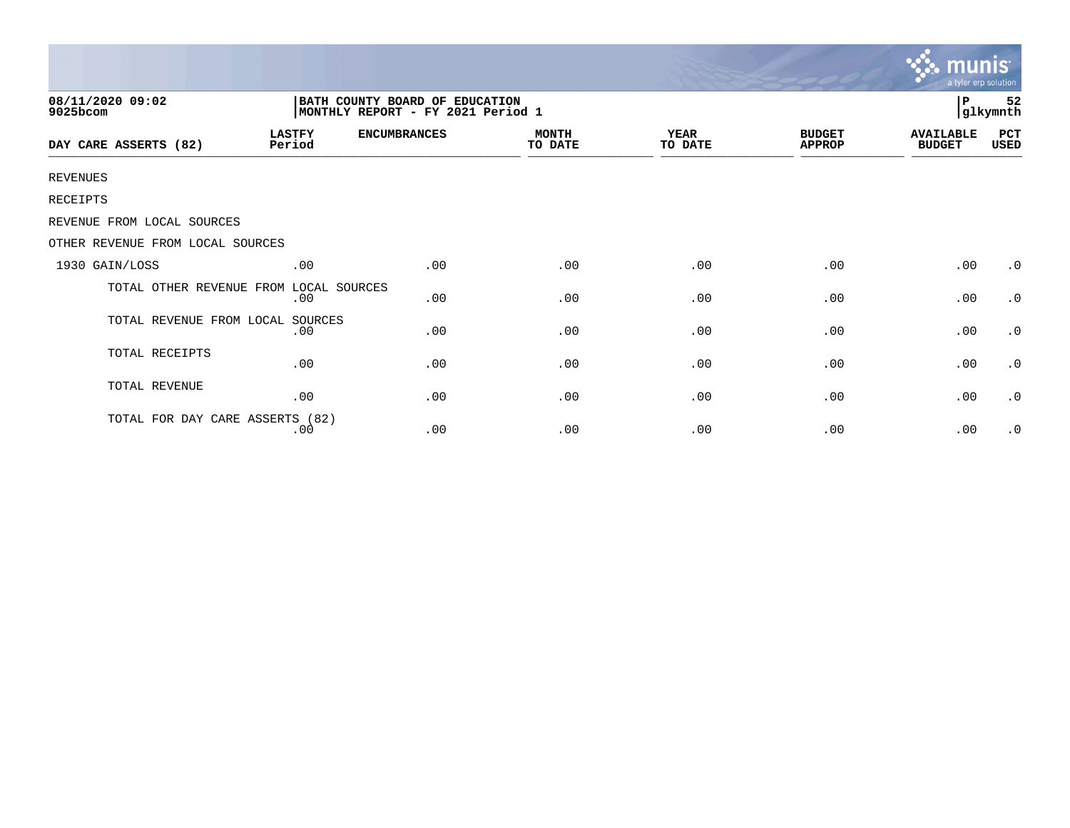08/11/2020 09:02
9025bcom

BATH COUNTY BOARD OF EDUCATION
MONTHLY REPORT - FY 2021 Period 1

P 52
glkymnth

| DAY CARE ASSERTS (82) | LASTFY Period | ENCUMBRANCES | MONTH TO DATE | YEAR TO DATE | BUDGET APPROP | AVAILABLE BUDGET | PCT USED |
|---|---|---|---|---|---|---|---|
| REVENUES | | | | | | | |
| RECEIPTS | | | | | | | |
| REVENUE FROM LOCAL SOURCES | | | | | | | |
| OTHER REVENUE FROM LOCAL SOURCES | | | | | | | |
| 1930 GAIN/LOSS | .00 | .00 | .00 | .00 | .00 | .00 | .0 |
| TOTAL OTHER REVENUE FROM LOCAL SOURCES | .00 | .00 | .00 | .00 | .00 | .00 | .0 |
| TOTAL REVENUE FROM LOCAL SOURCES | .00 | .00 | .00 | .00 | .00 | .00 | .0 |
| TOTAL RECEIPTS | .00 | .00 | .00 | .00 | .00 | .00 | .0 |
| TOTAL REVENUE | .00 | .00 | .00 | .00 | .00 | .00 | .0 |
| TOTAL FOR DAY CARE ASSERTS (82) | .00 | .00 | .00 | .00 | .00 | .00 | .0 |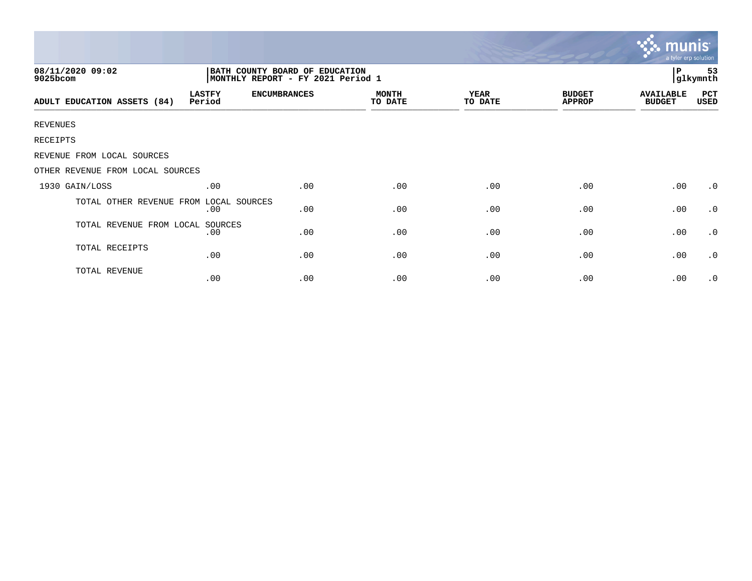08/11/2020 09:02
9025bcom

BATH COUNTY BOARD OF EDUCATION
MONTHLY REPORT - FY 2021 Period 1

P 53
glkymnth

| ADULT EDUCATION ASSETS (84) | LASTFY Period | ENCUMBRANCES | MONTH TO DATE | YEAR TO DATE | BUDGET APPROP | AVAILABLE BUDGET | PCT USED |
|---|---|---|---|---|---|---|---|
| REVENUES | | | | | | | |
| RECEIPTS | | | | | | | |
| REVENUE FROM LOCAL SOURCES | | | | | | | |
| OTHER REVENUE FROM LOCAL SOURCES | | | | | | | |
| 1930 GAIN/LOSS | .00 | .00 | .00 | .00 | .00 | .00 | .0 |
| TOTAL OTHER REVENUE FROM LOCAL SOURCES | .00 | .00 | .00 | .00 | .00 | .00 | .0 |
| TOTAL REVENUE FROM LOCAL SOURCES | .00 | .00 | .00 | .00 | .00 | .00 | .0 |
| TOTAL RECEIPTS | .00 | .00 | .00 | .00 | .00 | .00 | .0 |
| TOTAL REVENUE | .00 | .00 | .00 | .00 | .00 | .00 | .0 |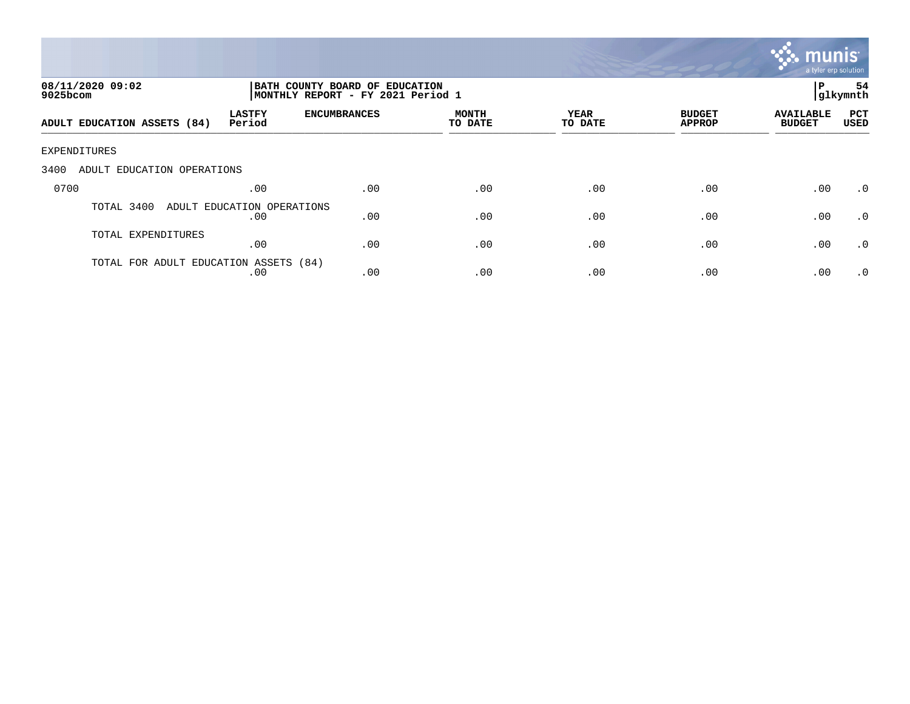08/11/2020 09:02
9025bcom

**BATH COUNTY BOARD OF EDUCATION**
**MONTHLY REPORT - FY 2021 Period 1**

P 54
glkymnth

| ADULT EDUCATION ASSETS (84) | LASTFY Period | ENCUMBRANCES | MONTH TO DATE | YEAR TO DATE | BUDGET APPROP | AVAILABLE BUDGET | PCT USED |
|---|---|---|---|---|---|---|---|
| EXPENDITURES | | | | | | | |
| 3400 ADULT EDUCATION OPERATIONS | | | | | | | |
| 0700 | .00 | .00 | .00 | .00 | .00 | .00 | .0 |
| TOTAL 3400 ADULT EDUCATION OPERATIONS | .00 | .00 | .00 | .00 | .00 | .00 | .0 |
| TOTAL EXPENDITURES | .00 | .00 | .00 | .00 | .00 | .00 | .0 |
| TOTAL FOR ADULT EDUCATION ASSETS (84) | .00 | .00 | .00 | .00 | .00 | .00 | .0 |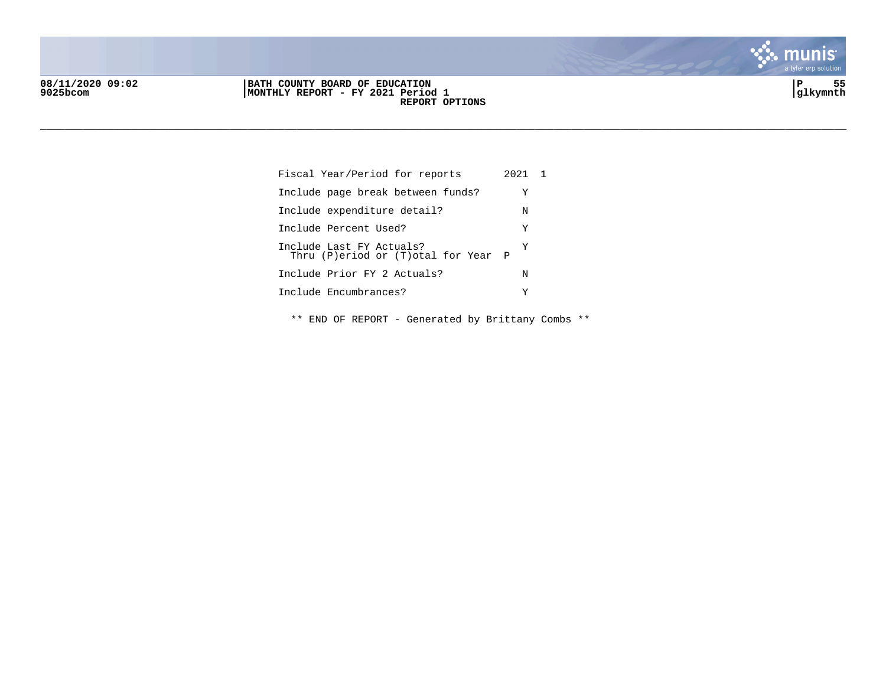# REPORT OPTIONS

| | |
|---|---|
| Fiscal Year/Period for reports | 2021 1 |
| Include page break between funds? | Y |
| Include expenditure detail? | N |
| Include Percent Used? | Y |
| Include Last FY Actuals? | Y |
| Thru (P)eriod or (T)otal for Year | P |
| Include Prior FY 2 Actuals? | N |
| Include Encumbrances? | Y |

** END OF REPORT - Generated by Brittany Combs **